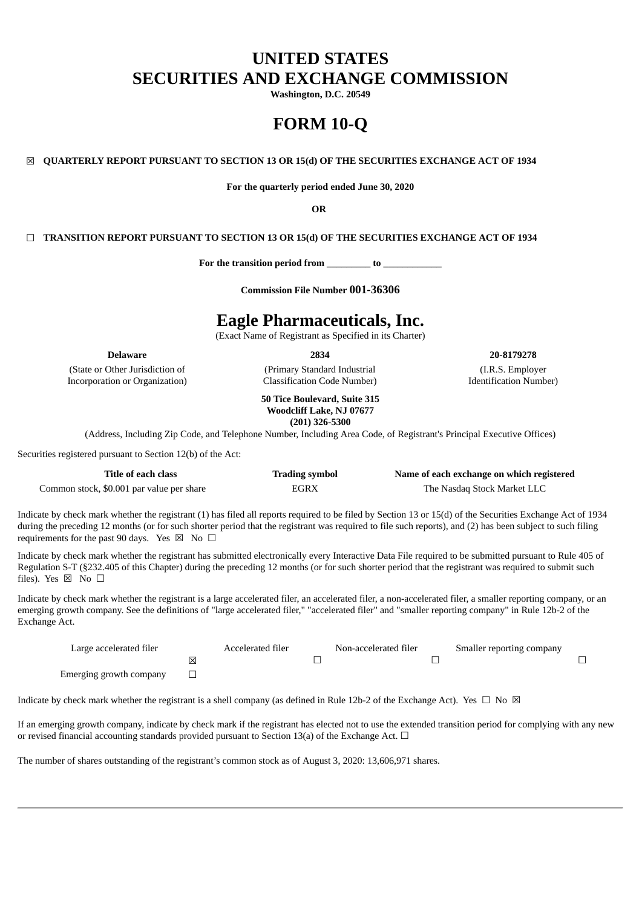# UNITED STATES
# SECURITIES AND EXCHANGE COMMISSION

**Washington, D.C. 20549**

# FORM 10-Q

☒ **QUARTERLY REPORT PURSUANT TO SECTION 13 OR 15(d) OF THE SECURITIES EXCHANGE ACT OF 1934**

**For the quarterly period ended June 30, 2020**

**OR**

☐ **TRANSITION REPORT PURSUANT TO SECTION 13 OR 15(d) OF THE SECURITIES EXCHANGE ACT OF 1934**

**For the transition period from _________ to ____________**

**Commission File Number 001-36306**

# Eagle Pharmaceuticals, Inc.

(Exact Name of Registrant as Specified in its Charter)

| **Delaware** | **2834** | **20-8179278** |
|---|---|---|
| (State or Other Jurisdiction of Incorporation or Organization) | (Primary Standard Industrial Classification Code Number) | (I.R.S. Employer Identification Number) |

**50 Tice Boulevard, Suite 315**
**Woodcliff Lake, NJ 07677**
**(201) 326-5300**

(Address, Including Zip Code, and Telephone Number, Including Area Code, of Registrant's Principal Executive Offices)

Securities registered pursuant to Section 12(b) of the Act:

| Title of each class | Trading symbol | Name of each exchange on which registered |
|---|---|---|
| Common stock, $0.001 par value per share | EGRX | The Nasdaq Stock Market LLC |

Indicate by check mark whether the registrant (1) has filed all reports required to be filed by Section 13 or 15(d) of the Securities Exchange Act of 1934 during the preceding 12 months (or for such shorter period that the registrant was required to file such reports), and (2) has been subject to such filing requirements for the past 90 days. Yes ☒ No ☐

Indicate by check mark whether the registrant has submitted electronically every Interactive Data File required to be submitted pursuant to Rule 405 of Regulation S-T (§232.405 of this Chapter) during the preceding 12 months (or for such shorter period that the registrant was required to submit such files). Yes ☒ No ☐

Indicate by check mark whether the registrant is a large accelerated filer, an accelerated filer, a non-accelerated filer, a smaller reporting company, or an emerging growth company. See the definitions of "large accelerated filer," "accelerated filer" and "smaller reporting company" in Rule 12b-2 of the Exchange Act.

| Large accelerated filer | ☒ | Accelerated filer | ☐ | Non-accelerated filer | ☐ | Smaller reporting company | ☐ |
|---|---|---|---|---|---|---|---|
| Emerging growth company | ☐ | | | | | | |

Indicate by check mark whether the registrant is a shell company (as defined in Rule 12b-2 of the Exchange Act). Yes ☐ No ☒

If an emerging growth company, indicate by check mark if the registrant has elected not to use the extended transition period for complying with any new or revised financial accounting standards provided pursuant to Section 13(a) of the Exchange Act. ☐

The number of shares outstanding of the registrant's common stock as of August 3, 2020: 13,606,971 shares.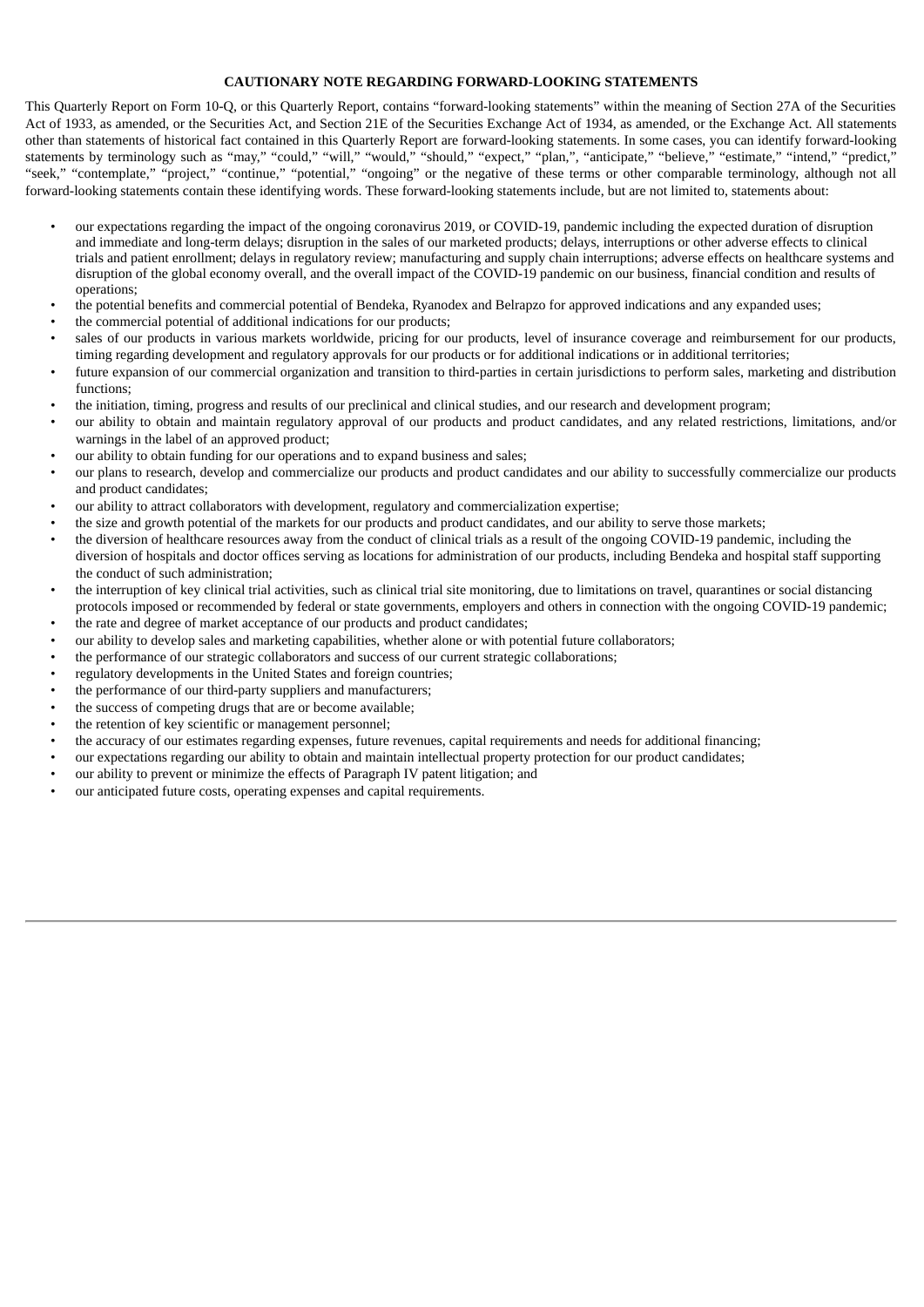**CAUTIONARY NOTE REGARDING FORWARD-LOOKING STATEMENTS**

This Quarterly Report on Form 10-Q, or this Quarterly Report, contains "forward-looking statements" within the meaning of Section 27A of the Securities Act of 1933, as amended, or the Securities Act, and Section 21E of the Securities Exchange Act of 1934, as amended, or the Exchange Act. All statements other than statements of historical fact contained in this Quarterly Report are forward-looking statements. In some cases, you can identify forward-looking statements by terminology such as "may," "could," "will," "would," "should," "expect," "plan,", "anticipate," "believe," "estimate," "intend," "predict," "seek," "contemplate," "project," "continue," "potential," "ongoing" or the negative of these terms or other comparable terminology, although not all forward-looking statements contain these identifying words. These forward-looking statements include, but are not limited to, statements about:

- our expectations regarding the impact of the ongoing coronavirus 2019, or COVID-19, pandemic including the expected duration of disruption and immediate and long-term delays; disruption in the sales of our marketed products; delays, interruptions or other adverse effects to clinical trials and patient enrollment; delays in regulatory review; manufacturing and supply chain interruptions; adverse effects on healthcare systems and disruption of the global economy overall, and the overall impact of the COVID-19 pandemic on our business, financial condition and results of operations;
- the potential benefits and commercial potential of Bendeka, Ryanodex and Belrapzo for approved indications and any expanded uses;
- the commercial potential of additional indications for our products;
- sales of our products in various markets worldwide, pricing for our products, level of insurance coverage and reimbursement for our products, timing regarding development and regulatory approvals for our products or for additional indications or in additional territories;
- future expansion of our commercial organization and transition to third-parties in certain jurisdictions to perform sales, marketing and distribution functions;
- the initiation, timing, progress and results of our preclinical and clinical studies, and our research and development program;
- our ability to obtain and maintain regulatory approval of our products and product candidates, and any related restrictions, limitations, and/or warnings in the label of an approved product;
- our ability to obtain funding for our operations and to expand business and sales;
- our plans to research, develop and commercialize our products and product candidates and our ability to successfully commercialize our products and product candidates;
- our ability to attract collaborators with development, regulatory and commercialization expertise;
- the size and growth potential of the markets for our products and product candidates, and our ability to serve those markets;
- the diversion of healthcare resources away from the conduct of clinical trials as a result of the ongoing COVID-19 pandemic, including the diversion of hospitals and doctor offices serving as locations for administration of our products, including Bendeka and hospital staff supporting the conduct of such administration;
- the interruption of key clinical trial activities, such as clinical trial site monitoring, due to limitations on travel, quarantines or social distancing protocols imposed or recommended by federal or state governments, employers and others in connection with the ongoing COVID-19 pandemic;
- the rate and degree of market acceptance of our products and product candidates;
- our ability to develop sales and marketing capabilities, whether alone or with potential future collaborators;
- the performance of our strategic collaborators and success of our current strategic collaborations;
- regulatory developments in the United States and foreign countries;
- the performance of our third-party suppliers and manufacturers;
- the success of competing drugs that are or become available;
- the retention of key scientific or management personnel;
- the accuracy of our estimates regarding expenses, future revenues, capital requirements and needs for additional financing;
- our expectations regarding our ability to obtain and maintain intellectual property protection for our product candidates;
- our ability to prevent or minimize the effects of Paragraph IV patent litigation; and
- our anticipated future costs, operating expenses and capital requirements.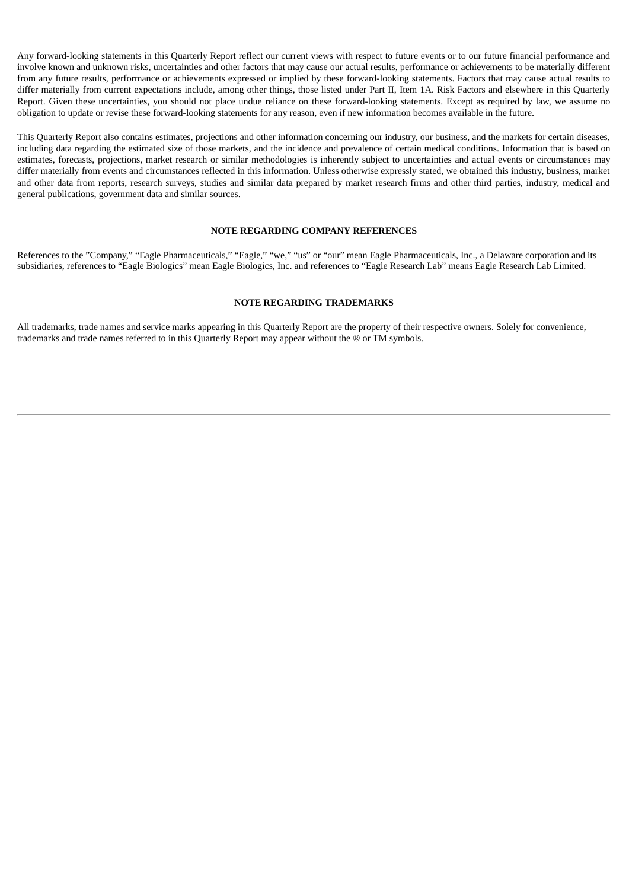Any forward-looking statements in this Quarterly Report reflect our current views with respect to future events or to our future financial performance and involve known and unknown risks, uncertainties and other factors that may cause our actual results, performance or achievements to be materially different from any future results, performance or achievements expressed or implied by these forward-looking statements. Factors that may cause actual results to differ materially from current expectations include, among other things, those listed under Part II, Item 1A. Risk Factors and elsewhere in this Quarterly Report. Given these uncertainties, you should not place undue reliance on these forward-looking statements. Except as required by law, we assume no obligation to update or revise these forward-looking statements for any reason, even if new information becomes available in the future.

This Quarterly Report also contains estimates, projections and other information concerning our industry, our business, and the markets for certain diseases, including data regarding the estimated size of those markets, and the incidence and prevalence of certain medical conditions. Information that is based on estimates, forecasts, projections, market research or similar methodologies is inherently subject to uncertainties and actual events or circumstances may differ materially from events and circumstances reflected in this information. Unless otherwise expressly stated, we obtained this industry, business, market and other data from reports, research surveys, studies and similar data prepared by market research firms and other third parties, industry, medical and general publications, government data and similar sources.

**NOTE REGARDING COMPANY REFERENCES**

References to the "Company," "Eagle Pharmaceuticals," "Eagle," "we," "us" or "our" mean Eagle Pharmaceuticals, Inc., a Delaware corporation and its subsidiaries, references to "Eagle Biologics" mean Eagle Biologics, Inc. and references to "Eagle Research Lab" means Eagle Research Lab Limited.

**NOTE REGARDING TRADEMARKS**

All trademarks, trade names and service marks appearing in this Quarterly Report are the property of their respective owners. Solely for convenience, trademarks and trade names referred to in this Quarterly Report may appear without the ® or TM symbols.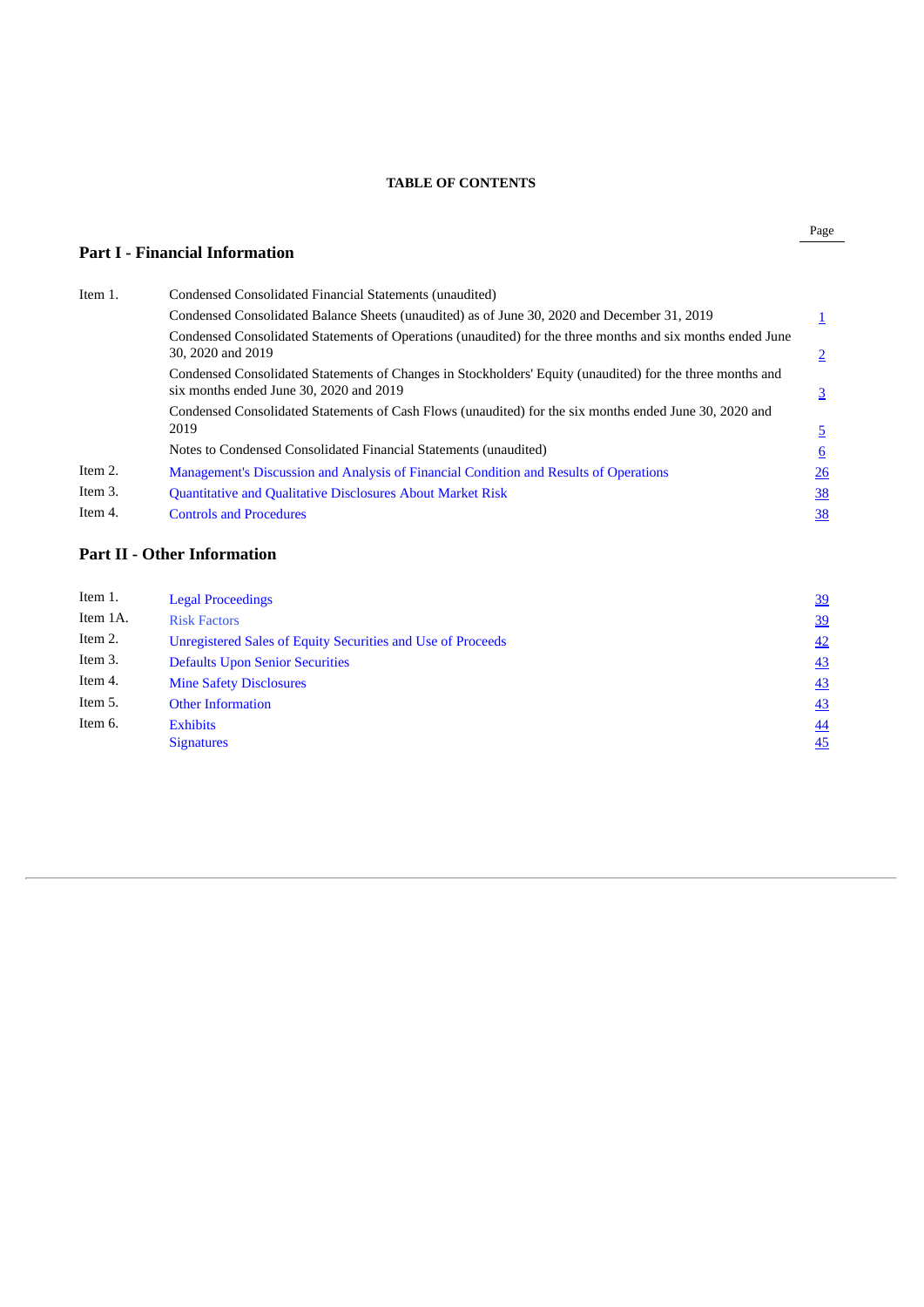**TABLE OF CONTENTS**

## Part I - Financial Information

| | | Page |
|---|---|---|
| Item 1. | Condensed Consolidated Financial Statements (unaudited) | |
| | Condensed Consolidated Balance Sheets (unaudited) as of June 30, 2020 and December 31, 2019 | 1 |
| | Condensed Consolidated Statements of Operations (unaudited) for the three months and six months ended June 30, 2020 and 2019 | 2 |
| | Condensed Consolidated Statements of Changes in Stockholders' Equity (unaudited) for the three months and six months ended June 30, 2020 and 2019 | 3 |
| | Condensed Consolidated Statements of Cash Flows (unaudited) for the six months ended June 30, 2020 and 2019 | 5 |
| | Notes to Condensed Consolidated Financial Statements (unaudited) | 6 |
| Item 2. | Management's Discussion and Analysis of Financial Condition and Results of Operations | 26 |
| Item 3. | Quantitative and Qualitative Disclosures About Market Risk | 38 |
| Item 4. | Controls and Procedures | 38 |

## Part II - Other Information

| | | Page |
|---|---|---|
| Item 1. | Legal Proceedings | 39 |
| Item 1A. | Risk Factors | 39 |
| Item 2. | Unregistered Sales of Equity Securities and Use of Proceeds | 42 |
| Item 3. | Defaults Upon Senior Securities | 43 |
| Item 4. | Mine Safety Disclosures | 43 |
| Item 5. | Other Information | 43 |
| Item 6. | Exhibits | 44 |
| | Signatures | 45 |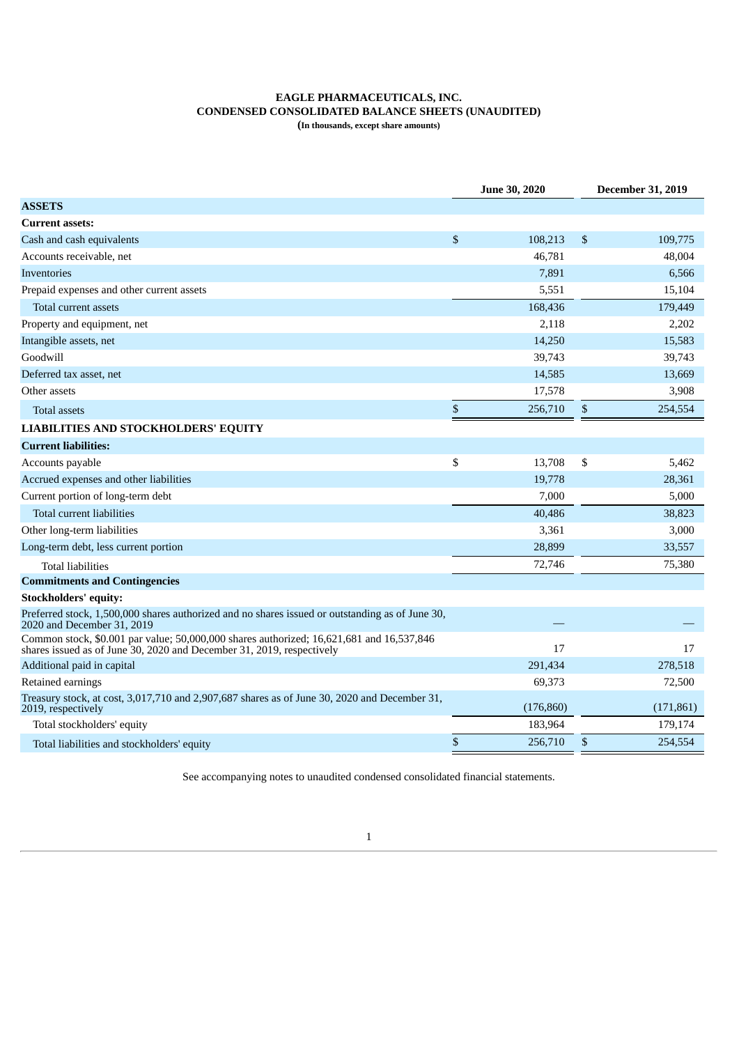# EAGLE PHARMACEUTICALS, INC.
## CONDENSED CONSOLIDATED BALANCE SHEETS (UNAUDITED)
**(In thousands, except share amounts)**

| | June 30, 2020 | December 31, 2019 |
|---|---|---|
| **ASSETS** | | |
| **Current assets:** | | |
| Cash and cash equivalents | $ 108,213 | $ 109,775 |
| Accounts receivable, net | 46,781 | 48,004 |
| Inventories | 7,891 | 6,566 |
| Prepaid expenses and other current assets | 5,551 | 15,104 |
| Total current assets | 168,436 | 179,449 |
| Property and equipment, net | 2,118 | 2,202 |
| Intangible assets, net | 14,250 | 15,583 |
| Goodwill | 39,743 | 39,743 |
| Deferred tax asset, net | 14,585 | 13,669 |
| Other assets | 17,578 | 3,908 |
| Total assets | $ 256,710 | $ 254,554 |
| **LIABILITIES AND STOCKHOLDERS' EQUITY** | | |
| **Current liabilities:** | | |
| Accounts payable | $ 13,708 | $ 5,462 |
| Accrued expenses and other liabilities | 19,778 | 28,361 |
| Current portion of long-term debt | 7,000 | 5,000 |
| Total current liabilities | 40,486 | 38,823 |
| Other long-term liabilities | 3,361 | 3,000 |
| Long-term debt, less current portion | 28,899 | 33,557 |
| Total liabilities | 72,746 | 75,380 |
| **Commitments and Contingencies** | | |
| **Stockholders' equity:** | | |
| Preferred stock, 1,500,000 shares authorized and no shares issued or outstanding as of June 30, 2020 and December 31, 2019 | — | — |
| Common stock, $0.001 par value; 50,000,000 shares authorized; 16,621,681 and 16,537,846 shares issued as of June 30, 2020 and December 31, 2019, respectively | 17 | 17 |
| Additional paid in capital | 291,434 | 278,518 |
| Retained earnings | 69,373 | 72,500 |
| Treasury stock, at cost, 3,017,710 and 2,907,687 shares as of June 30, 2020 and December 31, 2019, respectively | (176,860) | (171,861) |
| Total stockholders' equity | 183,964 | 179,174 |
| Total liabilities and stockholders' equity | $ 256,710 | $ 254,554 |

See accompanying notes to unaudited condensed consolidated financial statements.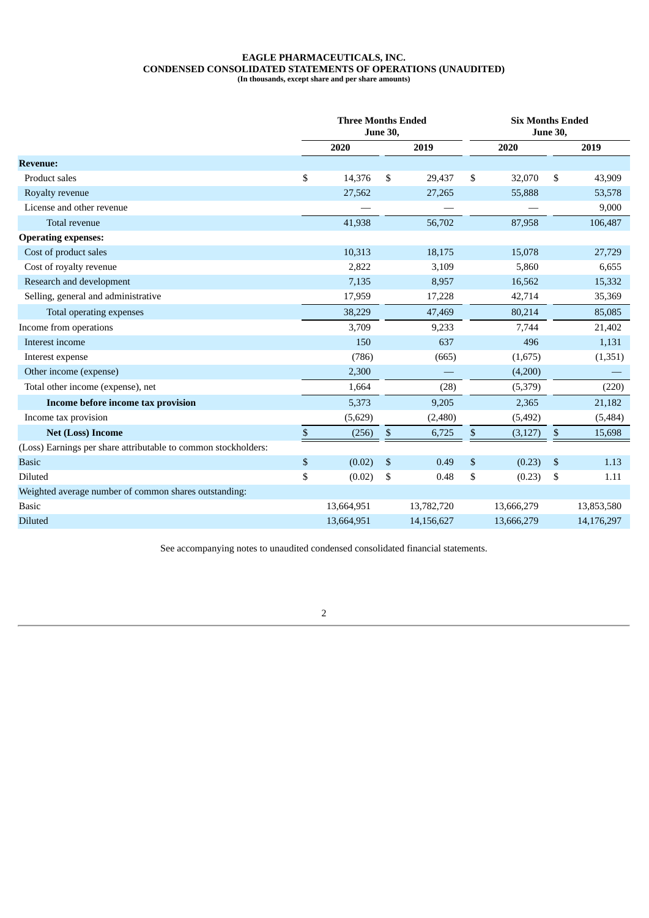**EAGLE PHARMACEUTICALS, INC.**
**CONDENSED CONSOLIDATED STATEMENTS OF OPERATIONS (UNAUDITED)**
**(In thousands, except share and per share amounts)**

| | Three Months Ended June 30, | | Six Months Ended June 30, | |
|---|---|---|---|---|
| | 2020 | 2019 | 2020 | 2019 |
| **Revenue:** | | | | |
| Product sales | $ 14,376 | $ 29,437 | $ 32,070 | $ 43,909 |
| Royalty revenue | 27,562 | 27,265 | 55,888 | 53,578 |
| License and other revenue | — | — | — | 9,000 |
| Total revenue | 41,938 | 56,702 | 87,958 | 106,487 |
| **Operating expenses:** | | | | |
| Cost of product sales | 10,313 | 18,175 | 15,078 | 27,729 |
| Cost of royalty revenue | 2,822 | 3,109 | 5,860 | 6,655 |
| Research and development | 7,135 | 8,957 | 16,562 | 15,332 |
| Selling, general and administrative | 17,959 | 17,228 | 42,714 | 35,369 |
| Total operating expenses | 38,229 | 47,469 | 80,214 | 85,085 |
| Income from operations | 3,709 | 9,233 | 7,744 | 21,402 |
| Interest income | 150 | 637 | 496 | 1,131 |
| Interest expense | (786) | (665) | (1,675) | (1,351) |
| Other income (expense) | 2,300 | — | (4,200) | — |
| Total other income (expense), net | 1,664 | (28) | (5,379) | (220) |
| **Income before income tax provision** | 5,373 | 9,205 | 2,365 | 21,182 |
| Income tax provision | (5,629) | (2,480) | (5,492) | (5,484) |
| **Net (Loss) Income** | $ (256) | $ 6,725 | $ (3,127) | $ 15,698 |
| (Loss) Earnings per share attributable to common stockholders: | | | | |
| Basic | $ (0.02) | $ 0.49 | $ (0.23) | $ 1.13 |
| Diluted | $ (0.02) | $ 0.48 | $ (0.23) | $ 1.11 |
| Weighted average number of common shares outstanding: | | | | |
| Basic | 13,664,951 | 13,782,720 | 13,666,279 | 13,853,580 |
| Diluted | 13,664,951 | 14,156,627 | 13,666,279 | 14,176,297 |

See accompanying notes to unaudited condensed consolidated financial statements.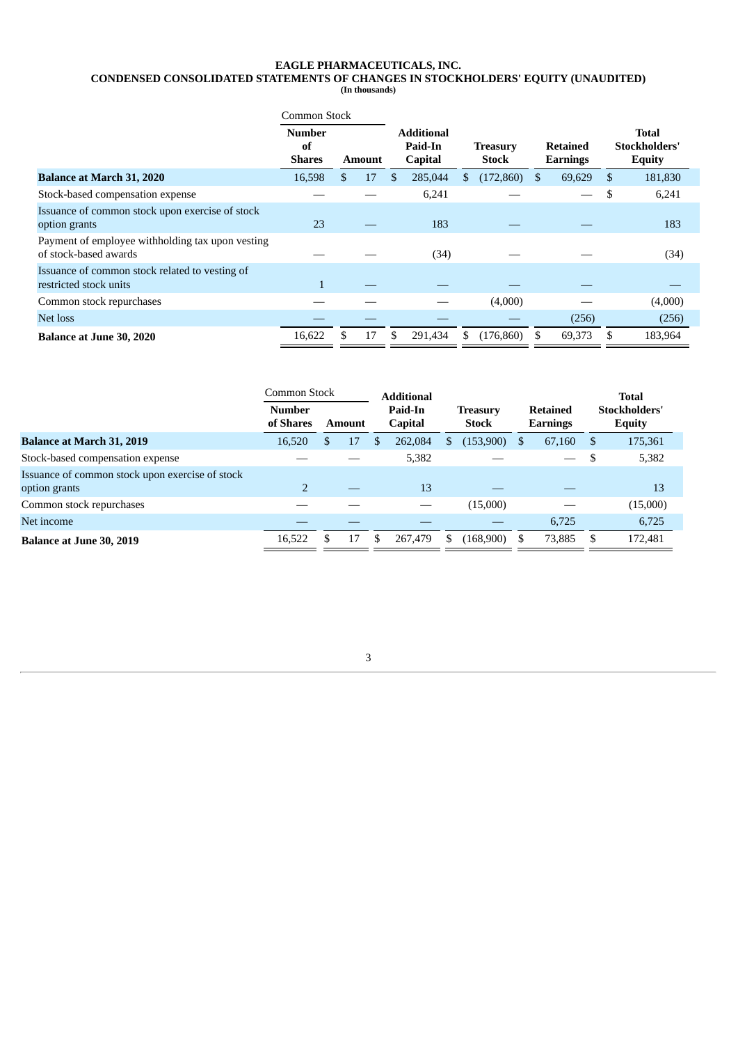**EAGLE PHARMACEUTICALS, INC.**
**CONDENSED CONSOLIDATED STATEMENTS OF CHANGES IN STOCKHOLDERS' EQUITY (UNAUDITED)**
**(In thousands)**

| | Common Stock | | Additional Paid-In Capital | Treasury Stock | Retained Earnings | Total Stockholders' Equity |
|---|---|---|---|---|---|---|
| | Number of Shares | Amount | | | | |
| **Balance at March 31, 2020** | 16,598 | $ 17 | $ 285,044 | $ (172,860) | $ 69,629 | $ 181,830 |
| Stock-based compensation expense | — | — | 6,241 | — | — | $ 6,241 |
| Issuance of common stock upon exercise of stock option grants | 23 | — | 183 | — | — | 183 |
| Payment of employee withholding tax upon vesting of stock-based awards | — | — | (34) | — | — | (34) |
| Issuance of common stock related to vesting of restricted stock units | 1 | — | — | — | — | — |
| Common stock repurchases | — | — | — | (4,000) | — | (4,000) |
| Net loss | — | — | — | — | (256) | (256) |
| **Balance at June 30, 2020** | 16,622 | $ 17 | $ 291,434 | $ (176,860) | $ 69,373 | $ 183,964 |

| | Common Stock | | Additional Paid-In Capital | Treasury Stock | Retained Earnings | Total Stockholders' Equity |
|---|---|---|---|---|---|---|
| | Number of Shares | Amount | | | | |
| **Balance at March 31, 2019** | 16,520 | $ 17 | $ 262,084 | $ (153,900) | $ 67,160 | $ 175,361 |
| Stock-based compensation expense | — | — | 5,382 | — | — | $ 5,382 |
| Issuance of common stock upon exercise of stock option grants | 2 | — | 13 | — | — | 13 |
| Common stock repurchases | — | — | — | (15,000) | — | (15,000) |
| Net income | — | — | — | — | 6,725 | 6,725 |
| **Balance at June 30, 2019** | 16,522 | $ 17 | $ 267,479 | $ (168,900) | $ 73,885 | $ 172,481 |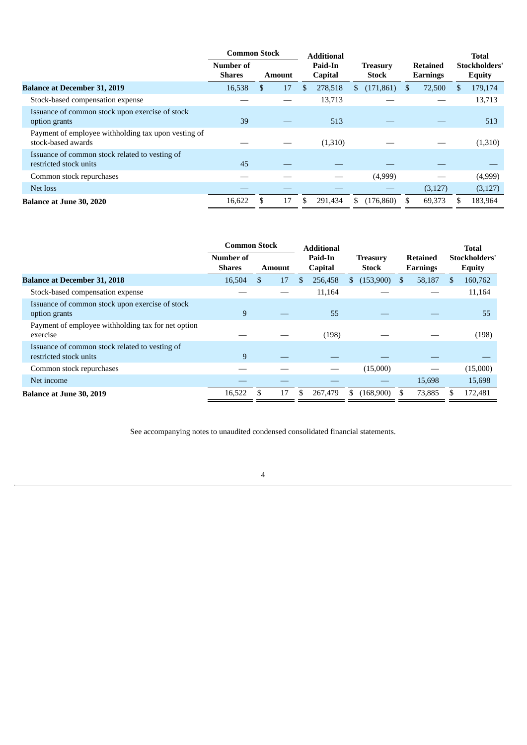| | Common Stock | | Additional Paid-In Capital | Treasury Stock | Retained Earnings | Total Stockholders' Equity |
|---|---|---|---|---|---|---|
| | Number of Shares | Amount | | | | |
| **Balance at December 31, 2019** | 16,538 | $ 17 | $ 278,518 | $ (171,861) | $ 72,500 | $ 179,174 |
| Stock-based compensation expense | — | — | 13,713 | — | — | 13,713 |
| Issuance of common stock upon exercise of stock option grants | 39 | — | 513 | — | — | 513 |
| Payment of employee withholding tax upon vesting of stock-based awards | — | — | (1,310) | — | — | (1,310) |
| Issuance of common stock related to vesting of restricted stock units | 45 | — | — | — | — | — |
| Common stock repurchases | — | — | — | (4,999) | — | (4,999) |
| Net loss | — | — | — | — | (3,127) | (3,127) |
| **Balance at June 30, 2020** | 16,622 | $ 17 | $ 291,434 | $ (176,860) | $ 69,373 | $ 183,964 |

| | Common Stock | | Additional Paid-In Capital | Treasury Stock | Retained Earnings | Total Stockholders' Equity |
|---|---|---|---|---|---|---|
| | Number of Shares | Amount | | | | |
| **Balance at December 31, 2018** | 16,504 | $ 17 | $ 256,458 | $ (153,900) | $ 58,187 | $ 160,762 |
| Stock-based compensation expense | — | — | 11,164 | — | — | 11,164 |
| Issuance of common stock upon exercise of stock option grants | 9 | — | 55 | — | — | 55 |
| Payment of employee withholding tax for net option exercise | — | — | (198) | — | — | (198) |
| Issuance of common stock related to vesting of restricted stock units | 9 | — | — | — | — | — |
| Common stock repurchases | — | — | — | (15,000) | — | (15,000) |
| Net income | — | — | — | — | 15,698 | 15,698 |
| **Balance at June 30, 2019** | 16,522 | $ 17 | $ 267,479 | $ (168,900) | $ 73,885 | $ 172,481 |

See accompanying notes to unaudited condensed consolidated financial statements.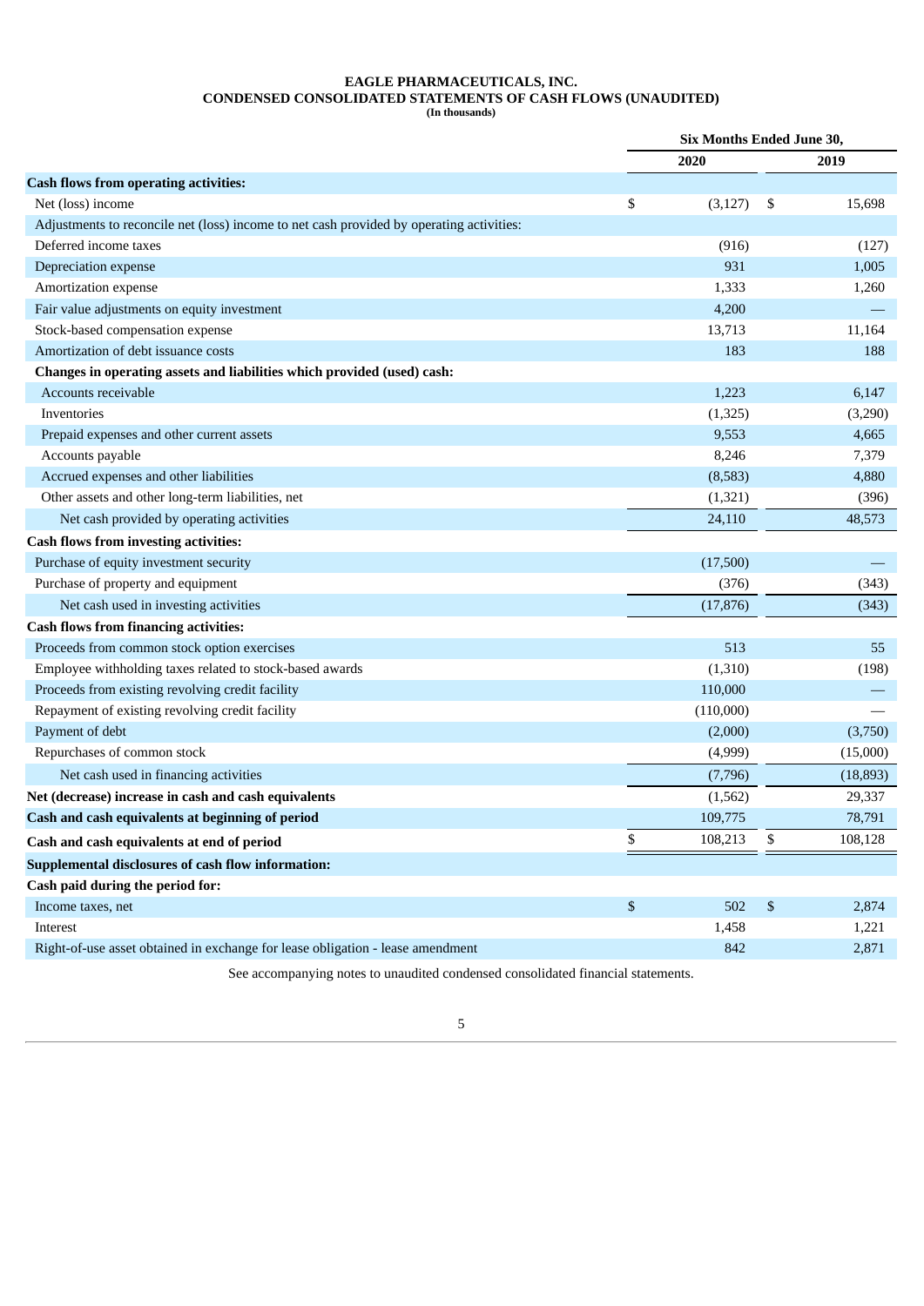**EAGLE PHARMACEUTICALS, INC.**
**CONDENSED CONSOLIDATED STATEMENTS OF CASH FLOWS (UNAUDITED)**
**(In thousands)**

| | Six Months Ended June 30, | |
|---|---|---|
| | 2020 | 2019 |
| **Cash flows from operating activities:** | | |
| Net (loss) income | $ (3,127) | $ 15,698 |
| Adjustments to reconcile net (loss) income to net cash provided by operating activities: | | |
| Deferred income taxes | (916) | (127) |
| Depreciation expense | 931 | 1,005 |
| Amortization expense | 1,333 | 1,260 |
| Fair value adjustments on equity investment | 4,200 | — |
| Stock-based compensation expense | 13,713 | 11,164 |
| Amortization of debt issuance costs | 183 | 188 |
| **Changes in operating assets and liabilities which provided (used) cash:** | | |
| Accounts receivable | 1,223 | 6,147 |
| Inventories | (1,325) | (3,290) |
| Prepaid expenses and other current assets | 9,553 | 4,665 |
| Accounts payable | 8,246 | 7,379 |
| Accrued expenses and other liabilities | (8,583) | 4,880 |
| Other assets and other long-term liabilities, net | (1,321) | (396) |
| Net cash provided by operating activities | 24,110 | 48,573 |
| **Cash flows from investing activities:** | | |
| Purchase of equity investment security | (17,500) | — |
| Purchase of property and equipment | (376) | (343) |
| Net cash used in investing activities | (17,876) | (343) |
| **Cash flows from financing activities:** | | |
| Proceeds from common stock option exercises | 513 | 55 |
| Employee withholding taxes related to stock-based awards | (1,310) | (198) |
| Proceeds from existing revolving credit facility | 110,000 | — |
| Repayment of existing revolving credit facility | (110,000) | — |
| Payment of debt | (2,000) | (3,750) |
| Repurchases of common stock | (4,999) | (15,000) |
| Net cash used in financing activities | (7,796) | (18,893) |
| **Net (decrease) increase in cash and cash equivalents** | (1,562) | 29,337 |
| **Cash and cash equivalents at beginning of period** | 109,775 | 78,791 |
| **Cash and cash equivalents at end of period** | $ 108,213 | $ 108,128 |
| **Supplemental disclosures of cash flow information:** | | |
| **Cash paid during the period for:** | | |
| Income taxes, net | $ 502 | $ 2,874 |
| Interest | 1,458 | 1,221 |
| Right-of-use asset obtained in exchange for lease obligation - lease amendment | 842 | 2,871 |

See accompanying notes to unaudited condensed consolidated financial statements.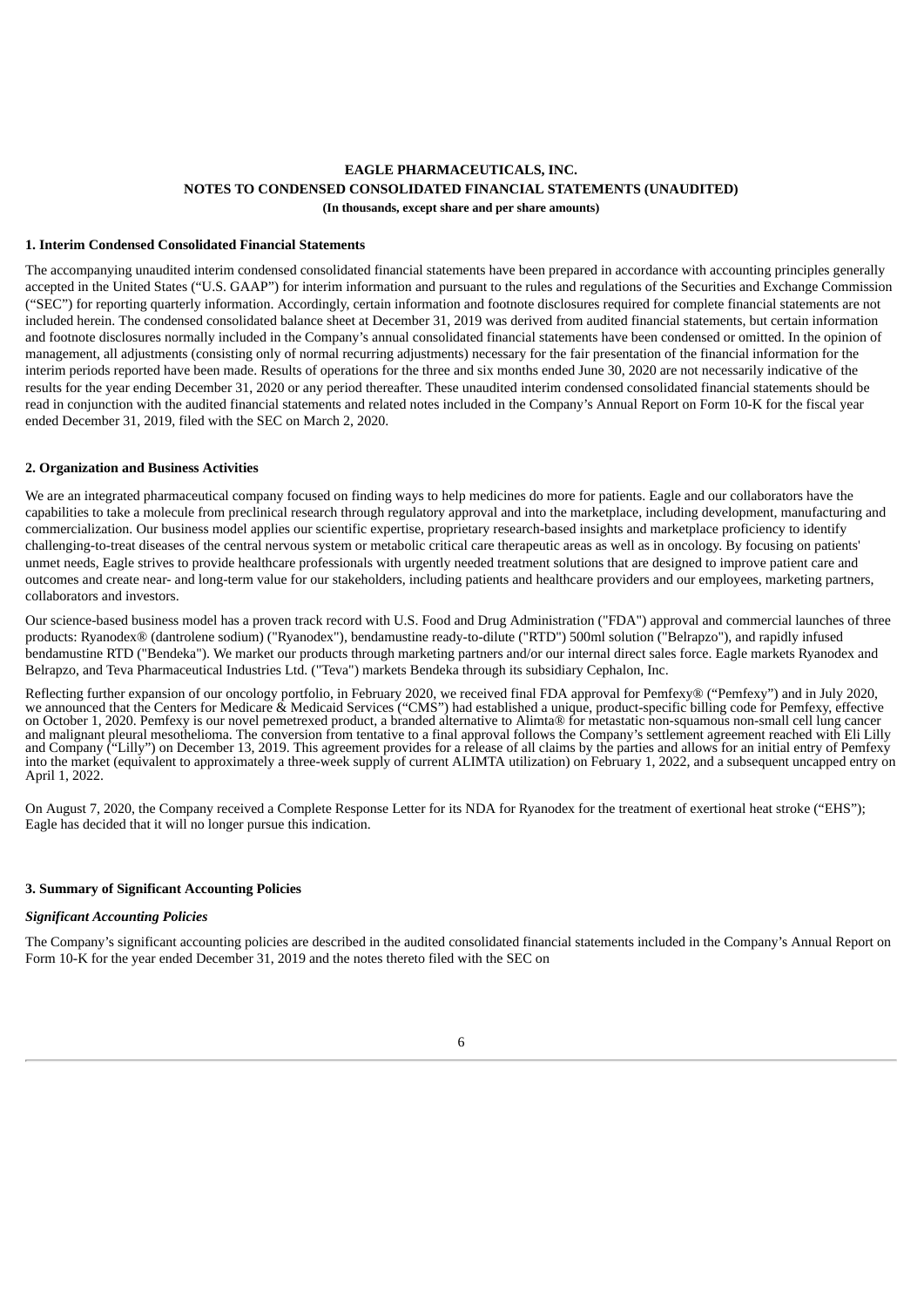**EAGLE PHARMACEUTICALS, INC.**
**NOTES TO CONDENSED CONSOLIDATED FINANCIAL STATEMENTS (UNAUDITED)**
**(In thousands, except share and per share amounts)**

## 1. Interim Condensed Consolidated Financial Statements

The accompanying unaudited interim condensed consolidated financial statements have been prepared in accordance with accounting principles generally accepted in the United States ("U.S. GAAP") for interim information and pursuant to the rules and regulations of the Securities and Exchange Commission ("SEC") for reporting quarterly information. Accordingly, certain information and footnote disclosures required for complete financial statements are not included herein. The condensed consolidated balance sheet at December 31, 2019 was derived from audited financial statements, but certain information and footnote disclosures normally included in the Company's annual consolidated financial statements have been condensed or omitted. In the opinion of management, all adjustments (consisting only of normal recurring adjustments) necessary for the fair presentation of the financial information for the interim periods reported have been made. Results of operations for the three and six months ended June 30, 2020 are not necessarily indicative of the results for the year ending December 31, 2020 or any period thereafter. These unaudited interim condensed consolidated financial statements should be read in conjunction with the audited financial statements and related notes included in the Company's Annual Report on Form 10-K for the fiscal year ended December 31, 2019, filed with the SEC on March 2, 2020.

## 2. Organization and Business Activities

We are an integrated pharmaceutical company focused on finding ways to help medicines do more for patients. Eagle and our collaborators have the capabilities to take a molecule from preclinical research through regulatory approval and into the marketplace, including development, manufacturing and commercialization. Our business model applies our scientific expertise, proprietary research-based insights and marketplace proficiency to identify challenging-to-treat diseases of the central nervous system or metabolic critical care therapeutic areas as well as in oncology. By focusing on patients' unmet needs, Eagle strives to provide healthcare professionals with urgently needed treatment solutions that are designed to improve patient care and outcomes and create near- and long-term value for our stakeholders, including patients and healthcare providers and our employees, marketing partners, collaborators and investors.

Our science-based business model has a proven track record with U.S. Food and Drug Administration ("FDA") approval and commercial launches of three products: Ryanodex® (dantrolene sodium) ("Ryanodex"), bendamustine ready-to-dilute ("RTD") 500ml solution ("Belrapzo"), and rapidly infused bendamustine RTD ("Bendeka"). We market our products through marketing partners and/or our internal direct sales force. Eagle markets Ryanodex and Belrapzo, and Teva Pharmaceutical Industries Ltd. ("Teva") markets Bendeka through its subsidiary Cephalon, Inc.

Reflecting further expansion of our oncology portfolio, in February 2020, we received final FDA approval for Pemfexy® ("Pemfexy") and in July 2020, we announced that the Centers for Medicare & Medicaid Services ("CMS") had established a unique, product-specific billing code for Pemfexy, effective on October 1, 2020. Pemfexy is our novel pemetrexed product, a branded alternative to Alimta® for metastatic non-squamous non-small cell lung cancer and malignant pleural mesothelioma. The conversion from tentative to a final approval follows the Company's settlement agreement reached with Eli Lilly and Company ("Lilly") on December 13, 2019. This agreement provides for a release of all claims by the parties and allows for an initial entry of Pemfexy into the market (equivalent to approximately a three-week supply of current ALIMTA utilization) on February 1, 2022, and a subsequent uncapped entry on April 1, 2022.

On August 7, 2020, the Company received a Complete Response Letter for its NDA for Ryanodex for the treatment of exertional heat stroke ("EHS"); Eagle has decided that it will no longer pursue this indication.

## 3. Summary of Significant Accounting Policies

### *Significant Accounting Policies*

The Company's significant accounting policies are described in the audited consolidated financial statements included in the Company's Annual Report on Form 10-K for the year ended December 31, 2019 and the notes thereto filed with the SEC on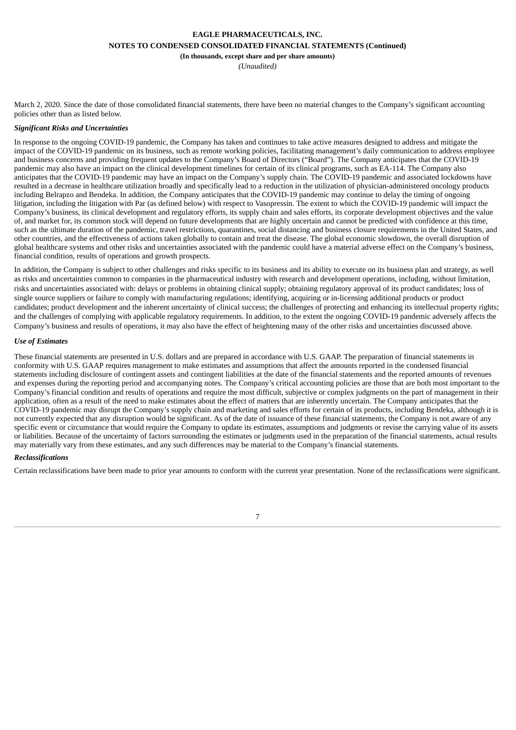March 2, 2020. Since the date of those consolidated financial statements, there have been no material changes to the Company's significant accounting policies other than as listed below.

***Significant Risks and Uncertainties***

In response to the ongoing COVID-19 pandemic, the Company has taken and continues to take active measures designed to address and mitigate the impact of the COVID-19 pandemic on its business, such as remote working policies, facilitating management's daily communication to address employee and business concerns and providing frequent updates to the Company's Board of Directors ("Board"). The Company anticipates that the COVID-19 pandemic may also have an impact on the clinical development timelines for certain of its clinical programs, such as EA-114. The Company also anticipates that the COVID-19 pandemic may have an impact on the Company's supply chain. The COVID-19 pandemic and associated lockdowns have resulted in a decrease in healthcare utilization broadly and specifically lead to a reduction in the utilization of physician-administered oncology products including Belrapzo and Bendeka. In addition, the Company anticipates that the COVID-19 pandemic may continue to delay the timing of ongoing litigation, including the litigation with Par (as defined below) with respect to Vasopressin. The extent to which the COVID-19 pandemic will impact the Company's business, its clinical development and regulatory efforts, its supply chain and sales efforts, its corporate development objectives and the value of, and market for, its common stock will depend on future developments that are highly uncertain and cannot be predicted with confidence at this time, such as the ultimate duration of the pandemic, travel restrictions, quarantines, social distancing and business closure requirements in the United States, and other countries, and the effectiveness of actions taken globally to contain and treat the disease. The global economic slowdown, the overall disruption of global healthcare systems and other risks and uncertainties associated with the pandemic could have a material adverse effect on the Company's business, financial condition, results of operations and growth prospects.

In addition, the Company is subject to other challenges and risks specific to its business and its ability to execute on its business plan and strategy, as well as risks and uncertainties common to companies in the pharmaceutical industry with research and development operations, including, without limitation, risks and uncertainties associated with: delays or problems in obtaining clinical supply; obtaining regulatory approval of its product candidates; loss of single source suppliers or failure to comply with manufacturing regulations; identifying, acquiring or in-licensing additional products or product candidates; product development and the inherent uncertainty of clinical success; the challenges of protecting and enhancing its intellectual property rights; and the challenges of complying with applicable regulatory requirements. In addition, to the extent the ongoing COVID-19 pandemic adversely affects the Company's business and results of operations, it may also have the effect of heightening many of the other risks and uncertainties discussed above.

***Use of Estimates***

These financial statements are presented in U.S. dollars and are prepared in accordance with U.S. GAAP. The preparation of financial statements in conformity with U.S. GAAP requires management to make estimates and assumptions that affect the amounts reported in the condensed financial statements including disclosure of contingent assets and contingent liabilities at the date of the financial statements and the reported amounts of revenues and expenses during the reporting period and accompanying notes. The Company's critical accounting policies are those that are both most important to the Company's financial condition and results of operations and require the most difficult, subjective or complex judgments on the part of management in their application, often as a result of the need to make estimates about the effect of matters that are inherently uncertain. The Company anticipates that the COVID-19 pandemic may disrupt the Company's supply chain and marketing and sales efforts for certain of its products, including Bendeka, although it is not currently expected that any disruption would be significant. As of the date of issuance of these financial statements, the Company is not aware of any specific event or circumstance that would require the Company to update its estimates, assumptions and judgments or revise the carrying value of its assets or liabilities. Because of the uncertainty of factors surrounding the estimates or judgments used in the preparation of the financial statements, actual results may materially vary from these estimates, and any such differences may be material to the Company's financial statements.

***Reclassifications***

Certain reclassifications have been made to prior year amounts to conform with the current year presentation. None of the reclassifications were significant.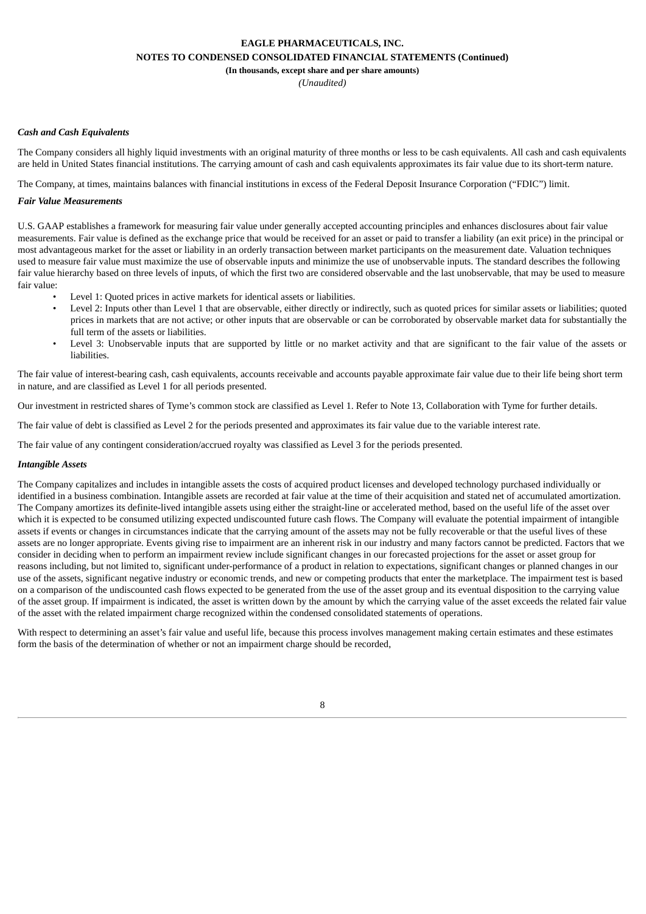***Cash and Cash Equivalents***

The Company considers all highly liquid investments with an original maturity of three months or less to be cash equivalents. All cash and cash equivalents are held in United States financial institutions. The carrying amount of cash and cash equivalents approximates its fair value due to its short-term nature.

The Company, at times, maintains balances with financial institutions in excess of the Federal Deposit Insurance Corporation ("FDIC") limit.

***Fair Value Measurements***

U.S. GAAP establishes a framework for measuring fair value under generally accepted accounting principles and enhances disclosures about fair value measurements. Fair value is defined as the exchange price that would be received for an asset or paid to transfer a liability (an exit price) in the principal or most advantageous market for the asset or liability in an orderly transaction between market participants on the measurement date. Valuation techniques used to measure fair value must maximize the use of observable inputs and minimize the use of unobservable inputs. The standard describes the following fair value hierarchy based on three levels of inputs, of which the first two are considered observable and the last unobservable, that may be used to measure fair value:

- Level 1: Quoted prices in active markets for identical assets or liabilities.
- Level 2: Inputs other than Level 1 that are observable, either directly or indirectly, such as quoted prices for similar assets or liabilities; quoted prices in markets that are not active; or other inputs that are observable or can be corroborated by observable market data for substantially the full term of the assets or liabilities.
- Level 3: Unobservable inputs that are supported by little or no market activity and that are significant to the fair value of the assets or liabilities.

The fair value of interest-bearing cash, cash equivalents, accounts receivable and accounts payable approximate fair value due to their life being short term in nature, and are classified as Level 1 for all periods presented.

Our investment in restricted shares of Tyme's common stock are classified as Level 1. Refer to Note 13, Collaboration with Tyme for further details.

The fair value of debt is classified as Level 2 for the periods presented and approximates its fair value due to the variable interest rate.

The fair value of any contingent consideration/accrued royalty was classified as Level 3 for the periods presented.

***Intangible Assets***

The Company capitalizes and includes in intangible assets the costs of acquired product licenses and developed technology purchased individually or identified in a business combination. Intangible assets are recorded at fair value at the time of their acquisition and stated net of accumulated amortization. The Company amortizes its definite-lived intangible assets using either the straight-line or accelerated method, based on the useful life of the asset over which it is expected to be consumed utilizing expected undiscounted future cash flows. The Company will evaluate the potential impairment of intangible assets if events or changes in circumstances indicate that the carrying amount of the assets may not be fully recoverable or that the useful lives of these assets are no longer appropriate. Events giving rise to impairment are an inherent risk in our industry and many factors cannot be predicted. Factors that we consider in deciding when to perform an impairment review include significant changes in our forecasted projections for the asset or asset group for reasons including, but not limited to, significant under-performance of a product in relation to expectations, significant changes or planned changes in our use of the assets, significant negative industry or economic trends, and new or competing products that enter the marketplace. The impairment test is based on a comparison of the undiscounted cash flows expected to be generated from the use of the asset group and its eventual disposition to the carrying value of the asset group. If impairment is indicated, the asset is written down by the amount by which the carrying value of the asset exceeds the related fair value of the asset with the related impairment charge recognized within the condensed consolidated statements of operations.

With respect to determining an asset's fair value and useful life, because this process involves management making certain estimates and these estimates form the basis of the determination of whether or not an impairment charge should be recorded,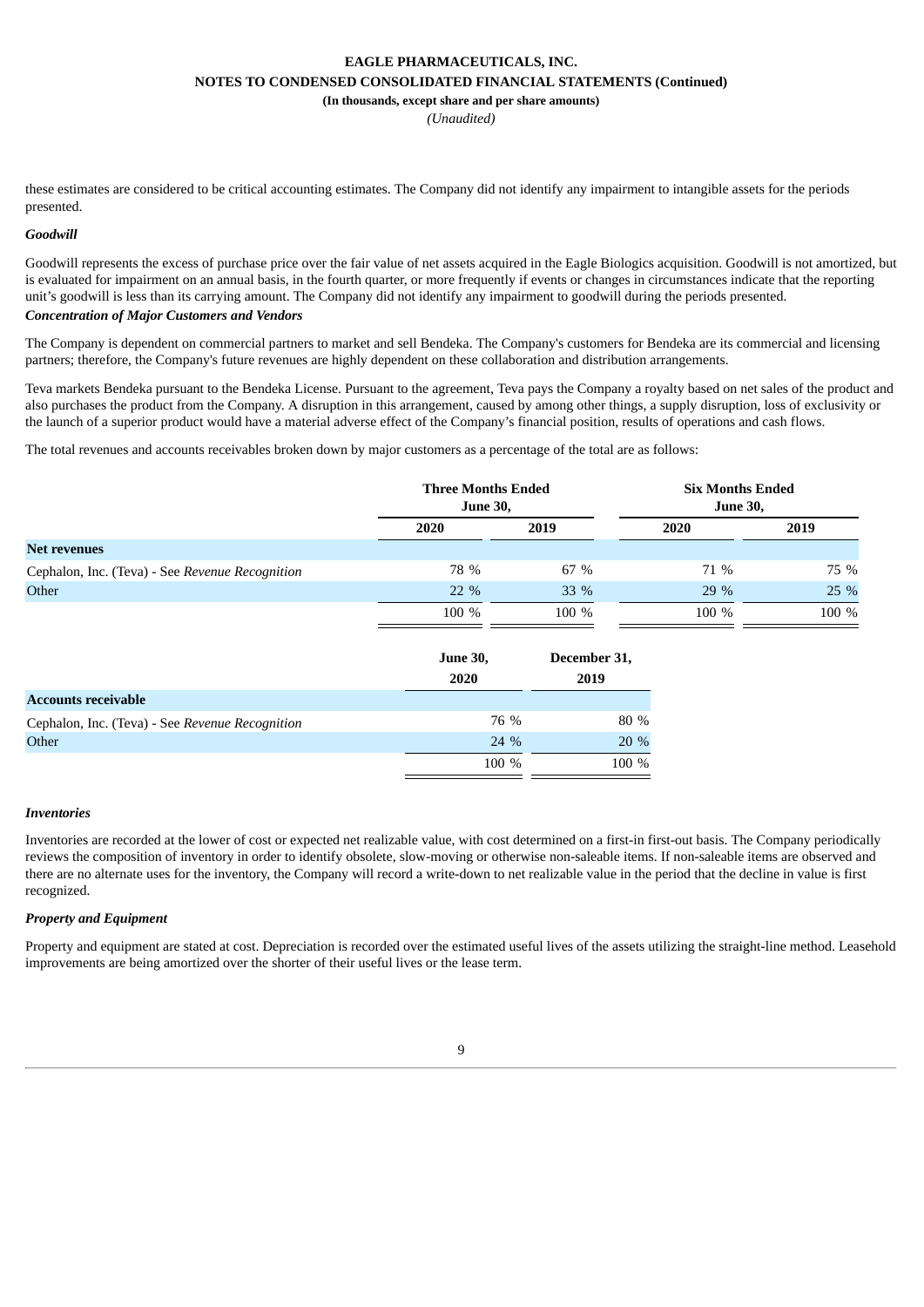these estimates are considered to be critical accounting estimates. The Company did not identify any impairment to intangible assets for the periods presented.

***Goodwill***

Goodwill represents the excess of purchase price over the fair value of net assets acquired in the Eagle Biologics acquisition. Goodwill is not amortized, but is evaluated for impairment on an annual basis, in the fourth quarter, or more frequently if events or changes in circumstances indicate that the reporting unit's goodwill is less than its carrying amount. The Company did not identify any impairment to goodwill during the periods presented.

***Concentration of Major Customers and Vendors***

The Company is dependent on commercial partners to market and sell Bendeka. The Company's customers for Bendeka are its commercial and licensing partners; therefore, the Company's future revenues are highly dependent on these collaboration and distribution arrangements.

Teva markets Bendeka pursuant to the Bendeka License. Pursuant to the agreement, Teva pays the Company a royalty based on net sales of the product and also purchases the product from the Company. A disruption in this arrangement, caused by among other things, a supply disruption, loss of exclusivity or the launch of a superior product would have a material adverse effect of the Company's financial position, results of operations and cash flows.

The total revenues and accounts receivables broken down by major customers as a percentage of the total are as follows:

| | Three Months Ended June 30, | | Six Months Ended June 30, | |
|---|---|---|---|---|
| | 2020 | 2019 | 2020 | 2019 |
| **Net revenues** | | | | |
| Cephalon, Inc. (Teva) - See *Revenue Recognition* | 78 % | 67 % | 71 % | 75 % |
| Other | 22 % | 33 % | 29 % | 25 % |
| | 100 % | 100 % | 100 % | 100 % |

| | June 30, 2020 | December 31, 2019 |
|---|---|---|
| **Accounts receivable** | | |
| Cephalon, Inc. (Teva) - See *Revenue Recognition* | 76 % | 80 % |
| Other | 24 % | 20 % |
| | 100 % | 100 % |

***Inventories***

Inventories are recorded at the lower of cost or expected net realizable value, with cost determined on a first-in first-out basis. The Company periodically reviews the composition of inventory in order to identify obsolete, slow-moving or otherwise non-saleable items. If non-saleable items are observed and there are no alternate uses for the inventory, the Company will record a write-down to net realizable value in the period that the decline in value is first recognized.

***Property and Equipment***

Property and equipment are stated at cost. Depreciation is recorded over the estimated useful lives of the assets utilizing the straight-line method. Leasehold improvements are being amortized over the shorter of their useful lives or the lease term.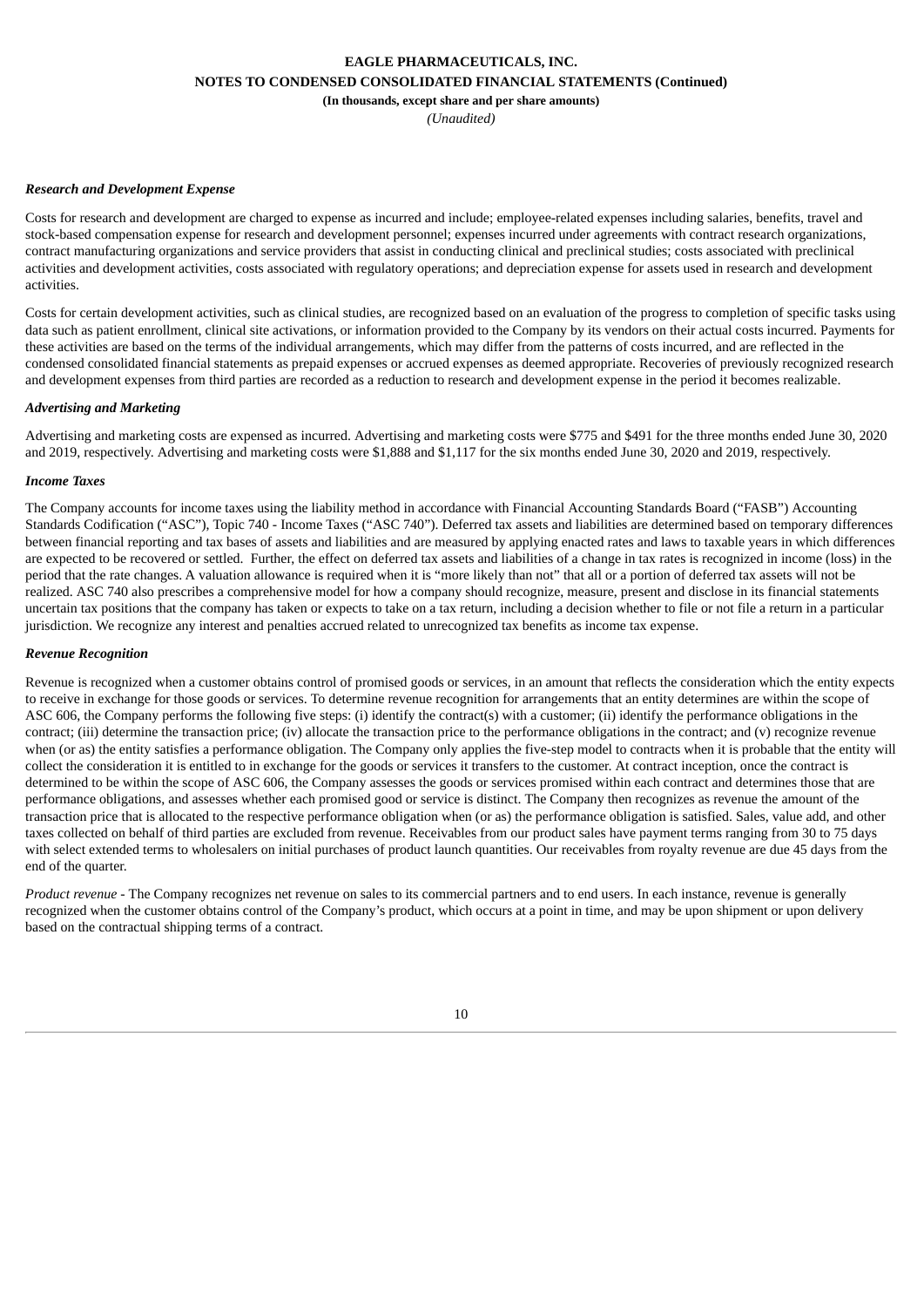***Research and Development Expense***

Costs for research and development are charged to expense as incurred and include; employee-related expenses including salaries, benefits, travel and stock-based compensation expense for research and development personnel; expenses incurred under agreements with contract research organizations, contract manufacturing organizations and service providers that assist in conducting clinical and preclinical studies; costs associated with preclinical activities and development activities, costs associated with regulatory operations; and depreciation expense for assets used in research and development activities.

Costs for certain development activities, such as clinical studies, are recognized based on an evaluation of the progress to completion of specific tasks using data such as patient enrollment, clinical site activations, or information provided to the Company by its vendors on their actual costs incurred. Payments for these activities are based on the terms of the individual arrangements, which may differ from the patterns of costs incurred, and are reflected in the condensed consolidated financial statements as prepaid expenses or accrued expenses as deemed appropriate. Recoveries of previously recognized research and development expenses from third parties are recorded as a reduction to research and development expense in the period it becomes realizable.

***Advertising and Marketing***

Advertising and marketing costs are expensed as incurred. Advertising and marketing costs were $775 and $491 for the three months ended June 30, 2020 and 2019, respectively. Advertising and marketing costs were $1,888 and $1,117 for the six months ended June 30, 2020 and 2019, respectively.

***Income Taxes***

The Company accounts for income taxes using the liability method in accordance with Financial Accounting Standards Board ("FASB") Accounting Standards Codification ("ASC"), Topic 740 - Income Taxes ("ASC 740"). Deferred tax assets and liabilities are determined based on temporary differences between financial reporting and tax bases of assets and liabilities and are measured by applying enacted rates and laws to taxable years in which differences are expected to be recovered or settled. Further, the effect on deferred tax assets and liabilities of a change in tax rates is recognized in income (loss) in the period that the rate changes. A valuation allowance is required when it is "more likely than not" that all or a portion of deferred tax assets will not be realized. ASC 740 also prescribes a comprehensive model for how a company should recognize, measure, present and disclose in its financial statements uncertain tax positions that the company has taken or expects to take on a tax return, including a decision whether to file or not file a return in a particular jurisdiction. We recognize any interest and penalties accrued related to unrecognized tax benefits as income tax expense.

***Revenue Recognition***

Revenue is recognized when a customer obtains control of promised goods or services, in an amount that reflects the consideration which the entity expects to receive in exchange for those goods or services. To determine revenue recognition for arrangements that an entity determines are within the scope of ASC 606, the Company performs the following five steps: (i) identify the contract(s) with a customer; (ii) identify the performance obligations in the contract; (iii) determine the transaction price; (iv) allocate the transaction price to the performance obligations in the contract; and (v) recognize revenue when (or as) the entity satisfies a performance obligation. The Company only applies the five-step model to contracts when it is probable that the entity will collect the consideration it is entitled to in exchange for the goods or services it transfers to the customer. At contract inception, once the contract is determined to be within the scope of ASC 606, the Company assesses the goods or services promised within each contract and determines those that are performance obligations, and assesses whether each promised good or service is distinct. The Company then recognizes as revenue the amount of the transaction price that is allocated to the respective performance obligation when (or as) the performance obligation is satisfied. Sales, value add, and other taxes collected on behalf of third parties are excluded from revenue. Receivables from our product sales have payment terms ranging from 30 to 75 days with select extended terms to wholesalers on initial purchases of product launch quantities. Our receivables from royalty revenue are due 45 days from the end of the quarter.

*Product revenue* - The Company recognizes net revenue on sales to its commercial partners and to end users. In each instance, revenue is generally recognized when the customer obtains control of the Company's product, which occurs at a point in time, and may be upon shipment or upon delivery based on the contractual shipping terms of a contract.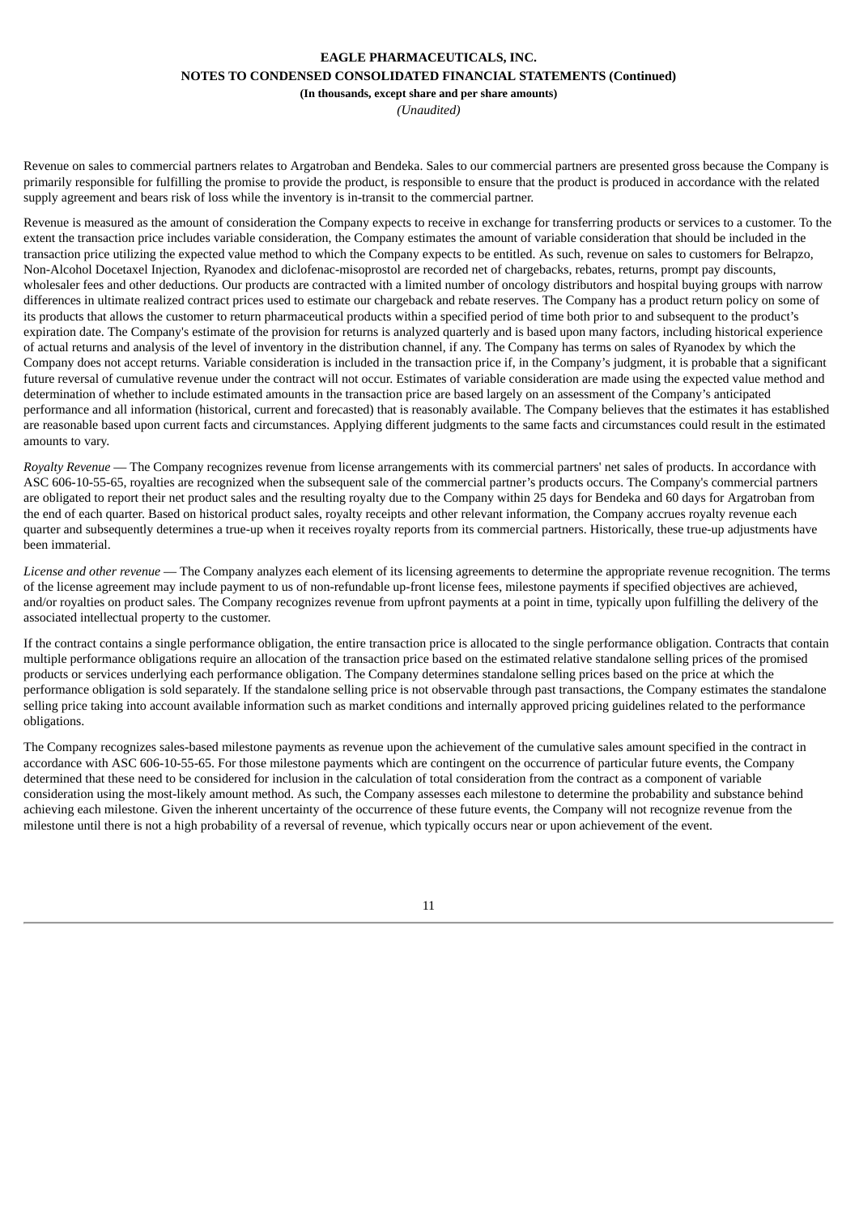Revenue on sales to commercial partners relates to Argatroban and Bendeka. Sales to our commercial partners are presented gross because the Company is primarily responsible for fulfilling the promise to provide the product, is responsible to ensure that the product is produced in accordance with the related supply agreement and bears risk of loss while the inventory is in-transit to the commercial partner.

Revenue is measured as the amount of consideration the Company expects to receive in exchange for transferring products or services to a customer. To the extent the transaction price includes variable consideration, the Company estimates the amount of variable consideration that should be included in the transaction price utilizing the expected value method to which the Company expects to be entitled. As such, revenue on sales to customers for Belrapzo, Non-Alcohol Docetaxel Injection, Ryanodex and diclofenac-misoprostol are recorded net of chargebacks, rebates, returns, prompt pay discounts, wholesaler fees and other deductions. Our products are contracted with a limited number of oncology distributors and hospital buying groups with narrow differences in ultimate realized contract prices used to estimate our chargeback and rebate reserves. The Company has a product return policy on some of its products that allows the customer to return pharmaceutical products within a specified period of time both prior to and subsequent to the product's expiration date. The Company's estimate of the provision for returns is analyzed quarterly and is based upon many factors, including historical experience of actual returns and analysis of the level of inventory in the distribution channel, if any. The Company has terms on sales of Ryanodex by which the Company does not accept returns. Variable consideration is included in the transaction price if, in the Company's judgment, it is probable that a significant future reversal of cumulative revenue under the contract will not occur. Estimates of variable consideration are made using the expected value method and determination of whether to include estimated amounts in the transaction price are based largely on an assessment of the Company's anticipated performance and all information (historical, current and forecasted) that is reasonably available. The Company believes that the estimates it has established are reasonable based upon current facts and circumstances. Applying different judgments to the same facts and circumstances could result in the estimated amounts to vary.

*Royalty Revenue* — The Company recognizes revenue from license arrangements with its commercial partners' net sales of products. In accordance with ASC 606-10-55-65, royalties are recognized when the subsequent sale of the commercial partner's products occurs. The Company's commercial partners are obligated to report their net product sales and the resulting royalty due to the Company within 25 days for Bendeka and 60 days for Argatroban from the end of each quarter. Based on historical product sales, royalty receipts and other relevant information, the Company accrues royalty revenue each quarter and subsequently determines a true-up when it receives royalty reports from its commercial partners. Historically, these true-up adjustments have been immaterial.

*License and other revenue* — The Company analyzes each element of its licensing agreements to determine the appropriate revenue recognition. The terms of the license agreement may include payment to us of non-refundable up-front license fees, milestone payments if specified objectives are achieved, and/or royalties on product sales. The Company recognizes revenue from upfront payments at a point in time, typically upon fulfilling the delivery of the associated intellectual property to the customer.

If the contract contains a single performance obligation, the entire transaction price is allocated to the single performance obligation. Contracts that contain multiple performance obligations require an allocation of the transaction price based on the estimated relative standalone selling prices of the promised products or services underlying each performance obligation. The Company determines standalone selling prices based on the price at which the performance obligation is sold separately. If the standalone selling price is not observable through past transactions, the Company estimates the standalone selling price taking into account available information such as market conditions and internally approved pricing guidelines related to the performance obligations.

The Company recognizes sales-based milestone payments as revenue upon the achievement of the cumulative sales amount specified in the contract in accordance with ASC 606-10-55-65. For those milestone payments which are contingent on the occurrence of particular future events, the Company determined that these need to be considered for inclusion in the calculation of total consideration from the contract as a component of variable consideration using the most-likely amount method. As such, the Company assesses each milestone to determine the probability and substance behind achieving each milestone. Given the inherent uncertainty of the occurrence of these future events, the Company will not recognize revenue from the milestone until there is not a high probability of a reversal of revenue, which typically occurs near or upon achievement of the event.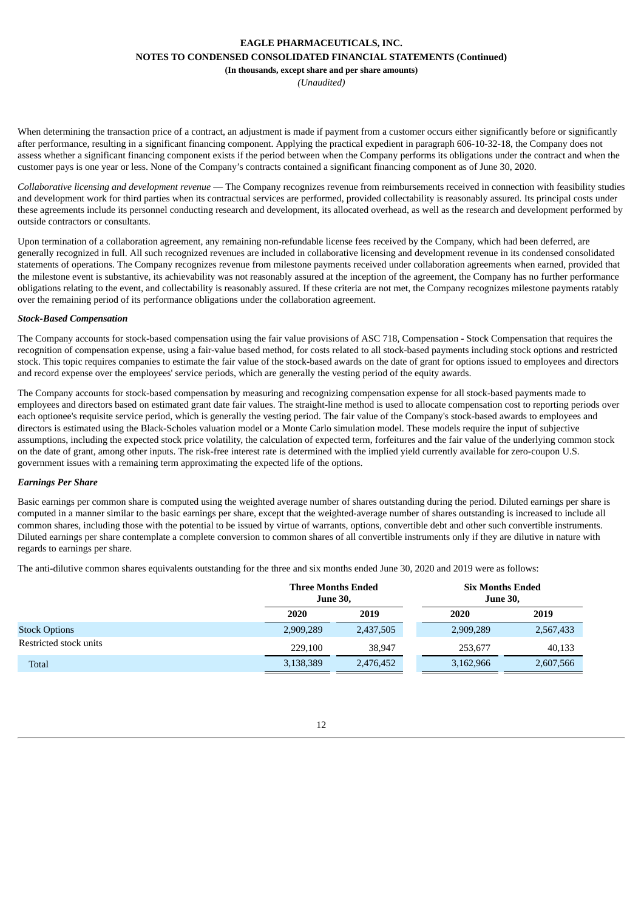When determining the transaction price of a contract, an adjustment is made if payment from a customer occurs either significantly before or significantly after performance, resulting in a significant financing component. Applying the practical expedient in paragraph 606-10-32-18, the Company does not assess whether a significant financing component exists if the period between when the Company performs its obligations under the contract and when the customer pays is one year or less. None of the Company's contracts contained a significant financing component as of June 30, 2020.

*Collaborative licensing and development revenue* — The Company recognizes revenue from reimbursements received in connection with feasibility studies and development work for third parties when its contractual services are performed, provided collectability is reasonably assured. Its principal costs under these agreements include its personnel conducting research and development, its allocated overhead, as well as the research and development performed by outside contractors or consultants.

Upon termination of a collaboration agreement, any remaining non-refundable license fees received by the Company, which had been deferred, are generally recognized in full. All such recognized revenues are included in collaborative licensing and development revenue in its condensed consolidated statements of operations. The Company recognizes revenue from milestone payments received under collaboration agreements when earned, provided that the milestone event is substantive, its achievability was not reasonably assured at the inception of the agreement, the Company has no further performance obligations relating to the event, and collectability is reasonably assured. If these criteria are not met, the Company recognizes milestone payments ratably over the remaining period of its performance obligations under the collaboration agreement.

***Stock-Based Compensation***

The Company accounts for stock-based compensation using the fair value provisions of ASC 718, Compensation - Stock Compensation that requires the recognition of compensation expense, using a fair-value based method, for costs related to all stock-based payments including stock options and restricted stock. This topic requires companies to estimate the fair value of the stock-based awards on the date of grant for options issued to employees and directors and record expense over the employees' service periods, which are generally the vesting period of the equity awards.

The Company accounts for stock-based compensation by measuring and recognizing compensation expense for all stock-based payments made to employees and directors based on estimated grant date fair values. The straight-line method is used to allocate compensation cost to reporting periods over each optionee's requisite service period, which is generally the vesting period. The fair value of the Company's stock-based awards to employees and directors is estimated using the Black-Scholes valuation model or a Monte Carlo simulation model. These models require the input of subjective assumptions, including the expected stock price volatility, the calculation of expected term, forfeitures and the fair value of the underlying common stock on the date of grant, among other inputs. The risk-free interest rate is determined with the implied yield currently available for zero-coupon U.S. government issues with a remaining term approximating the expected life of the options.

***Earnings Per Share***

Basic earnings per common share is computed using the weighted average number of shares outstanding during the period. Diluted earnings per share is computed in a manner similar to the basic earnings per share, except that the weighted-average number of shares outstanding is increased to include all common shares, including those with the potential to be issued by virtue of warrants, options, convertible debt and other such convertible instruments. Diluted earnings per share contemplate a complete conversion to common shares of all convertible instruments only if they are dilutive in nature with regards to earnings per share.

The anti-dilutive common shares equivalents outstanding for the three and six months ended June 30, 2020 and 2019 were as follows:

| | Three Months Ended June 30, | | Six Months Ended June 30, | |
|---|---|---|---|---|
| | 2020 | 2019 | 2020 | 2019 |
| Stock Options | 2,909,289 | 2,437,505 | 2,909,289 | 2,567,433 |
| Restricted stock units | 229,100 | 38,947 | 253,677 | 40,133 |
| Total | 3,138,389 | 2,476,452 | 3,162,966 | 2,607,566 |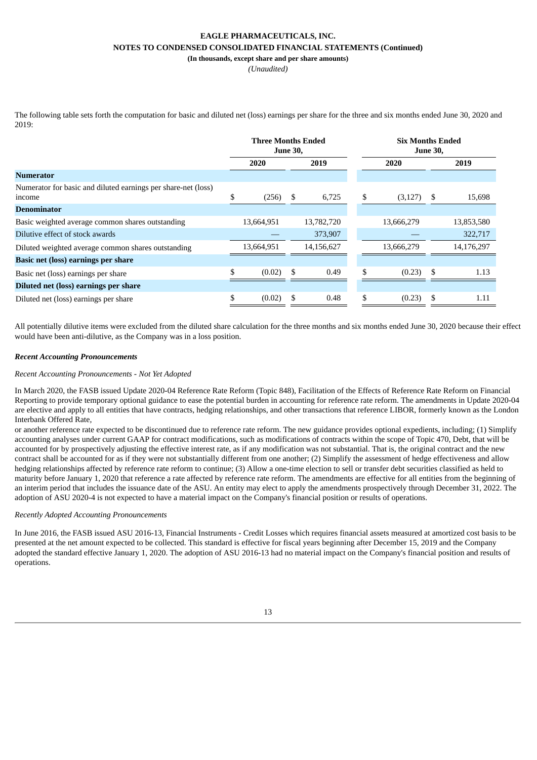The following table sets forth the computation for basic and diluted net (loss) earnings per share for the three and six months ended June 30, 2020 and 2019:

| | Three Months Ended June 30, | | Six Months Ended June 30, | |
|---|---|---|---|---|
| | 2020 | 2019 | 2020 | 2019 |
| **Numerator** | | | | |
| Numerator for basic and diluted earnings per share-net (loss) income | $ (256) | $ 6,725 | $ (3,127) | $ 15,698 |
| **Denominator** | | | | |
| Basic weighted average common shares outstanding | 13,664,951 | 13,782,720 | 13,666,279 | 13,853,580 |
| Dilutive effect of stock awards | — | 373,907 | — | 322,717 |
| Diluted weighted average common shares outstanding | 13,664,951 | 14,156,627 | 13,666,279 | 14,176,297 |
| **Basic net (loss) earnings per share** | | | | |
| Basic net (loss) earnings per share | $ (0.02) | $ 0.49 | $ (0.23) | $ 1.13 |
| **Diluted net (loss) earnings per share** | | | | |
| Diluted net (loss) earnings per share | $ (0.02) | $ 0.48 | $ (0.23) | $ 1.11 |

All potentially dilutive items were excluded from the diluted share calculation for the three months and six months ended June 30, 2020 because their effect would have been anti-dilutive, as the Company was in a loss position.

***Recent Accounting Pronouncements***

*Recent Accounting Pronouncements - Not Yet Adopted*

In March 2020, the FASB issued Update 2020-04 Reference Rate Reform (Topic 848), Facilitation of the Effects of Reference Rate Reform on Financial Reporting to provide temporary optional guidance to ease the potential burden in accounting for reference rate reform. The amendments in Update 2020-04 are elective and apply to all entities that have contracts, hedging relationships, and other transactions that reference LIBOR, formerly known as the London Interbank Offered Rate,

or another reference rate expected to be discontinued due to reference rate reform. The new guidance provides optional expedients, including; (1) Simplify accounting analyses under current GAAP for contract modifications, such as modifications of contracts within the scope of Topic 470, Debt, that will be accounted for by prospectively adjusting the effective interest rate, as if any modification was not substantial. That is, the original contract and the new contract shall be accounted for as if they were not substantially different from one another; (2) Simplify the assessment of hedge effectiveness and allow hedging relationships affected by reference rate reform to continue; (3) Allow a one-time election to sell or transfer debt securities classified as held to maturity before January 1, 2020 that reference a rate affected by reference rate reform. The amendments are effective for all entities from the beginning of an interim period that includes the issuance date of the ASU. An entity may elect to apply the amendments prospectively through December 31, 2022. The adoption of ASU 2020-4 is not expected to have a material impact on the Company's financial position or results of operations.

*Recently Adopted Accounting Pronouncements*

In June 2016, the FASB issued ASU 2016-13, Financial Instruments - Credit Losses which requires financial assets measured at amortized cost basis to be presented at the net amount expected to be collected. This standard is effective for fiscal years beginning after December 15, 2019 and the Company adopted the standard effective January 1, 2020. The adoption of ASU 2016-13 had no material impact on the Company's financial position and results of operations.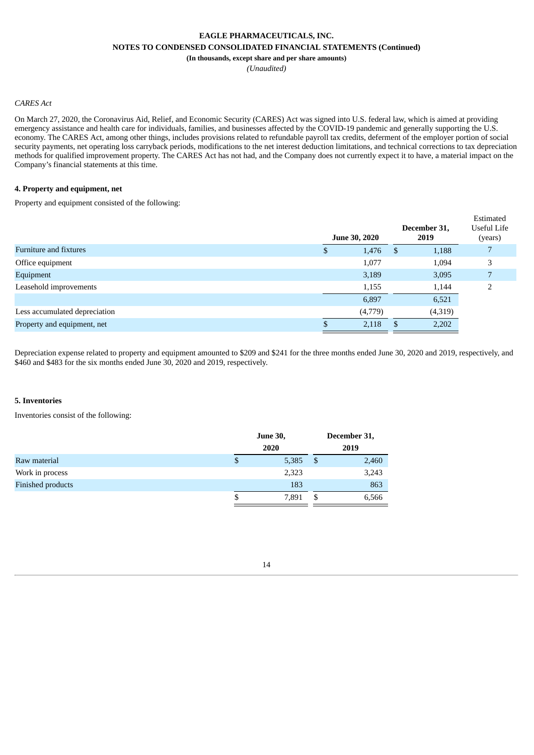*CARES Act*

On March 27, 2020, the Coronavirus Aid, Relief, and Economic Security (CARES) Act was signed into U.S. federal law, which is aimed at providing emergency assistance and health care for individuals, families, and businesses affected by the COVID-19 pandemic and generally supporting the U.S. economy. The CARES Act, among other things, includes provisions related to refundable payroll tax credits, deferment of the employer portion of social security payments, net operating loss carryback periods, modifications to the net interest deduction limitations, and technical corrections to tax depreciation methods for qualified improvement property. The CARES Act has not had, and the Company does not currently expect it to have, a material impact on the Company's financial statements at this time.

**4. Property and equipment, net**

Property and equipment consisted of the following:

| | June 30, 2020 | December 31, 2019 | Estimated Useful Life (years) |
|---|---|---|---|
| Furniture and fixtures | $ 1,476 | $ 1,188 | 7 |
| Office equipment | 1,077 | 1,094 | 3 |
| Equipment | 3,189 | 3,095 | 7 |
| Leasehold improvements | 1,155 | 1,144 | 2 |
| | 6,897 | 6,521 | |
| Less accumulated depreciation | (4,779) | (4,319) | |
| Property and equipment, net | $ 2,118 | $ 2,202 | |

Depreciation expense related to property and equipment amounted to $209 and $241 for the three months ended June 30, 2020 and 2019, respectively, and $460 and $483 for the six months ended June 30, 2020 and 2019, respectively.

**5. Inventories**

Inventories consist of the following:

| | June 30, 2020 | December 31, 2019 |
|---|---|---|
| Raw material | $ 5,385 | $ 2,460 |
| Work in process | 2,323 | 3,243 |
| Finished products | 183 | 863 |
| | $ 7,891 | $ 6,566 |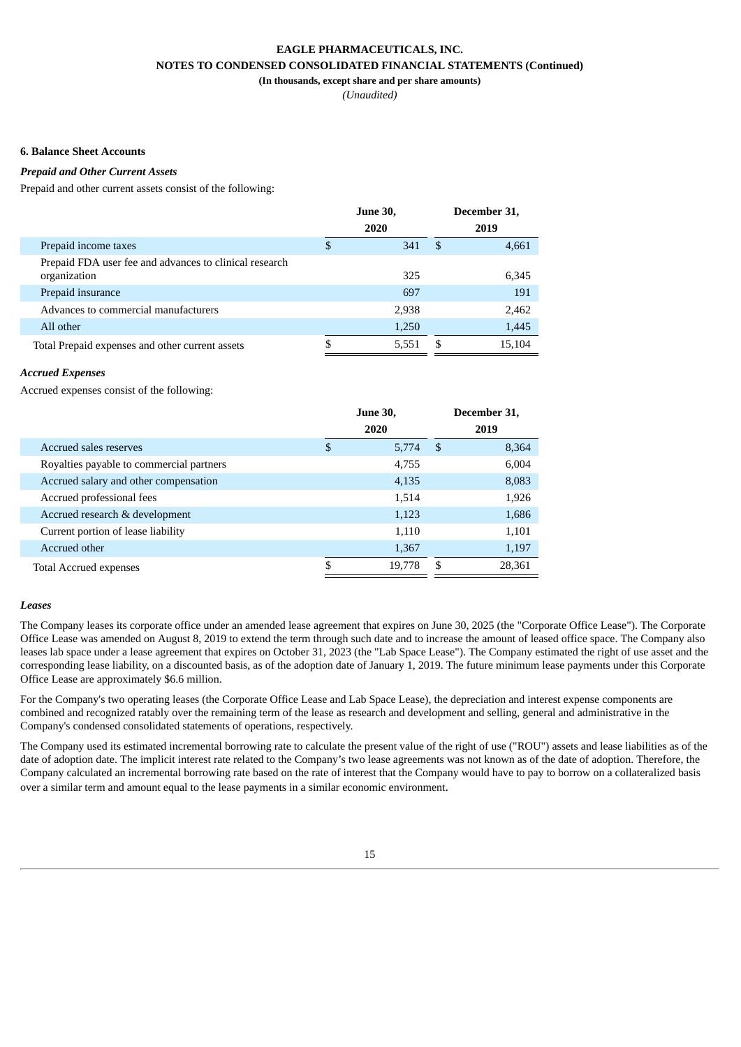EAGLE PHARMACEUTICALS, INC.

NOTES TO CONDENSED CONSOLIDATED FINANCIAL STATEMENTS (Continued)

(In thousands, except share and per share amounts)

*(Unaudited)*

**6. Balance Sheet Accounts**

***Prepaid and Other Current Assets***

Prepaid and other current assets consist of the following:

| | June 30, 2020 | December 31, 2019 |
|---|---|---|
| Prepaid income taxes | $ 341 | $ 4,661 |
| Prepaid FDA user fee and advances to clinical research organization | 325 | 6,345 |
| Prepaid insurance | 697 | 191 |
| Advances to commercial manufacturers | 2,938 | 2,462 |
| All other | 1,250 | 1,445 |
| Total Prepaid expenses and other current assets | $ 5,551 | $ 15,104 |

***Accrued Expenses***

Accrued expenses consist of the following:

| | June 30, 2020 | December 31, 2019 |
|---|---|---|
| Accrued sales reserves | $ 5,774 | $ 8,364 |
| Royalties payable to commercial partners | 4,755 | 6,004 |
| Accrued salary and other compensation | 4,135 | 8,083 |
| Accrued professional fees | 1,514 | 1,926 |
| Accrued research & development | 1,123 | 1,686 |
| Current portion of lease liability | 1,110 | 1,101 |
| Accrued other | 1,367 | 1,197 |
| Total Accrued expenses | $ 19,778 | $ 28,361 |

***Leases***

The Company leases its corporate office under an amended lease agreement that expires on June 30, 2025 (the "Corporate Office Lease"). The Corporate Office Lease was amended on August 8, 2019 to extend the term through such date and to increase the amount of leased office space. The Company also leases lab space under a lease agreement that expires on October 31, 2023 (the "Lab Space Lease"). The Company estimated the right of use asset and the corresponding lease liability, on a discounted basis, as of the adoption date of January 1, 2019. The future minimum lease payments under this Corporate Office Lease are approximately $6.6 million.

For the Company's two operating leases (the Corporate Office Lease and Lab Space Lease), the depreciation and interest expense components are combined and recognized ratably over the remaining term of the lease as research and development and selling, general and administrative in the Company's condensed consolidated statements of operations, respectively.

The Company used its estimated incremental borrowing rate to calculate the present value of the right of use ("ROU") assets and lease liabilities as of the date of adoption date. The implicit interest rate related to the Company's two lease agreements was not known as of the date of adoption. Therefore, the Company calculated an incremental borrowing rate based on the rate of interest that the Company would have to pay to borrow on a collateralized basis over a similar term and amount equal to the lease payments in a similar economic environment.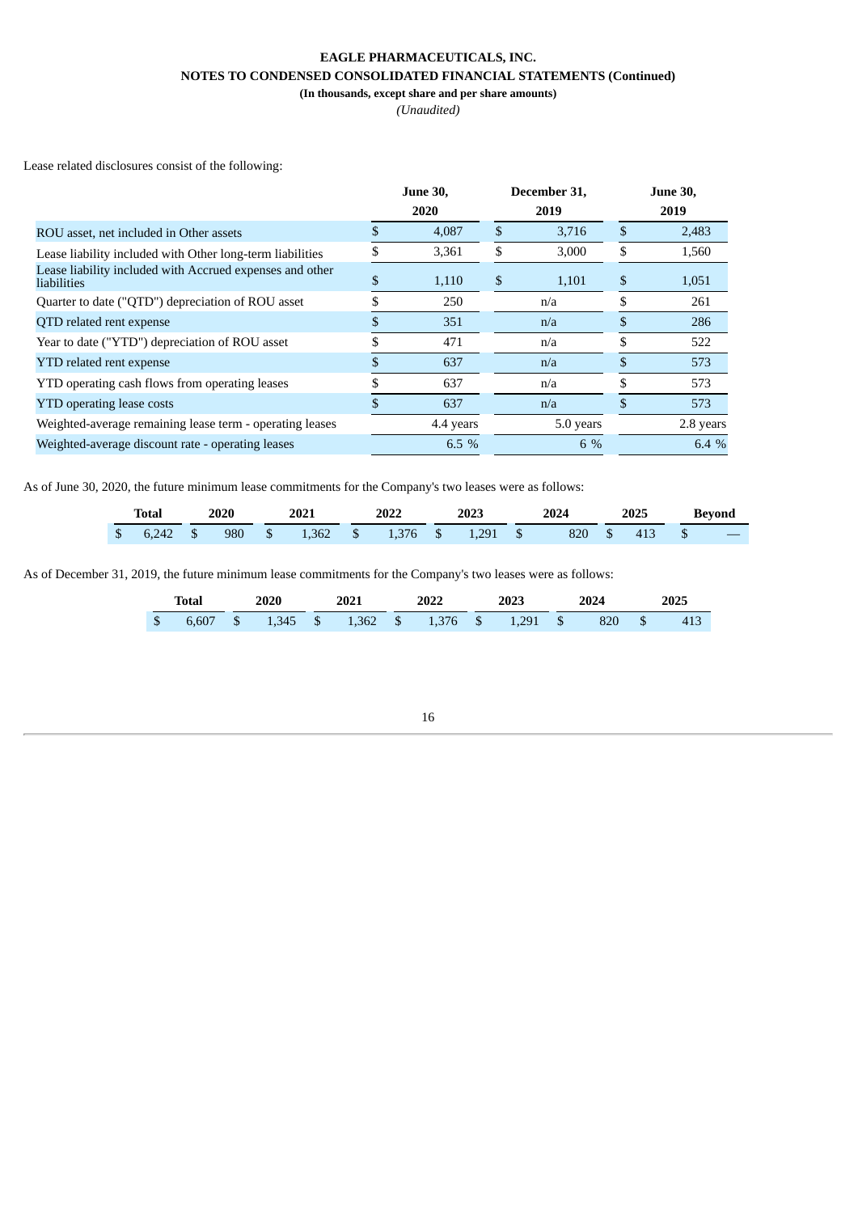# EAGLE PHARMACEUTICALS, INC.
## NOTES TO CONDENSED CONSOLIDATED FINANCIAL STATEMENTS (Continued)
**(In thousands, except share and per share amounts)**
*(Unaudited)*

Lease related disclosures consist of the following:

| | June 30, 2020 | December 31, 2019 | June 30, 2019 |
|---|---|---|---|
| ROU asset, net included in Other assets | $ 4,087 | $ 3,716 | $ 2,483 |
| Lease liability included with Other long-term liabilities | $ 3,361 | $ 3,000 | $ 1,560 |
| Lease liability included with Accrued expenses and other liabilities | $ 1,110 | $ 1,101 | $ 1,051 |
| Quarter to date ("QTD") depreciation of ROU asset | $ 250 | n/a | $ 261 |
| QTD related rent expense | $ 351 | n/a | $ 286 |
| Year to date ("YTD") depreciation of ROU asset | $ 471 | n/a | $ 522 |
| YTD related rent expense | $ 637 | n/a | $ 573 |
| YTD operating cash flows from operating leases | $ 637 | n/a | $ 573 |
| YTD operating lease costs | $ 637 | n/a | $ 573 |
| Weighted-average remaining lease term - operating leases | 4.4 years | 5.0 years | 2.8 years |
| Weighted-average discount rate - operating leases | 6.5 % | 6 % | 6.4 % |

As of June 30, 2020, the future minimum lease commitments for the Company's two leases were as follows:

| Total | 2020 | 2021 | 2022 | 2023 | 2024 | 2025 | Beyond |
|---|---|---|---|---|---|---|---|
| $ 6,242 | $ 980 | $ 1,362 | $ 1,376 | $ 1,291 | $ 820 | $ 413 | $ — |

As of December 31, 2019, the future minimum lease commitments for the Company's two leases were as follows:

| Total | 2020 | 2021 | 2022 | 2023 | 2024 | 2025 |
|---|---|---|---|---|---|---|
| $ 6,607 | $ 1,345 | $ 1,362 | $ 1,376 | $ 1,291 | $ 820 | $ 413 |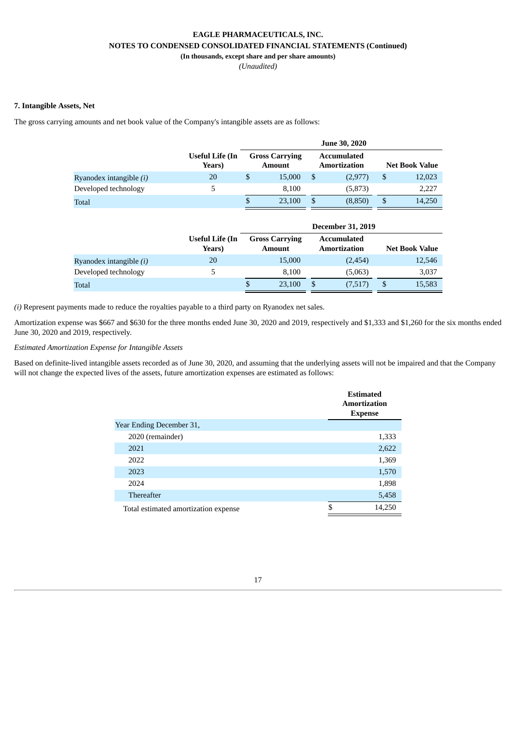**EAGLE PHARMACEUTICALS, INC.**
**NOTES TO CONDENSED CONSOLIDATED FINANCIAL STATEMENTS (Continued)**
**(In thousands, except share and per share amounts)**
*(Unaudited)*

**7. Intangible Assets, Net**

The gross carrying amounts and net book value of the Company's intangible assets are as follows:

| | | June 30, 2020 | | |
|---|---|---|---|---|
| | Useful Life (In Years) | Gross Carrying Amount | Accumulated Amortization | Net Book Value |
| Ryanodex intangible *(i)* | 20 | $ 15,000 | $ (2,977) | $ 12,023 |
| Developed technology | 5 | 8,100 | (5,873) | 2,227 |
| Total | | $ 23,100 | $ (8,850) | $ 14,250 |

| | | December 31, 2019 | | |
|---|---|---|---|---|
| | Useful Life (In Years) | Gross Carrying Amount | Accumulated Amortization | Net Book Value |
| Ryanodex intangible *(i)* | 20 | 15,000 | (2,454) | 12,546 |
| Developed technology | 5 | 8,100 | (5,063) | 3,037 |
| Total | | $ 23,100 | $ (7,517) | $ 15,583 |

*(i)* Represent payments made to reduce the royalties payable to a third party on Ryanodex net sales.

Amortization expense was $667 and $630 for the three months ended June 30, 2020 and 2019, respectively and $1,333 and $1,260 for the six months ended June 30, 2020 and 2019, respectively.

*Estimated Amortization Expense for Intangible Assets*

Based on definite-lived intangible assets recorded as of June 30, 2020, and assuming that the underlying assets will not be impaired and that the Company will not change the expected lives of the assets, future amortization expenses are estimated as follows:

| | Estimated Amortization Expense |
|---|---|
| Year Ending December 31, | |
| 2020 (remainder) | 1,333 |
| 2021 | 2,622 |
| 2022 | 1,369 |
| 2023 | 1,570 |
| 2024 | 1,898 |
| Thereafter | 5,458 |
| Total estimated amortization expense | $ 14,250 |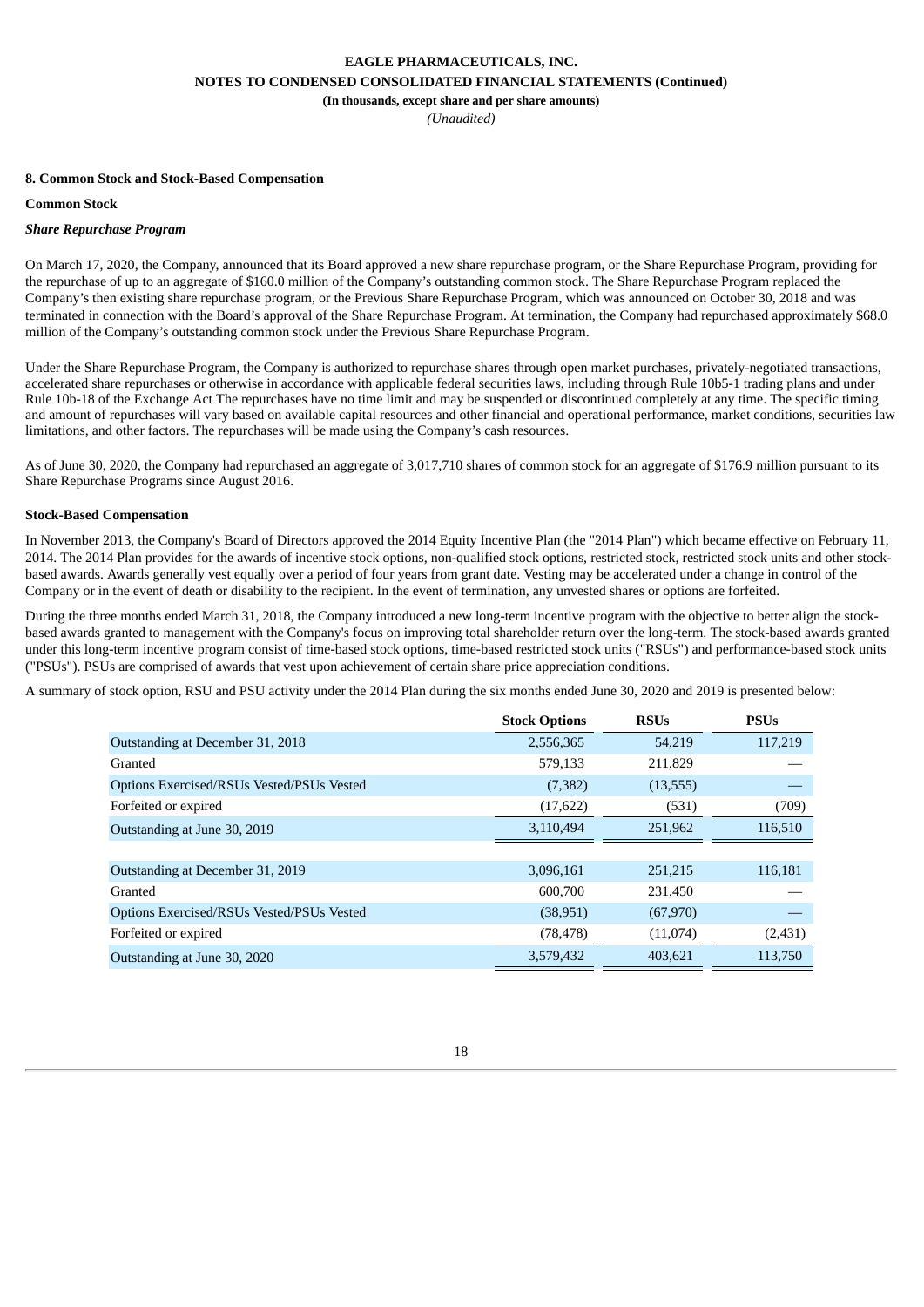**EAGLE PHARMACEUTICALS, INC.**
**NOTES TO CONDENSED CONSOLIDATED FINANCIAL STATEMENTS (Continued)**
**(In thousands, except share and per share amounts)**
*(Unaudited)*

**8. Common Stock and Stock-Based Compensation**

**Common Stock**

***Share Repurchase Program***

On March 17, 2020, the Company, announced that its Board approved a new share repurchase program, or the Share Repurchase Program, providing for the repurchase of up to an aggregate of $160.0 million of the Company's outstanding common stock. The Share Repurchase Program replaced the Company's then existing share repurchase program, or the Previous Share Repurchase Program, which was announced on October 30, 2018 and was terminated in connection with the Board's approval of the Share Repurchase Program. At termination, the Company had repurchased approximately $68.0 million of the Company's outstanding common stock under the Previous Share Repurchase Program.

Under the Share Repurchase Program, the Company is authorized to repurchase shares through open market purchases, privately-negotiated transactions, accelerated share repurchases or otherwise in accordance with applicable federal securities laws, including through Rule 10b5-1 trading plans and under Rule 10b-18 of the Exchange Act The repurchases have no time limit and may be suspended or discontinued completely at any time. The specific timing and amount of repurchases will vary based on available capital resources and other financial and operational performance, market conditions, securities law limitations, and other factors. The repurchases will be made using the Company's cash resources.

As of June 30, 2020, the Company had repurchased an aggregate of 3,017,710 shares of common stock for an aggregate of $176.9 million pursuant to its Share Repurchase Programs since August 2016.

**Stock-Based Compensation**

In November 2013, the Company's Board of Directors approved the 2014 Equity Incentive Plan (the "2014 Plan") which became effective on February 11, 2014. The 2014 Plan provides for the awards of incentive stock options, non-qualified stock options, restricted stock, restricted stock units and other stock-based awards. Awards generally vest equally over a period of four years from grant date. Vesting may be accelerated under a change in control of the Company or in the event of death or disability to the recipient. In the event of termination, any unvested shares or options are forfeited.

During the three months ended March 31, 2018, the Company introduced a new long-term incentive program with the objective to better align the stock-based awards granted to management with the Company's focus on improving total shareholder return over the long-term. The stock-based awards granted under this long-term incentive program consist of time-based stock options, time-based restricted stock units ("RSUs") and performance-based stock units ("PSUs"). PSUs are comprised of awards that vest upon achievement of certain share price appreciation conditions.

A summary of stock option, RSU and PSU activity under the 2014 Plan during the six months ended June 30, 2020 and 2019 is presented below:

| | Stock Options | RSUs | PSUs |
|---|---|---|---|
| Outstanding at December 31, 2018 | 2,556,365 | 54,219 | 117,219 |
| Granted | 579,133 | 211,829 | — |
| Options Exercised/RSUs Vested/PSUs Vested | (7,382) | (13,555) | — |
| Forfeited or expired | (17,622) | (531) | (709) |
| Outstanding at June 30, 2019 | 3,110,494 | 251,962 | 116,510 |
| | | | |
| Outstanding at December 31, 2019 | 3,096,161 | 251,215 | 116,181 |
| Granted | 600,700 | 231,450 | — |
| Options Exercised/RSUs Vested/PSUs Vested | (38,951) | (67,970) | — |
| Forfeited or expired | (78,478) | (11,074) | (2,431) |
| Outstanding at June 30, 2020 | 3,579,432 | 403,621 | 113,750 |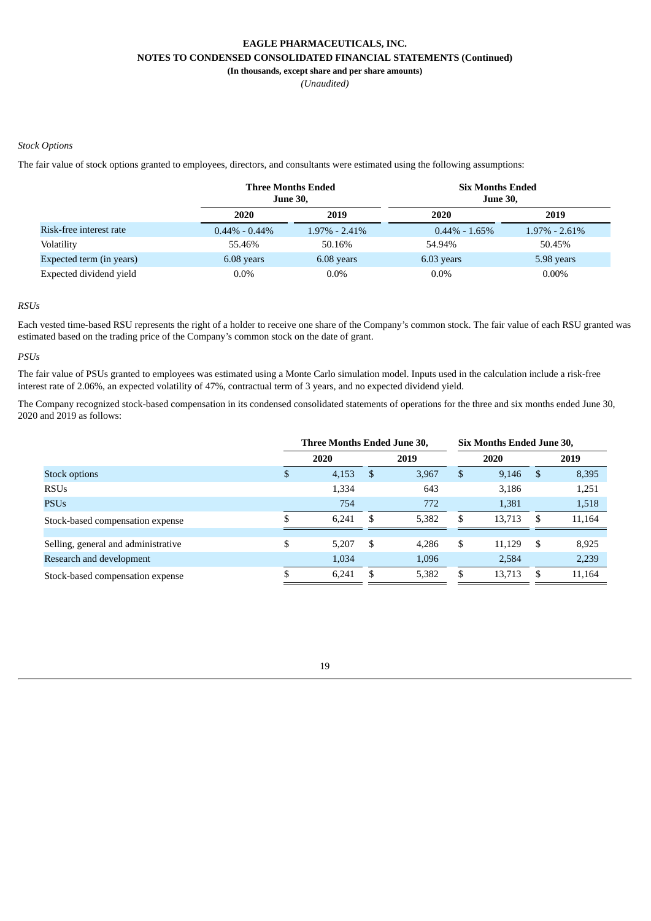*Stock Options*

The fair value of stock options granted to employees, directors, and consultants were estimated using the following assumptions:

| | Three Months Ended June 30, | | Six Months Ended June 30, | |
|---|---|---|---|---|
| | 2020 | 2019 | 2020 | 2019 |
| Risk-free interest rate | 0.44% - 0.44% | 1.97% - 2.41% | 0.44% - 1.65% | 1.97% - 2.61% |
| Volatility | 55.46% | 50.16% | 54.94% | 50.45% |
| Expected term (in years) | 6.08 years | 6.08 years | 6.03 years | 5.98 years |
| Expected dividend yield | 0.0% | 0.0% | 0.0% | 0.00% |

*RSUs*

Each vested time-based RSU represents the right of a holder to receive one share of the Company's common stock. The fair value of each RSU granted was estimated based on the trading price of the Company's common stock on the date of grant.

*PSUs*

The fair value of PSUs granted to employees was estimated using a Monte Carlo simulation model. Inputs used in the calculation include a risk-free interest rate of 2.06%, an expected volatility of 47%, contractual term of 3 years, and no expected dividend yield.

The Company recognized stock-based compensation in its condensed consolidated statements of operations for the three and six months ended June 30, 2020 and 2019 as follows:

| | Three Months Ended June 30, | | Six Months Ended June 30, | |
|---|---|---|---|---|
| | 2020 | 2019 | 2020 | 2019 |
| Stock options | $ 4,153 | $ 3,967 | $ 9,146 | $ 8,395 |
| RSUs | 1,334 | 643 | 3,186 | 1,251 |
| PSUs | 754 | 772 | 1,381 | 1,518 |
| Stock-based compensation expense | $ 6,241 | $ 5,382 | $ 13,713 | $ 11,164 |
| | | | | |
| Selling, general and administrative | $ 5,207 | $ 4,286 | $ 11,129 | $ 8,925 |
| Research and development | 1,034 | 1,096 | 2,584 | 2,239 |
| Stock-based compensation expense | $ 6,241 | $ 5,382 | $ 13,713 | $ 11,164 |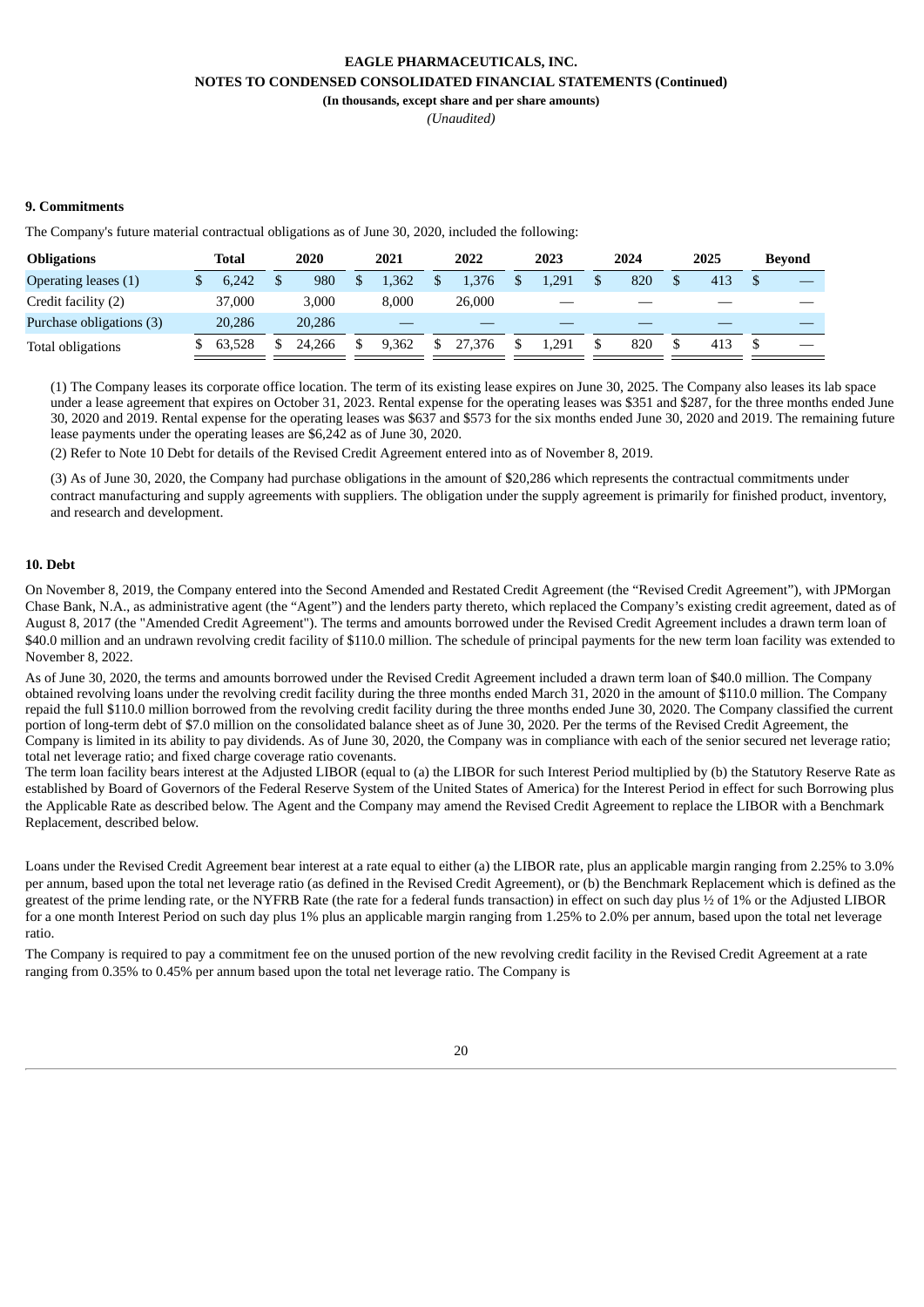### 9. Commitments

The Company's future material contractual obligations as of June 30, 2020, included the following:

| Obligations | Total | 2020 | 2021 | 2022 | 2023 | 2024 | 2025 | Beyond |
|---|---|---|---|---|---|---|---|---|
| Operating leases (1) | $ 6,242 | $ 980 | $ 1,362 | $ 1,376 | $ 1,291 | $ 820 | $ 413 | $ — |
| Credit facility (2) | 37,000 | 3,000 | 8,000 | 26,000 | — | — | — | — |
| Purchase obligations (3) | 20,286 | 20,286 | — | — | — | — | — | — |
| Total obligations | $ 63,528 | $ 24,266 | $ 9,362 | $ 27,376 | $ 1,291 | $ 820 | $ 413 | $ — |

(1) The Company leases its corporate office location. The term of its existing lease expires on June 30, 2025. The Company also leases its lab space under a lease agreement that expires on October 31, 2023. Rental expense for the operating leases was $351 and $287, for the three months ended June 30, 2020 and 2019. Rental expense for the operating leases was $637 and $573 for the six months ended June 30, 2020 and 2019. The remaining future lease payments under the operating leases are $6,242 as of June 30, 2020.

(2) Refer to Note 10 Debt for details of the Revised Credit Agreement entered into as of November 8, 2019.

(3) As of June 30, 2020, the Company had purchase obligations in the amount of $20,286 which represents the contractual commitments under contract manufacturing and supply agreements with suppliers. The obligation under the supply agreement is primarily for finished product, inventory, and research and development.

### 10. Debt

On November 8, 2019, the Company entered into the Second Amended and Restated Credit Agreement (the "Revised Credit Agreement"), with JPMorgan Chase Bank, N.A., as administrative agent (the "Agent") and the lenders party thereto, which replaced the Company's existing credit agreement, dated as of August 8, 2017 (the "Amended Credit Agreement"). The terms and amounts borrowed under the Revised Credit Agreement includes a drawn term loan of $40.0 million and an undrawn revolving credit facility of $110.0 million. The schedule of principal payments for the new term loan facility was extended to November 8, 2022.

As of June 30, 2020, the terms and amounts borrowed under the Revised Credit Agreement included a drawn term loan of $40.0 million. The Company obtained revolving loans under the revolving credit facility during the three months ended March 31, 2020 in the amount of $110.0 million. The Company repaid the full $110.0 million borrowed from the revolving credit facility during the three months ended June 30, 2020. The Company classified the current portion of long-term debt of $7.0 million on the consolidated balance sheet as of June 30, 2020. Per the terms of the Revised Credit Agreement, the Company is limited in its ability to pay dividends. As of June 30, 2020, the Company was in compliance with each of the senior secured net leverage ratio; total net leverage ratio; and fixed charge coverage ratio covenants.

The term loan facility bears interest at the Adjusted LIBOR (equal to (a) the LIBOR for such Interest Period multiplied by (b) the Statutory Reserve Rate as established by Board of Governors of the Federal Reserve System of the United States of America) for the Interest Period in effect for such Borrowing plus the Applicable Rate as described below. The Agent and the Company may amend the Revised Credit Agreement to replace the LIBOR with a Benchmark Replacement, described below.

Loans under the Revised Credit Agreement bear interest at a rate equal to either (a) the LIBOR rate, plus an applicable margin ranging from 2.25% to 3.0% per annum, based upon the total net leverage ratio (as defined in the Revised Credit Agreement), or (b) the Benchmark Replacement which is defined as the greatest of the prime lending rate, or the NYFRB Rate (the rate for a federal funds transaction) in effect on such day plus ½ of 1% or the Adjusted LIBOR for a one month Interest Period on such day plus 1% plus an applicable margin ranging from 1.25% to 2.0% per annum, based upon the total net leverage ratio.

The Company is required to pay a commitment fee on the unused portion of the new revolving credit facility in the Revised Credit Agreement at a rate ranging from 0.35% to 0.45% per annum based upon the total net leverage ratio. The Company is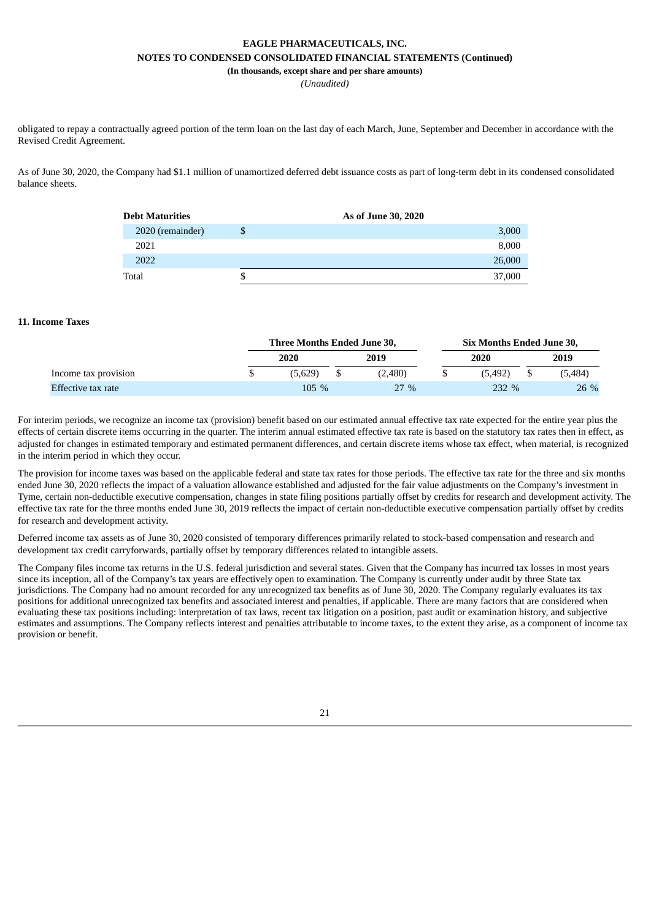obligated to repay a contractually agreed portion of the term loan on the last day of each March, June, September and December in accordance with the Revised Credit Agreement.

As of June 30, 2020, the Company had $1.1 million of unamortized deferred debt issuance costs as part of long-term debt in its condensed consolidated balance sheets.

| **Debt Maturities** | | **As of June 30, 2020** |
|---|---|---|
| 2020 (remainder) | $ | 3,000 |
| 2021 | | 8,000 |
| 2022 | | 26,000 |
| Total | $ | 37,000 |

**11. Income Taxes**

| | **Three Months Ended June 30,** | | **Six Months Ended June 30,** | |
|---|---|---|---|---|
| | **2020** | **2019** | **2020** | **2019** |
| Income tax provision | $ (5,629) | $ (2,480) | $ (5,492) | $ (5,484) |
| Effective tax rate | 105 % | 27 % | 232 % | 26 % |

For interim periods, we recognize an income tax (provision) benefit based on our estimated annual effective tax rate expected for the entire year plus the effects of certain discrete items occurring in the quarter. The interim annual estimated effective tax rate is based on the statutory tax rates then in effect, as adjusted for changes in estimated temporary and estimated permanent differences, and certain discrete items whose tax effect, when material, is recognized in the interim period in which they occur.

The provision for income taxes was based on the applicable federal and state tax rates for those periods. The effective tax rate for the three and six months ended June 30, 2020 reflects the impact of a valuation allowance established and adjusted for the fair value adjustments on the Company's investment in Tyme, certain non-deductible executive compensation, changes in state filing positions partially offset by credits for research and development activity. The effective tax rate for the three months ended June 30, 2019 reflects the impact of certain non-deductible executive compensation partially offset by credits for research and development activity.

Deferred income tax assets as of June 30, 2020 consisted of temporary differences primarily related to stock-based compensation and research and development tax credit carryforwards, partially offset by temporary differences related to intangible assets.

The Company files income tax returns in the U.S. federal jurisdiction and several states. Given that the Company has incurred tax losses in most years since its inception, all of the Company's tax years are effectively open to examination. The Company is currently under audit by three State tax jurisdictions. The Company had no amount recorded for any unrecognized tax benefits as of June 30, 2020. The Company regularly evaluates its tax positions for additional unrecognized tax benefits and associated interest and penalties, if applicable. There are many factors that are considered when evaluating these tax positions including: interpretation of tax laws, recent tax litigation on a position, past audit or examination history, and subjective estimates and assumptions. The Company reflects interest and penalties attributable to income taxes, to the extent they arise, as a component of income tax provision or benefit.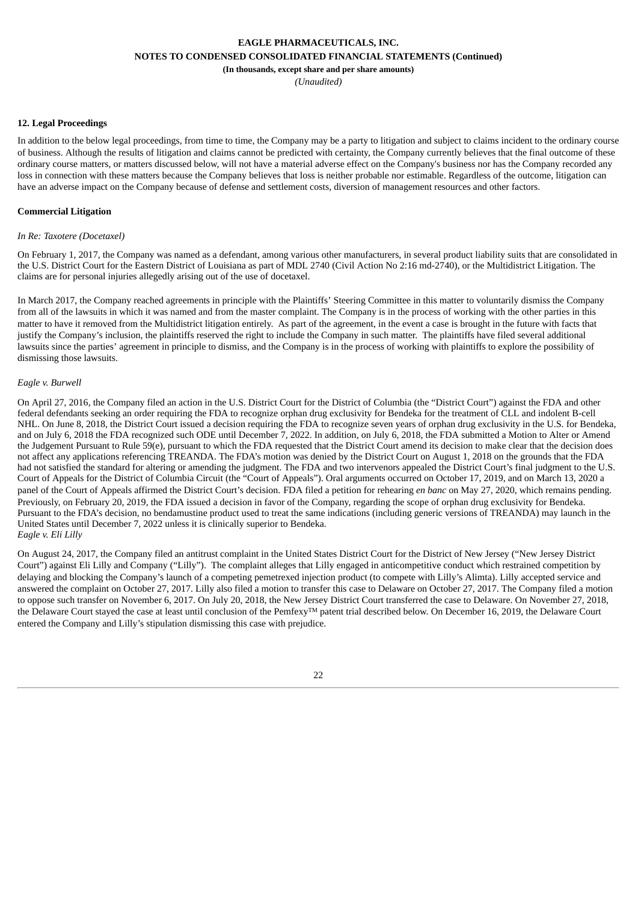## 12. Legal Proceedings

In addition to the below legal proceedings, from time to time, the Company may be a party to litigation and subject to claims incident to the ordinary course of business. Although the results of litigation and claims cannot be predicted with certainty, the Company currently believes that the final outcome of these ordinary course matters, or matters discussed below, will not have a material adverse effect on the Company's business nor has the Company recorded any loss in connection with these matters because the Company believes that loss is neither probable nor estimable. Regardless of the outcome, litigation can have an adverse impact on the Company because of defense and settlement costs, diversion of management resources and other factors.

### Commercial Litigation

*In Re: Taxotere (Docetaxel)*

On February 1, 2017, the Company was named as a defendant, among various other manufacturers, in several product liability suits that are consolidated in the U.S. District Court for the Eastern District of Louisiana as part of MDL 2740 (Civil Action No 2:16 md-2740), or the Multidistrict Litigation. The claims are for personal injuries allegedly arising out of the use of docetaxel.

In March 2017, the Company reached agreements in principle with the Plaintiffs' Steering Committee in this matter to voluntarily dismiss the Company from all of the lawsuits in which it was named and from the master complaint. The Company is in the process of working with the other parties in this matter to have it removed from the Multidistrict litigation entirely. As part of the agreement, in the event a case is brought in the future with facts that justify the Company's inclusion, the plaintiffs reserved the right to include the Company in such matter. The plaintiffs have filed several additional lawsuits since the parties' agreement in principle to dismiss, and the Company is in the process of working with plaintiffs to explore the possibility of dismissing those lawsuits.

*Eagle v. Burwell*

On April 27, 2016, the Company filed an action in the U.S. District Court for the District of Columbia (the "District Court") against the FDA and other federal defendants seeking an order requiring the FDA to recognize orphan drug exclusivity for Bendeka for the treatment of CLL and indolent B-cell NHL. On June 8, 2018, the District Court issued a decision requiring the FDA to recognize seven years of orphan drug exclusivity in the U.S. for Bendeka, and on July 6, 2018 the FDA recognized such ODE until December 7, 2022. In addition, on July 6, 2018, the FDA submitted a Motion to Alter or Amend the Judgement Pursuant to Rule 59(e), pursuant to which the FDA requested that the District Court amend its decision to make clear that the decision does not affect any applications referencing TREANDA. The FDA's motion was denied by the District Court on August 1, 2018 on the grounds that the FDA had not satisfied the standard for altering or amending the judgment. The FDA and two intervenors appealed the District Court's final judgment to the U.S. Court of Appeals for the District of Columbia Circuit (the "Court of Appeals"). Oral arguments occurred on October 17, 2019, and on March 13, 2020 a panel of the Court of Appeals affirmed the District Court's decision. FDA filed a petition for rehearing *en banc* on May 27, 2020, which remains pending. Previously, on February 20, 2019, the FDA issued a decision in favor of the Company, regarding the scope of orphan drug exclusivity for Bendeka. Pursuant to the FDA's decision, no bendamustine product used to treat the same indications (including generic versions of TREANDA) may launch in the United States until December 7, 2022 unless it is clinically superior to Bendeka.

*Eagle v. Eli Lilly*

On August 24, 2017, the Company filed an antitrust complaint in the United States District Court for the District of New Jersey ("New Jersey District Court") against Eli Lilly and Company ("Lilly"). The complaint alleges that Lilly engaged in anticompetitive conduct which restrained competition by delaying and blocking the Company's launch of a competing pemetrexed injection product (to compete with Lilly's Alimta). Lilly accepted service and answered the complaint on October 27, 2017. Lilly also filed a motion to transfer this case to Delaware on October 27, 2017. The Company filed a motion to oppose such transfer on November 6, 2017. On July 20, 2018, the New Jersey District Court transferred the case to Delaware. On November 27, 2018, the Delaware Court stayed the case at least until conclusion of the Pemfexy™ patent trial described below. On December 16, 2019, the Delaware Court entered the Company and Lilly's stipulation dismissing this case with prejudice.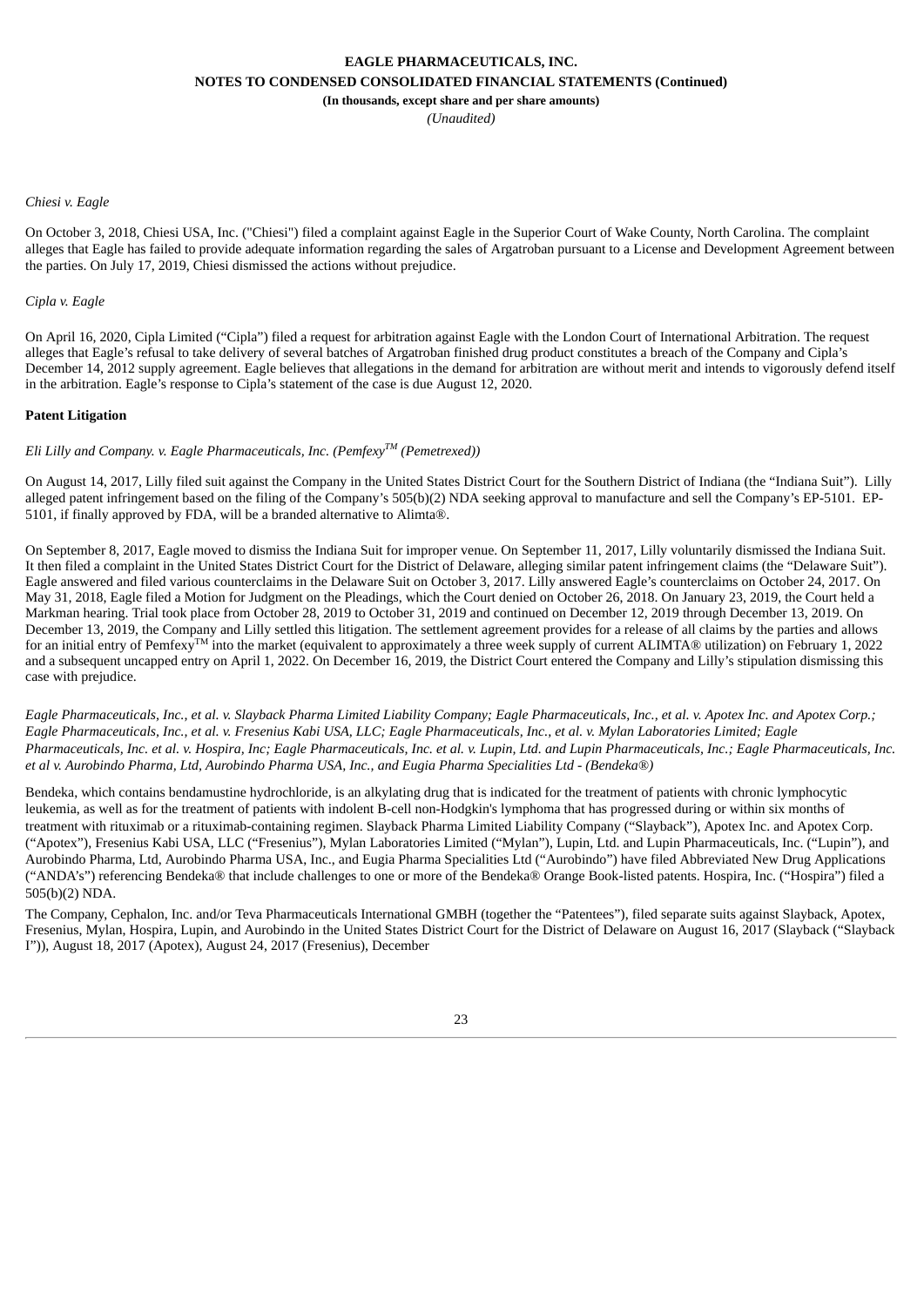*Chiesi v. Eagle*

On October 3, 2018, Chiesi USA, Inc. ("Chiesi") filed a complaint against Eagle in the Superior Court of Wake County, North Carolina. The complaint alleges that Eagle has failed to provide adequate information regarding the sales of Argatroban pursuant to a License and Development Agreement between the parties. On July 17, 2019, Chiesi dismissed the actions without prejudice.

*Cipla v. Eagle*

On April 16, 2020, Cipla Limited ("Cipla") filed a request for arbitration against Eagle with the London Court of International Arbitration. The request alleges that Eagle's refusal to take delivery of several batches of Argatroban finished drug product constitutes a breach of the Company and Cipla's December 14, 2012 supply agreement. Eagle believes that allegations in the demand for arbitration are without merit and intends to vigorously defend itself in the arbitration. Eagle's response to Cipla's statement of the case is due August 12, 2020.

**Patent Litigation**

*Eli Lilly and Company. v. Eagle Pharmaceuticals, Inc. (Pemfexy™ (Pemetrexed))*

On August 14, 2017, Lilly filed suit against the Company in the United States District Court for the Southern District of Indiana (the "Indiana Suit"). Lilly alleged patent infringement based on the filing of the Company's 505(b)(2) NDA seeking approval to manufacture and sell the Company's EP-5101. EP-5101, if finally approved by FDA, will be a branded alternative to Alimta®.

On September 8, 2017, Eagle moved to dismiss the Indiana Suit for improper venue. On September 11, 2017, Lilly voluntarily dismissed the Indiana Suit. It then filed a complaint in the United States District Court for the District of Delaware, alleging similar patent infringement claims (the "Delaware Suit"). Eagle answered and filed various counterclaims in the Delaware Suit on October 3, 2017. Lilly answered Eagle's counterclaims on October 24, 2017. On May 31, 2018, Eagle filed a Motion for Judgment on the Pleadings, which the Court denied on October 26, 2018. On January 23, 2019, the Court held a Markman hearing. Trial took place from October 28, 2019 to October 31, 2019 and continued on December 12, 2019 through December 13, 2019. On December 13, 2019, the Company and Lilly settled this litigation. The settlement agreement provides for a release of all claims by the parties and allows for an initial entry of Pemfexy™ into the market (equivalent to approximately a three week supply of current ALIMTA® utilization) on February 1, 2022 and a subsequent uncapped entry on April 1, 2022. On December 16, 2019, the District Court entered the Company and Lilly's stipulation dismissing this case with prejudice.

*Eagle Pharmaceuticals, Inc., et al. v. Slayback Pharma Limited Liability Company; Eagle Pharmaceuticals, Inc., et al. v. Apotex Inc. and Apotex Corp.; Eagle Pharmaceuticals, Inc., et al. v. Fresenius Kabi USA, LLC; Eagle Pharmaceuticals, Inc., et al. v. Mylan Laboratories Limited; Eagle Pharmaceuticals, Inc. et al. v. Hospira, Inc; Eagle Pharmaceuticals, Inc. et al. v. Lupin, Ltd. and Lupin Pharmaceuticals, Inc.; Eagle Pharmaceuticals, Inc. et al v. Aurobindo Pharma, Ltd, Aurobindo Pharma USA, Inc., and Eugia Pharma Specialities Ltd - (Bendeka®)*

Bendeka, which contains bendamustine hydrochloride, is an alkylating drug that is indicated for the treatment of patients with chronic lymphocytic leukemia, as well as for the treatment of patients with indolent B-cell non-Hodgkin's lymphoma that has progressed during or within six months of treatment with rituximab or a rituximab-containing regimen. Slayback Pharma Limited Liability Company ("Slayback"), Apotex Inc. and Apotex Corp. ("Apotex"), Fresenius Kabi USA, LLC ("Fresenius"), Mylan Laboratories Limited ("Mylan"), Lupin, Ltd. and Lupin Pharmaceuticals, Inc. ("Lupin"), and Aurobindo Pharma, Ltd, Aurobindo Pharma USA, Inc., and Eugia Pharma Specialities Ltd ("Aurobindo") have filed Abbreviated New Drug Applications ("ANDA's") referencing Bendeka® that include challenges to one or more of the Bendeka® Orange Book-listed patents. Hospira, Inc. ("Hospira") filed a 505(b)(2) NDA.

The Company, Cephalon, Inc. and/or Teva Pharmaceuticals International GMBH (together the "Patentees"), filed separate suits against Slayback, Apotex, Fresenius, Mylan, Hospira, Lupin, and Aurobindo in the United States District Court for the District of Delaware on August 16, 2017 (Slayback ("Slayback I")), August 18, 2017 (Apotex), August 24, 2017 (Fresenius), December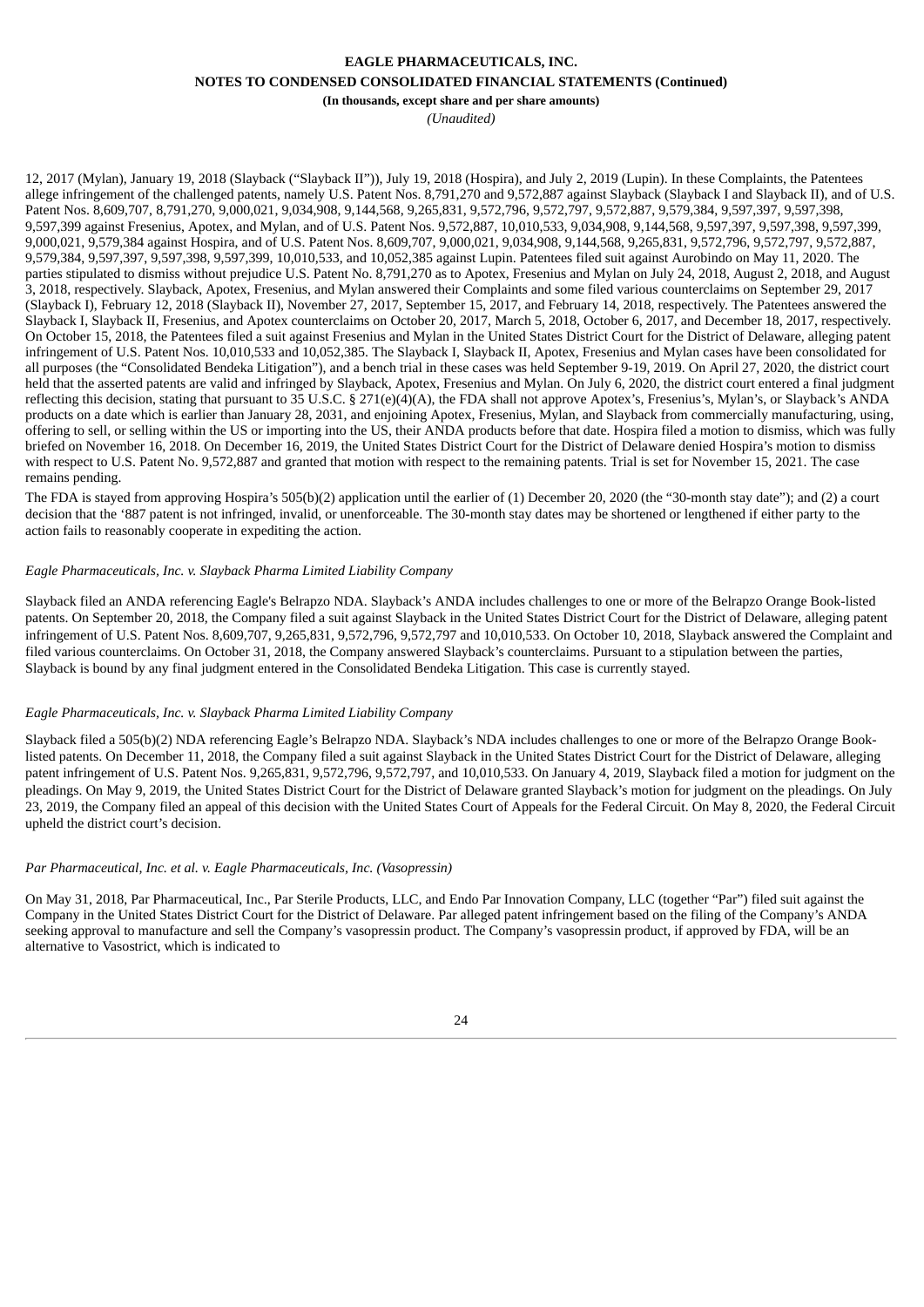12, 2017 (Mylan), January 19, 2018 (Slayback ("Slayback II")), July 19, 2018 (Hospira), and July 2, 2019 (Lupin). In these Complaints, the Patentees allege infringement of the challenged patents, namely U.S. Patent Nos. 8,791,270 and 9,572,887 against Slayback (Slayback I and Slayback II), and of U.S. Patent Nos. 8,609,707, 8,791,270, 9,000,021, 9,034,908, 9,144,568, 9,265,831, 9,572,796, 9,572,797, 9,572,887, 9,579,384, 9,597,397, 9,597,398, 9,597,399 against Fresenius, Apotex, and Mylan, and of U.S. Patent Nos. 9,572,887, 10,010,533, 9,034,908, 9,144,568, 9,597,397, 9,597,398, 9,597,399, 9,000,021, 9,579,384 against Hospira, and of U.S. Patent Nos. 8,609,707, 9,000,021, 9,034,908, 9,144,568, 9,265,831, 9,572,796, 9,572,797, 9,572,887, 9,579,384, 9,597,397, 9,597,398, 9,597,399, 10,010,533, and 10,052,385 against Lupin. Patentees filed suit against Aurobindo on May 11, 2020. The parties stipulated to dismiss without prejudice U.S. Patent No. 8,791,270 as to Apotex, Fresenius and Mylan on July 24, 2018, August 2, 2018, and August 3, 2018, respectively. Slayback, Apotex, Fresenius, and Mylan answered their Complaints and some filed various counterclaims on September 29, 2017 (Slayback I), February 12, 2018 (Slayback II), November 27, 2017, September 15, 2017, and February 14, 2018, respectively. The Patentees answered the Slayback I, Slayback II, Fresenius, and Apotex counterclaims on October 20, 2017, March 5, 2018, October 6, 2017, and December 18, 2017, respectively. On October 15, 2018, the Patentees filed a suit against Fresenius and Mylan in the United States District Court for the District of Delaware, alleging patent infringement of U.S. Patent Nos. 10,010,533 and 10,052,385. The Slayback I, Slayback II, Apotex, Fresenius and Mylan cases have been consolidated for all purposes (the "Consolidated Bendeka Litigation"), and a bench trial in these cases was held September 9-19, 2019. On April 27, 2020, the district court held that the asserted patents are valid and infringed by Slayback, Apotex, Fresenius and Mylan. On July 6, 2020, the district court entered a final judgment reflecting this decision, stating that pursuant to 35 U.S.C. § 271(e)(4)(A), the FDA shall not approve Apotex's, Fresenius's, Mylan's, or Slayback's ANDA products on a date which is earlier than January 28, 2031, and enjoining Apotex, Fresenius, Mylan, and Slayback from commercially manufacturing, using, offering to sell, or selling within the US or importing into the US, their ANDA products before that date. Hospira filed a motion to dismiss, which was fully briefed on November 16, 2018. On December 16, 2019, the United States District Court for the District of Delaware denied Hospira's motion to dismiss with respect to U.S. Patent No. 9,572,887 and granted that motion with respect to the remaining patents. Trial is set for November 15, 2021. The case remains pending.

The FDA is stayed from approving Hospira's 505(b)(2) application until the earlier of (1) December 20, 2020 (the "30-month stay date"); and (2) a court decision that the '887 patent is not infringed, invalid, or unenforceable. The 30-month stay dates may be shortened or lengthened if either party to the action fails to reasonably cooperate in expediting the action.

*Eagle Pharmaceuticals, Inc. v. Slayback Pharma Limited Liability Company*

Slayback filed an ANDA referencing Eagle's Belrapzo NDA. Slayback's ANDA includes challenges to one or more of the Belrapzo Orange Book-listed patents. On September 20, 2018, the Company filed a suit against Slayback in the United States District Court for the District of Delaware, alleging patent infringement of U.S. Patent Nos. 8,609,707, 9,265,831, 9,572,796, 9,572,797 and 10,010,533. On October 10, 2018, Slayback answered the Complaint and filed various counterclaims. On October 31, 2018, the Company answered Slayback's counterclaims. Pursuant to a stipulation between the parties, Slayback is bound by any final judgment entered in the Consolidated Bendeka Litigation. This case is currently stayed.

*Eagle Pharmaceuticals, Inc. v. Slayback Pharma Limited Liability Company*

Slayback filed a 505(b)(2) NDA referencing Eagle's Belrapzo NDA. Slayback's NDA includes challenges to one or more of the Belrapzo Orange Book-listed patents. On December 11, 2018, the Company filed a suit against Slayback in the United States District Court for the District of Delaware, alleging patent infringement of U.S. Patent Nos. 9,265,831, 9,572,796, 9,572,797, and 10,010,533. On January 4, 2019, Slayback filed a motion for judgment on the pleadings. On May 9, 2019, the United States District Court for the District of Delaware granted Slayback's motion for judgment on the pleadings. On July 23, 2019, the Company filed an appeal of this decision with the United States Court of Appeals for the Federal Circuit. On May 8, 2020, the Federal Circuit upheld the district court's decision.

*Par Pharmaceutical, Inc. et al. v. Eagle Pharmaceuticals, Inc. (Vasopressin)*

On May 31, 2018, Par Pharmaceutical, Inc., Par Sterile Products, LLC, and Endo Par Innovation Company, LLC (together "Par") filed suit against the Company in the United States District Court for the District of Delaware. Par alleged patent infringement based on the filing of the Company's ANDA seeking approval to manufacture and sell the Company's vasopressin product. The Company's vasopressin product, if approved by FDA, will be an alternative to Vasostrict, which is indicated to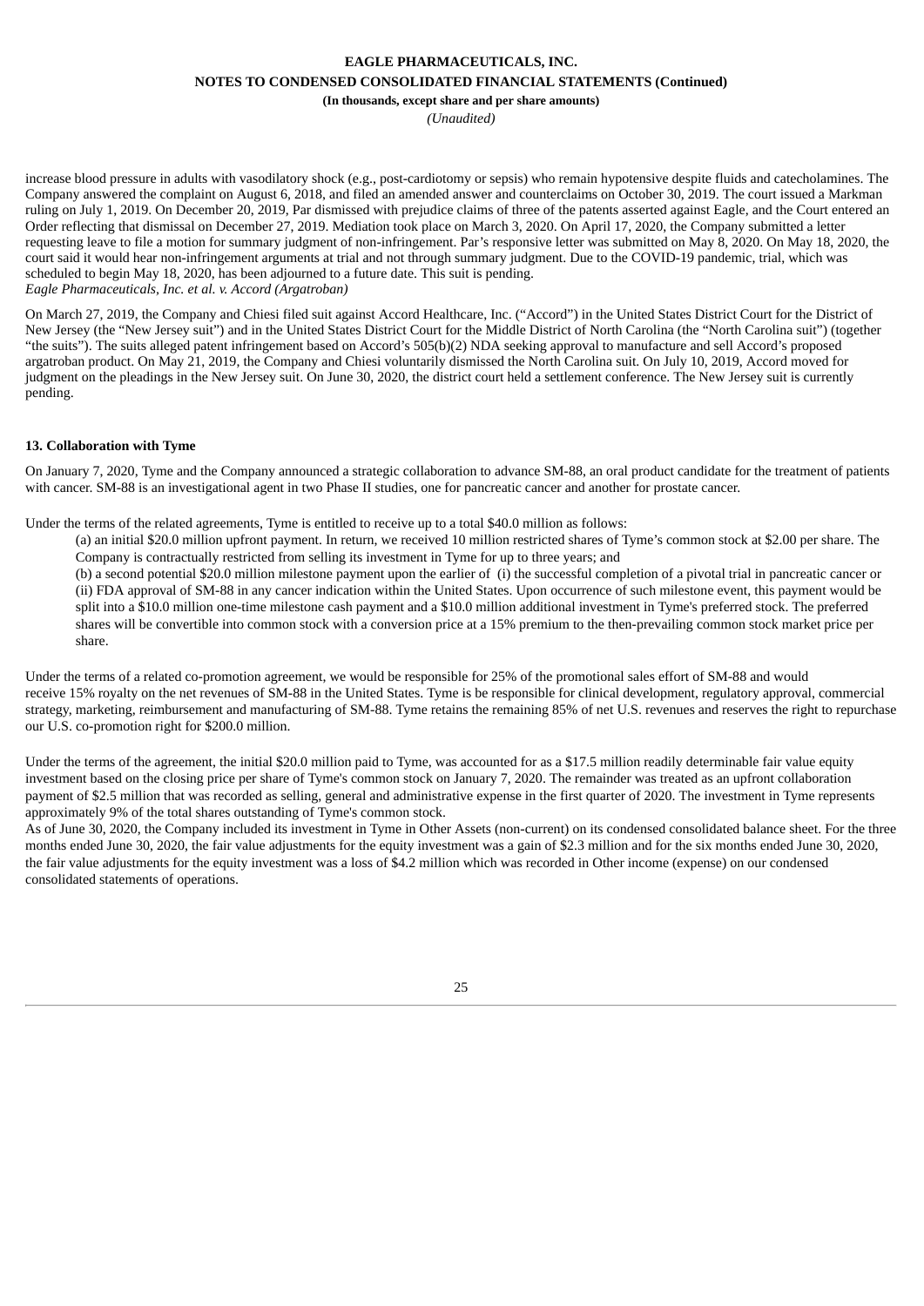increase blood pressure in adults with vasodilatory shock (e.g., post-cardiotomy or sepsis) who remain hypotensive despite fluids and catecholamines. The Company answered the complaint on August 6, 2018, and filed an amended answer and counterclaims on October 30, 2019. The court issued a Markman ruling on July 1, 2019. On December 20, 2019, Par dismissed with prejudice claims of three of the patents asserted against Eagle, and the Court entered an Order reflecting that dismissal on December 27, 2019. Mediation took place on March 3, 2020. On April 17, 2020, the Company submitted a letter requesting leave to file a motion for summary judgment of non-infringement. Par's responsive letter was submitted on May 8, 2020. On May 18, 2020, the court said it would hear non-infringement arguments at trial and not through summary judgment. Due to the COVID-19 pandemic, trial, which was scheduled to begin May 18, 2020, has been adjourned to a future date. This suit is pending.

*Eagle Pharmaceuticals, Inc. et al. v. Accord (Argatroban)*

On March 27, 2019, the Company and Chiesi filed suit against Accord Healthcare, Inc. ("Accord") in the United States District Court for the District of New Jersey (the "New Jersey suit") and in the United States District Court for the Middle District of North Carolina (the "North Carolina suit") (together "the suits"). The suits alleged patent infringement based on Accord's 505(b)(2) NDA seeking approval to manufacture and sell Accord's proposed argatroban product. On May 21, 2019, the Company and Chiesi voluntarily dismissed the North Carolina suit. On July 10, 2019, Accord moved for judgment on the pleadings in the New Jersey suit. On June 30, 2020, the district court held a settlement conference. The New Jersey suit is currently pending.

**13. Collaboration with Tyme**

On January 7, 2020, Tyme and the Company announced a strategic collaboration to advance SM-88, an oral product candidate for the treatment of patients with cancer. SM-88 is an investigational agent in two Phase II studies, one for pancreatic cancer and another for prostate cancer.

Under the terms of the related agreements, Tyme is entitled to receive up to a total $40.0 million as follows:

(a) an initial $20.0 million upfront payment. In return, we received 10 million restricted shares of Tyme's common stock at $2.00 per share. The Company is contractually restricted from selling its investment in Tyme for up to three years; and

(b) a second potential $20.0 million milestone payment upon the earlier of (i) the successful completion of a pivotal trial in pancreatic cancer or (ii) FDA approval of SM-88 in any cancer indication within the United States. Upon occurrence of such milestone event, this payment would be split into a $10.0 million one-time milestone cash payment and a $10.0 million additional investment in Tyme's preferred stock. The preferred shares will be convertible into common stock with a conversion price at a 15% premium to the then-prevailing common stock market price per share.

Under the terms of a related co-promotion agreement, we would be responsible for 25% of the promotional sales effort of SM-88 and would receive 15% royalty on the net revenues of SM-88 in the United States. Tyme is be responsible for clinical development, regulatory approval, commercial strategy, marketing, reimbursement and manufacturing of SM-88. Tyme retains the remaining 85% of net U.S. revenues and reserves the right to repurchase our U.S. co-promotion right for $200.0 million.

Under the terms of the agreement, the initial $20.0 million paid to Tyme, was accounted for as a $17.5 million readily determinable fair value equity investment based on the closing price per share of Tyme's common stock on January 7, 2020. The remainder was treated as an upfront collaboration payment of $2.5 million that was recorded as selling, general and administrative expense in the first quarter of 2020. The investment in Tyme represents approximately 9% of the total shares outstanding of Tyme's common stock.

As of June 30, 2020, the Company included its investment in Tyme in Other Assets (non-current) on its condensed consolidated balance sheet. For the three months ended June 30, 2020, the fair value adjustments for the equity investment was a gain of $2.3 million and for the six months ended June 30, 2020, the fair value adjustments for the equity investment was a loss of $4.2 million which was recorded in Other income (expense) on our condensed consolidated statements of operations.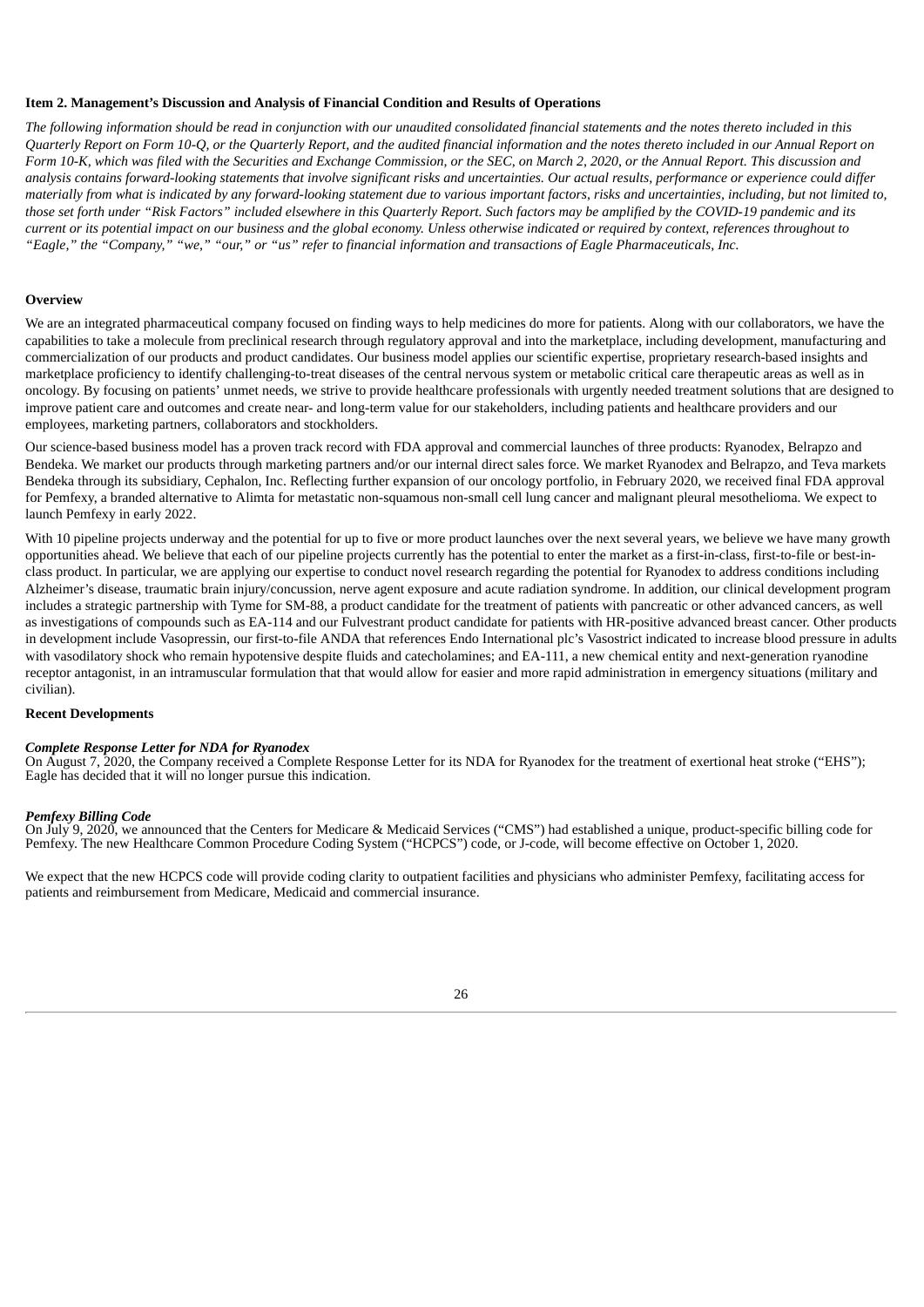**Item 2. Management's Discussion and Analysis of Financial Condition and Results of Operations**

*The following information should be read in conjunction with our unaudited consolidated financial statements and the notes thereto included in this Quarterly Report on Form 10-Q, or the Quarterly Report, and the audited financial information and the notes thereto included in our Annual Report on Form 10-K, which was filed with the Securities and Exchange Commission, or the SEC, on March 2, 2020, or the Annual Report. This discussion and analysis contains forward-looking statements that involve significant risks and uncertainties. Our actual results, performance or experience could differ materially from what is indicated by any forward-looking statement due to various important factors, risks and uncertainties, including, but not limited to, those set forth under "Risk Factors" included elsewhere in this Quarterly Report. Such factors may be amplified by the COVID-19 pandemic and its current or its potential impact on our business and the global economy. Unless otherwise indicated or required by context, references throughout to "Eagle," the "Company," "we," "our," or "us" refer to financial information and transactions of Eagle Pharmaceuticals, Inc.*

**Overview**

We are an integrated pharmaceutical company focused on finding ways to help medicines do more for patients. Along with our collaborators, we have the capabilities to take a molecule from preclinical research through regulatory approval and into the marketplace, including development, manufacturing and commercialization of our products and product candidates. Our business model applies our scientific expertise, proprietary research-based insights and marketplace proficiency to identify challenging-to-treat diseases of the central nervous system or metabolic critical care therapeutic areas as well as in oncology. By focusing on patients' unmet needs, we strive to provide healthcare professionals with urgently needed treatment solutions that are designed to improve patient care and outcomes and create near- and long-term value for our stakeholders, including patients and healthcare providers and our employees, marketing partners, collaborators and stockholders.

Our science-based business model has a proven track record with FDA approval and commercial launches of three products: Ryanodex, Belrapzo and Bendeka. We market our products through marketing partners and/or our internal direct sales force. We market Ryanodex and Belrapzo, and Teva markets Bendeka through its subsidiary, Cephalon, Inc. Reflecting further expansion of our oncology portfolio, in February 2020, we received final FDA approval for Pemfexy, a branded alternative to Alimta for metastatic non-squamous non-small cell lung cancer and malignant pleural mesothelioma. We expect to launch Pemfexy in early 2022.

With 10 pipeline projects underway and the potential for up to five or more product launches over the next several years, we believe we have many growth opportunities ahead. We believe that each of our pipeline projects currently has the potential to enter the market as a first-in-class, first-to-file or best-in-class product. In particular, we are applying our expertise to conduct novel research regarding the potential for Ryanodex to address conditions including Alzheimer's disease, traumatic brain injury/concussion, nerve agent exposure and acute radiation syndrome. In addition, our clinical development program includes a strategic partnership with Tyme for SM-88, a product candidate for the treatment of patients with pancreatic or other advanced cancers, as well as investigations of compounds such as EA-114 and our Fulvestrant product candidate for patients with HR-positive advanced breast cancer. Other products in development include Vasopressin, our first-to-file ANDA that references Endo International plc's Vasostrict indicated to increase blood pressure in adults with vasodilatory shock who remain hypotensive despite fluids and catecholamines; and EA-111, a new chemical entity and next-generation ryanodine receptor antagonist, in an intramuscular formulation that that would allow for easier and more rapid administration in emergency situations (military and civilian).

**Recent Developments**

***Complete Response Letter for NDA for Ryanodex***

On August 7, 2020, the Company received a Complete Response Letter for its NDA for Ryanodex for the treatment of exertional heat stroke ("EHS"); Eagle has decided that it will no longer pursue this indication.

***Pemfexy Billing Code***

On July 9, 2020, we announced that the Centers for Medicare & Medicaid Services ("CMS") had established a unique, product-specific billing code for Pemfexy. The new Healthcare Common Procedure Coding System ("HCPCS") code, or J-code, will become effective on October 1, 2020.

We expect that the new HCPCS code will provide coding clarity to outpatient facilities and physicians who administer Pemfexy, facilitating access for patients and reimbursement from Medicare, Medicaid and commercial insurance.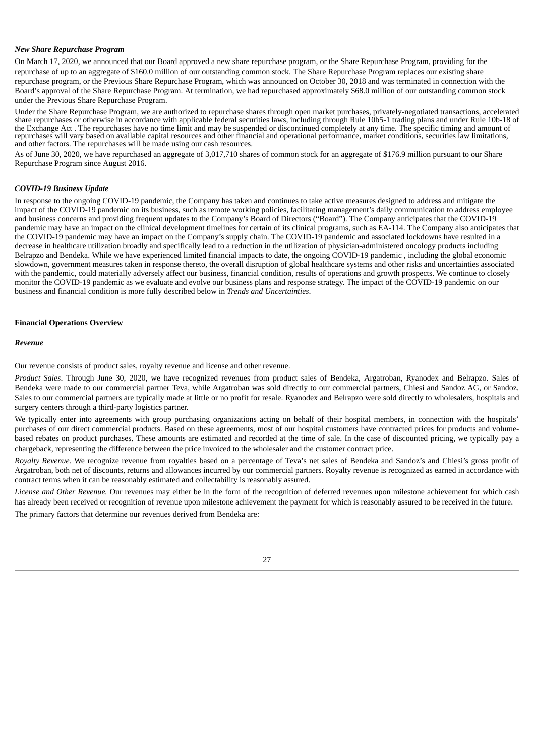### *New Share Repurchase Program*

On March 17, 2020, we announced that our Board approved a new share repurchase program, or the Share Repurchase Program, providing for the repurchase of up to an aggregate of $160.0 million of our outstanding common stock. The Share Repurchase Program replaces our existing share repurchase program, or the Previous Share Repurchase Program, which was announced on October 30, 2018 and was terminated in connection with the Board's approval of the Share Repurchase Program. At termination, we had repurchased approximately $68.0 million of our outstanding common stock under the Previous Share Repurchase Program.

Under the Share Repurchase Program, we are authorized to repurchase shares through open market purchases, privately-negotiated transactions, accelerated share repurchases or otherwise in accordance with applicable federal securities laws, including through Rule 10b5-1 trading plans and under Rule 10b-18 of the Exchange Act . The repurchases have no time limit and may be suspended or discontinued completely at any time. The specific timing and amount of repurchases will vary based on available capital resources and other financial and operational performance, market conditions, securities law limitations, and other factors. The repurchases will be made using our cash resources.

As of June 30, 2020, we have repurchased an aggregate of 3,017,710 shares of common stock for an aggregate of $176.9 million pursuant to our Share Repurchase Program since August 2016.

### *COVID-19 Business Update*

In response to the ongoing COVID-19 pandemic, the Company has taken and continues to take active measures designed to address and mitigate the impact of the COVID-19 pandemic on its business, such as remote working policies, facilitating management's daily communication to address employee and business concerns and providing frequent updates to the Company's Board of Directors ("Board"). The Company anticipates that the COVID-19 pandemic may have an impact on the clinical development timelines for certain of its clinical programs, such as EA-114. The Company also anticipates that the COVID-19 pandemic may have an impact on the Company's supply chain. The COVID-19 pandemic and associated lockdowns have resulted in a decrease in healthcare utilization broadly and specifically lead to a reduction in the utilization of physician-administered oncology products including Belrapzo and Bendeka. While we have experienced limited financial impacts to date, the ongoing COVID-19 pandemic , including the global economic slowdown, government measures taken in response thereto, the overall disruption of global healthcare systems and other risks and uncertainties associated with the pandemic, could materially adversely affect our business, financial condition, results of operations and growth prospects. We continue to closely monitor the COVID-19 pandemic as we evaluate and evolve our business plans and response strategy. The impact of the COVID-19 pandemic on our business and financial condition is more fully described below in *Trends and Uncertainties*.

## Financial Operations Overview

### *Revenue*

Our revenue consists of product sales, royalty revenue and license and other revenue.

*Product Sales*. Through June 30, 2020, we have recognized revenues from product sales of Bendeka, Argatroban, Ryanodex and Belrapzo. Sales of Bendeka were made to our commercial partner Teva, while Argatroban was sold directly to our commercial partners, Chiesi and Sandoz AG, or Sandoz. Sales to our commercial partners are typically made at little or no profit for resale. Ryanodex and Belrapzo were sold directly to wholesalers, hospitals and surgery centers through a third-party logistics partner.

We typically enter into agreements with group purchasing organizations acting on behalf of their hospital members, in connection with the hospitals' purchases of our direct commercial products. Based on these agreements, most of our hospital customers have contracted prices for products and volume-based rebates on product purchases. These amounts are estimated and recorded at the time of sale. In the case of discounted pricing, we typically pay a chargeback, representing the difference between the price invoiced to the wholesaler and the customer contract price.

*Royalty Revenue.* We recognize revenue from royalties based on a percentage of Teva's net sales of Bendeka and Sandoz's and Chiesi's gross profit of Argatroban, both net of discounts, returns and allowances incurred by our commercial partners. Royalty revenue is recognized as earned in accordance with contract terms when it can be reasonably estimated and collectability is reasonably assured.

*License and Other Revenue.* Our revenues may either be in the form of the recognition of deferred revenues upon milestone achievement for which cash has already been received or recognition of revenue upon milestone achievement the payment for which is reasonably assured to be received in the future.

The primary factors that determine our revenues derived from Bendeka are: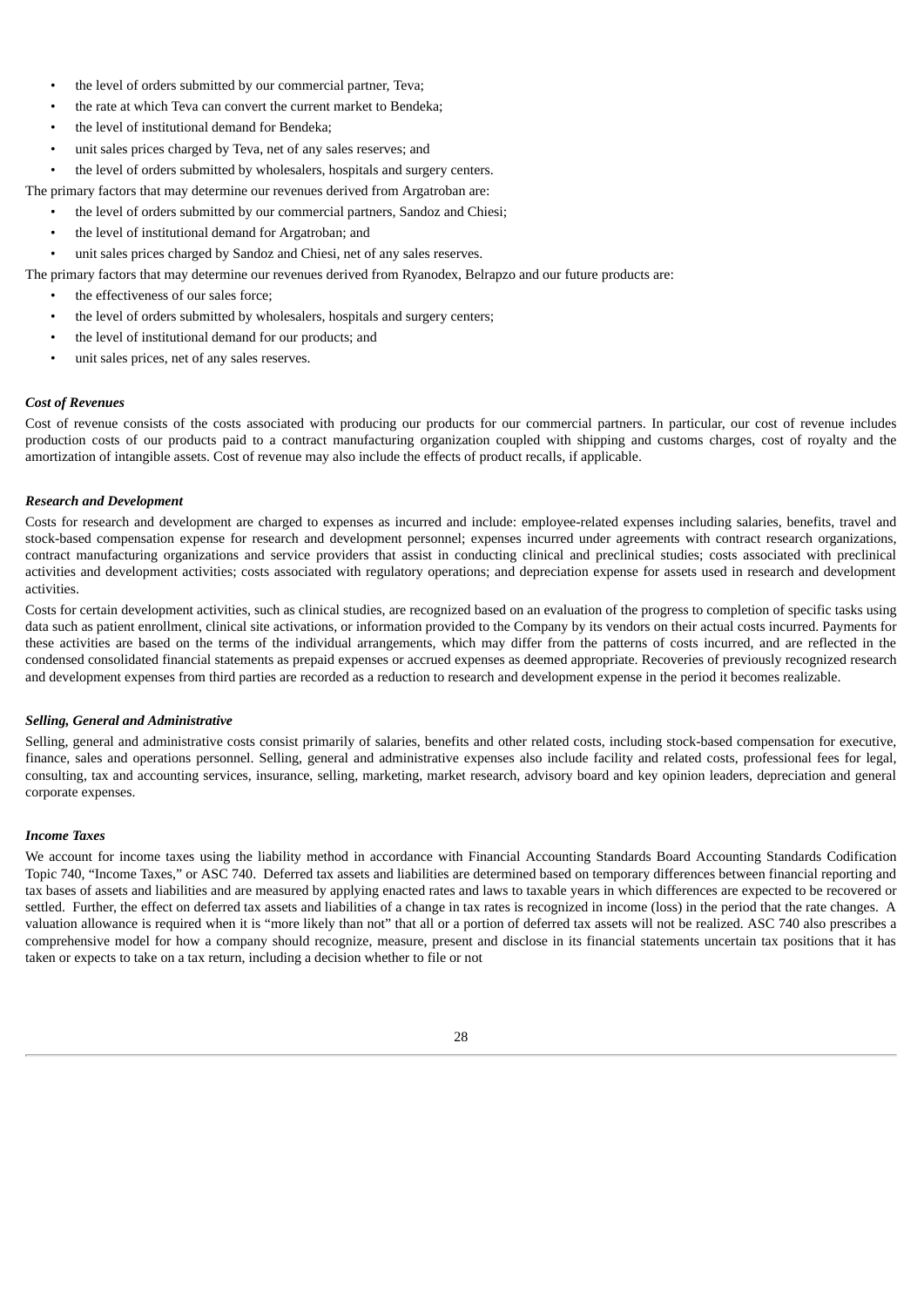- the level of orders submitted by our commercial partner, Teva;
- the rate at which Teva can convert the current market to Bendeka;
- the level of institutional demand for Bendeka;
- unit sales prices charged by Teva, net of any sales reserves; and
- the level of orders submitted by wholesalers, hospitals and surgery centers.

The primary factors that may determine our revenues derived from Argatroban are:

- the level of orders submitted by our commercial partners, Sandoz and Chiesi;
- the level of institutional demand for Argatroban; and
- unit sales prices charged by Sandoz and Chiesi, net of any sales reserves.

The primary factors that may determine our revenues derived from Ryanodex, Belrapzo and our future products are:

- the effectiveness of our sales force;
- the level of orders submitted by wholesalers, hospitals and surgery centers;
- the level of institutional demand for our products; and
- unit sales prices, net of any sales reserves.

***Cost of Revenues***

Cost of revenue consists of the costs associated with producing our products for our commercial partners. In particular, our cost of revenue includes production costs of our products paid to a contract manufacturing organization coupled with shipping and customs charges, cost of royalty and the amortization of intangible assets. Cost of revenue may also include the effects of product recalls, if applicable.

***Research and Development***

Costs for research and development are charged to expenses as incurred and include: employee-related expenses including salaries, benefits, travel and stock-based compensation expense for research and development personnel; expenses incurred under agreements with contract research organizations, contract manufacturing organizations and service providers that assist in conducting clinical and preclinical studies; costs associated with preclinical activities and development activities; costs associated with regulatory operations; and depreciation expense for assets used in research and development activities.

Costs for certain development activities, such as clinical studies, are recognized based on an evaluation of the progress to completion of specific tasks using data such as patient enrollment, clinical site activations, or information provided to the Company by its vendors on their actual costs incurred. Payments for these activities are based on the terms of the individual arrangements, which may differ from the patterns of costs incurred, and are reflected in the condensed consolidated financial statements as prepaid expenses or accrued expenses as deemed appropriate. Recoveries of previously recognized research and development expenses from third parties are recorded as a reduction to research and development expense in the period it becomes realizable.

***Selling, General and Administrative***

Selling, general and administrative costs consist primarily of salaries, benefits and other related costs, including stock-based compensation for executive, finance, sales and operations personnel. Selling, general and administrative expenses also include facility and related costs, professional fees for legal, consulting, tax and accounting services, insurance, selling, marketing, market research, advisory board and key opinion leaders, depreciation and general corporate expenses.

***Income Taxes***

We account for income taxes using the liability method in accordance with Financial Accounting Standards Board Accounting Standards Codification Topic 740, "Income Taxes," or ASC 740. Deferred tax assets and liabilities are determined based on temporary differences between financial reporting and tax bases of assets and liabilities and are measured by applying enacted rates and laws to taxable years in which differences are expected to be recovered or settled. Further, the effect on deferred tax assets and liabilities of a change in tax rates is recognized in income (loss) in the period that the rate changes. A valuation allowance is required when it is "more likely than not" that all or a portion of deferred tax assets will not be realized. ASC 740 also prescribes a comprehensive model for how a company should recognize, measure, present and disclose in its financial statements uncertain tax positions that it has taken or expects to take on a tax return, including a decision whether to file or not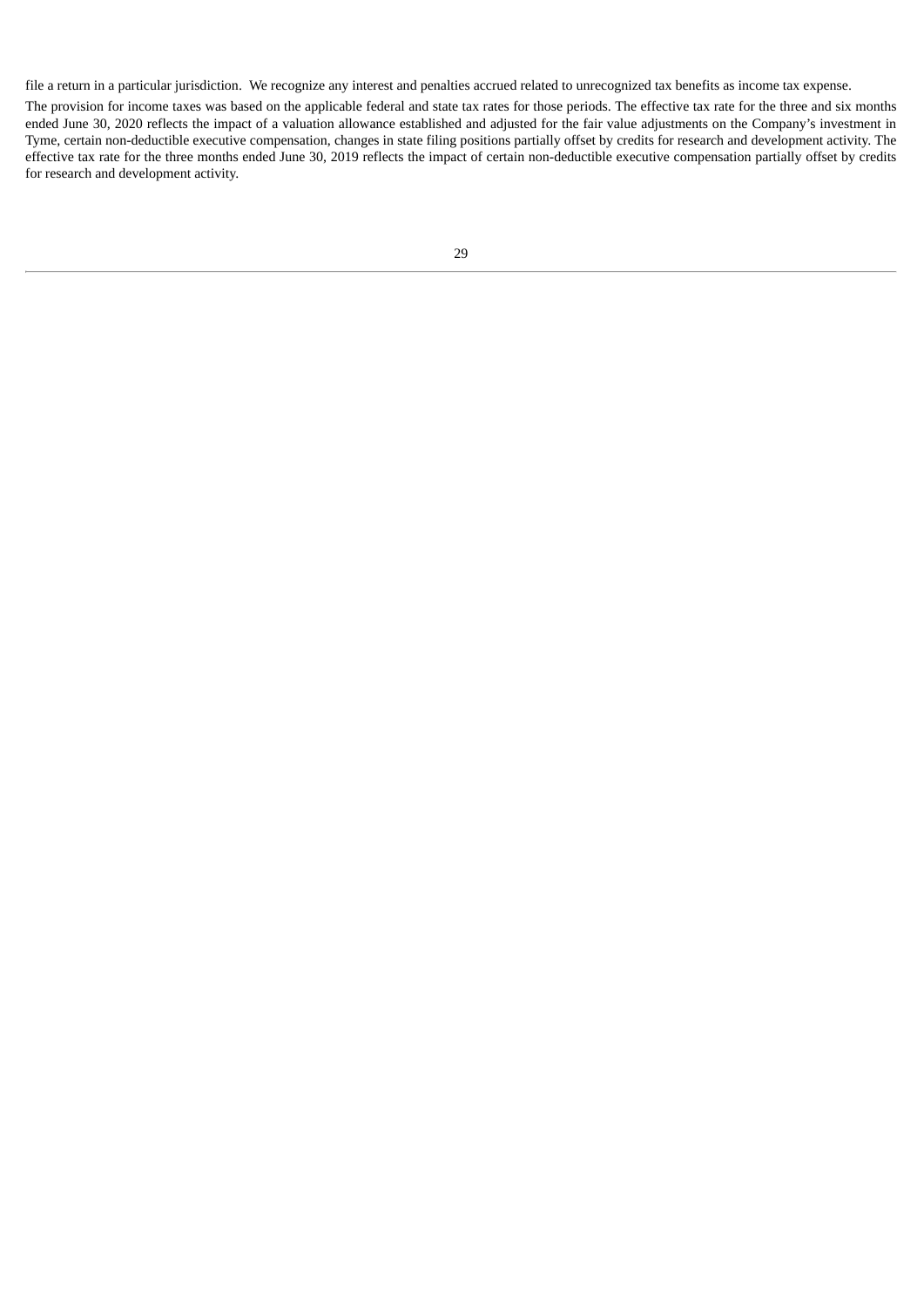file a return in a particular jurisdiction. We recognize any interest and penalties accrued related to unrecognized tax benefits as income tax expense.

The provision for income taxes was based on the applicable federal and state tax rates for those periods. The effective tax rate for the three and six months ended June 30, 2020 reflects the impact of a valuation allowance established and adjusted for the fair value adjustments on the Company's investment in Tyme, certain non-deductible executive compensation, changes in state filing positions partially offset by credits for research and development activity. The effective tax rate for the three months ended June 30, 2019 reflects the impact of certain non-deductible executive compensation partially offset by credits for research and development activity.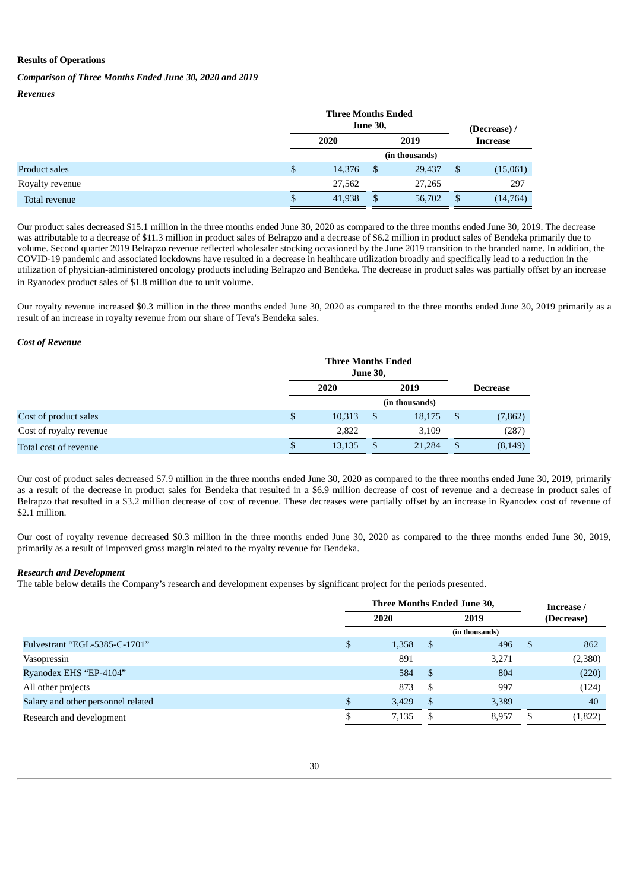**Results of Operations**

***Comparison of Three Months Ended June 30, 2020 and 2019***

***Revenues***

| | Three Months Ended June 30, | | (Decrease) / |
|---|---|---|---|
| | 2020 | 2019 | Increase |
| | (in thousands) | | |
| Product sales | $ 14,376 | $ 29,437 | $ (15,061) |
| Royalty revenue | 27,562 | 27,265 | 297 |
| Total revenue | $ 41,938 | $ 56,702 | $ (14,764) |

Our product sales decreased $15.1 million in the three months ended June 30, 2020 as compared to the three months ended June 30, 2019. The decrease was attributable to a decrease of $11.3 million in product sales of Belrapzo and a decrease of $6.2 million in product sales of Bendeka primarily due to volume. Second quarter 2019 Belrapzo revenue reflected wholesaler stocking occasioned by the June 2019 transition to the branded name. In addition, the COVID-19 pandemic and associated lockdowns have resulted in a decrease in healthcare utilization broadly and specifically lead to a reduction in the utilization of physician-administered oncology products including Belrapzo and Bendeka. The decrease in product sales was partially offset by an increase in Ryanodex product sales of $1.8 million due to unit volume.

Our royalty revenue increased $0.3 million in the three months ended June 30, 2020 as compared to the three months ended June 30, 2019 primarily as a result of an increase in royalty revenue from our share of Teva's Bendeka sales.

***Cost of Revenue***

| | Three Months Ended June 30, | | Decrease |
|---|---|---|---|
| | 2020 | 2019 | |
| | (in thousands) | | |
| Cost of product sales | $ 10,313 | $ 18,175 | $ (7,862) |
| Cost of royalty revenue | 2,822 | 3,109 | (287) |
| Total cost of revenue | $ 13,135 | $ 21,284 | $ (8,149) |

Our cost of product sales decreased $7.9 million in the three months ended June 30, 2020 as compared to the three months ended June 30, 2019, primarily as a result of the decrease in product sales for Bendeka that resulted in a $6.9 million decrease of cost of revenue and a decrease in product sales of Belrapzo that resulted in a $3.2 million decrease of cost of revenue. These decreases were partially offset by an increase in Ryanodex cost of revenue of $2.1 million.

Our cost of royalty revenue decreased $0.3 million in the three months ended June 30, 2020 as compared to the three months ended June 30, 2019, primarily as a result of improved gross margin related to the royalty revenue for Bendeka.

***Research and Development***

The table below details the Company's research and development expenses by significant project for the periods presented.

| | Three Months Ended June 30, | | Increase / |
|---|---|---|---|
| | 2020 | 2019 | (Decrease) |
| | (in thousands) | | |
| Fulvestrant "EGL-5385-C-1701" | $ 1,358 | $ 496 | $ 862 |
| Vasopressin | 891 | 3,271 | (2,380) |
| Ryanodex EHS "EP-4104" | 584 | $ 804 | (220) |
| All other projects | 873 | $ 997 | (124) |
| Salary and other personnel related | $ 3,429 | $ 3,389 | 40 |
| Research and development | $ 7,135 | $ 8,957 | $ (1,822) |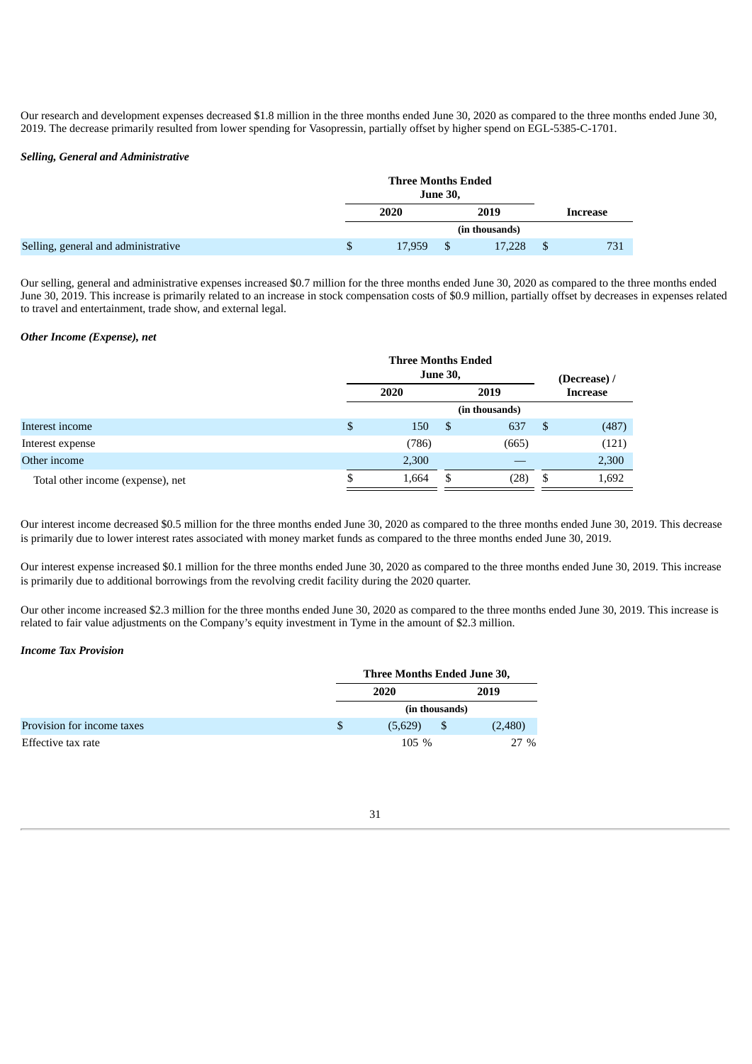Our research and development expenses decreased $1.8 million in the three months ended June 30, 2020 as compared to the three months ended June 30, 2019. The decrease primarily resulted from lower spending for Vasopressin, partially offset by higher spend on EGL-5385-C-1701.

***Selling, General and Administrative***

| | Three Months Ended June 30, | | |
|---|---|---|---|
| | 2020 | 2019 | Increase |
| | (in thousands) | | |
| Selling, general and administrative | $ 17,959 | $ 17,228 | $ 731 |

Our selling, general and administrative expenses increased $0.7 million for the three months ended June 30, 2020 as compared to the three months ended June 30, 2019. This increase is primarily related to an increase in stock compensation costs of $0.9 million, partially offset by decreases in expenses related to travel and entertainment, trade show, and external legal.

***Other Income (Expense), net***

| | Three Months Ended June 30, | | (Decrease) / |
|---|---|---|---|
| | 2020 | 2019 | Increase |
| | (in thousands) | | |
| Interest income | $ 150 | $ 637 | $ (487) |
| Interest expense | (786) | (665) | (121) |
| Other income | 2,300 | — | 2,300 |
| Total other income (expense), net | $ 1,664 | $ (28) | $ 1,692 |

Our interest income decreased $0.5 million for the three months ended June 30, 2020 as compared to the three months ended June 30, 2019. This decrease is primarily due to lower interest rates associated with money market funds as compared to the three months ended June 30, 2019.

Our interest expense increased $0.1 million for the three months ended June 30, 2020 as compared to the three months ended June 30, 2019. This increase is primarily due to additional borrowings from the revolving credit facility during the 2020 quarter.

Our other income increased $2.3 million for the three months ended June 30, 2020 as compared to the three months ended June 30, 2019. This increase is related to fair value adjustments on the Company's equity investment in Tyme in the amount of $2.3 million.

***Income Tax Provision***

| | Three Months Ended June 30, | |
|---|---|---|
| | 2020 | 2019 |
| | (in thousands) | |
| Provision for income taxes | $ (5,629) | $ (2,480) |
| Effective tax rate | 105 % | 27 % |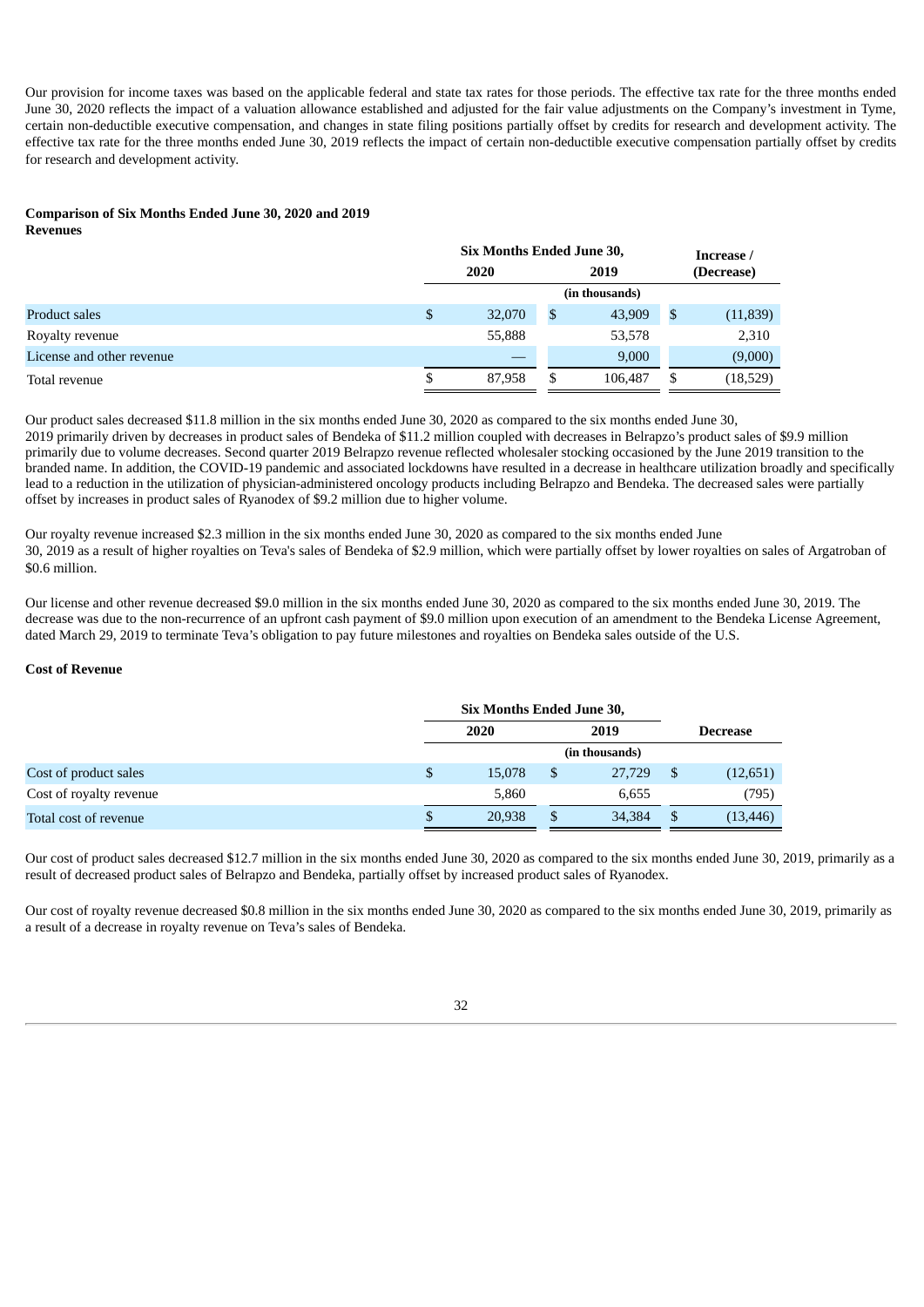Our provision for income taxes was based on the applicable federal and state tax rates for those periods. The effective tax rate for the three months ended June 30, 2020 reflects the impact of a valuation allowance established and adjusted for the fair value adjustments on the Company's investment in Tyme, certain non-deductible executive compensation, and changes in state filing positions partially offset by credits for research and development activity. The effective tax rate for the three months ended June 30, 2019 reflects the impact of certain non-deductible executive compensation partially offset by credits for research and development activity.

**Comparison of Six Months Ended June 30, 2020 and 2019**

**Revenues**

| | Six Months Ended June 30, | | Increase / |
|---|---|---|---|
| | 2020 | 2019 | (Decrease) |
| | (in thousands) | | |
| Product sales | $ 32,070 | $ 43,909 | $ (11,839) |
| Royalty revenue | 55,888 | 53,578 | 2,310 |
| License and other revenue | — | 9,000 | (9,000) |
| Total revenue | $ 87,958 | $ 106,487 | $ (18,529) |

Our product sales decreased $11.8 million in the six months ended June 30, 2020 as compared to the six months ended June 30, 2019 primarily driven by decreases in product sales of Bendeka of $11.2 million coupled with decreases in Belrapzo's product sales of $9.9 million primarily due to volume decreases. Second quarter 2019 Belrapzo revenue reflected wholesaler stocking occasioned by the June 2019 transition to the branded name. In addition, the COVID-19 pandemic and associated lockdowns have resulted in a decrease in healthcare utilization broadly and specifically lead to a reduction in the utilization of physician-administered oncology products including Belrapzo and Bendeka. The decreased sales were partially offset by increases in product sales of Ryanodex of $9.2 million due to higher volume.

Our royalty revenue increased $2.3 million in the six months ended June 30, 2020 as compared to the six months ended June 30, 2019 as a result of higher royalties on Teva's sales of Bendeka of $2.9 million, which were partially offset by lower royalties on sales of Argatroban of $0.6 million.

Our license and other revenue decreased $9.0 million in the six months ended June 30, 2020 as compared to the six months ended June 30, 2019. The decrease was due to the non-recurrence of an upfront cash payment of $9.0 million upon execution of an amendment to the Bendeka License Agreement, dated March 29, 2019 to terminate Teva's obligation to pay future milestones and royalties on Bendeka sales outside of the U.S.

**Cost of Revenue**

| | Six Months Ended June 30, | | |
|---|---|---|---|
| | 2020 | 2019 | Decrease |
| | (in thousands) | | |
| Cost of product sales | $ 15,078 | $ 27,729 | $ (12,651) |
| Cost of royalty revenue | 5,860 | 6,655 | (795) |
| Total cost of revenue | $ 20,938 | $ 34,384 | $ (13,446) |

Our cost of product sales decreased $12.7 million in the six months ended June 30, 2020 as compared to the six months ended June 30, 2019, primarily as a result of decreased product sales of Belrapzo and Bendeka, partially offset by increased product sales of Ryanodex.

Our cost of royalty revenue decreased $0.8 million in the six months ended June 30, 2020 as compared to the six months ended June 30, 2019, primarily as a result of a decrease in royalty revenue on Teva's sales of Bendeka.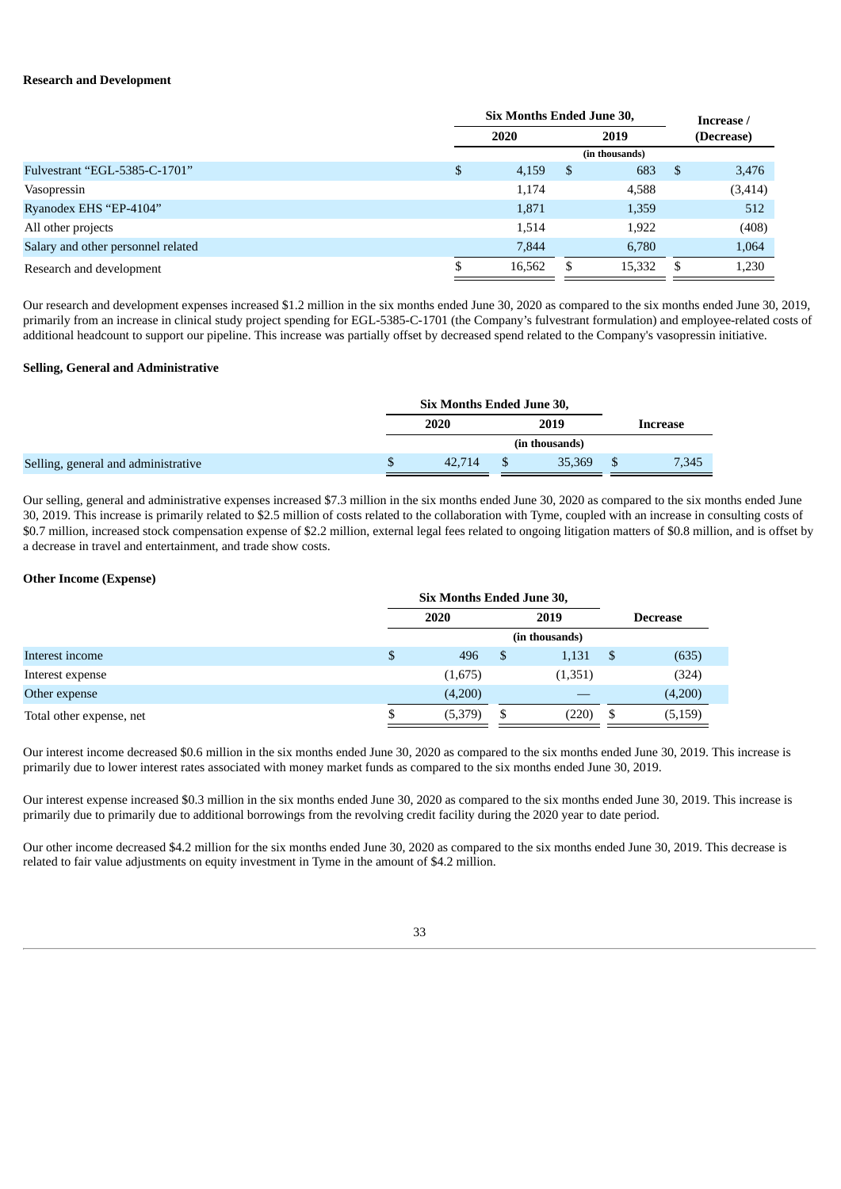**Research and Development**

| | Six Months Ended June 30, | | Increase / |
|---|---|---|---|
| | 2020 | 2019 | (Decrease) |
| | (in thousands) | | |
| Fulvestrant “EGL-5385-C-1701” | $ 4,159 | $ 683 | $ 3,476 |
| Vasopressin | 1,174 | 4,588 | (3,414) |
| Ryanodex EHS “EP-4104” | 1,871 | 1,359 | 512 |
| All other projects | 1,514 | 1,922 | (408) |
| Salary and other personnel related | 7,844 | 6,780 | 1,064 |
| Research and development | $ 16,562 | $ 15,332 | $ 1,230 |

Our research and development expenses increased $1.2 million in the six months ended June 30, 2020 as compared to the six months ended June 30, 2019, primarily from an increase in clinical study project spending for EGL-5385-C-1701 (the Company’s fulvestrant formulation) and employee-related costs of additional headcount to support our pipeline. This increase was partially offset by decreased spend related to the Company's vasopressin initiative.

**Selling, General and Administrative**

| | Six Months Ended June 30, | | |
|---|---|---|---|
| | 2020 | 2019 | Increase |
| | (in thousands) | | |
| Selling, general and administrative | $ 42,714 | $ 35,369 | $ 7,345 |

Our selling, general and administrative expenses increased $7.3 million in the six months ended June 30, 2020 as compared to the six months ended June 30, 2019. This increase is primarily related to $2.5 million of costs related to the collaboration with Tyme, coupled with an increase in consulting costs of $0.7 million, increased stock compensation expense of $2.2 million, external legal fees related to ongoing litigation matters of $0.8 million, and is offset by a decrease in travel and entertainment, and trade show costs.

**Other Income (Expense)**

| | Six Months Ended June 30, | | |
|---|---|---|---|
| | 2020 | 2019 | Decrease |
| | (in thousands) | | |
| Interest income | $ 496 | $ 1,131 | $ (635) |
| Interest expense | (1,675) | (1,351) | (324) |
| Other expense | (4,200) | — | (4,200) |
| Total other expense, net | $ (5,379) | $ (220) | $ (5,159) |

Our interest income decreased $0.6 million in the six months ended June 30, 2020 as compared to the six months ended June 30, 2019. This increase is primarily due to lower interest rates associated with money market funds as compared to the six months ended June 30, 2019.

Our interest expense increased $0.3 million in the six months ended June 30, 2020 as compared to the six months ended June 30, 2019. This increase is primarily due to primarily due to additional borrowings from the revolving credit facility during the 2020 year to date period.

Our other income decreased $4.2 million for the six months ended June 30, 2020 as compared to the six months ended June 30, 2019. This decrease is related to fair value adjustments on equity investment in Tyme in the amount of $4.2 million.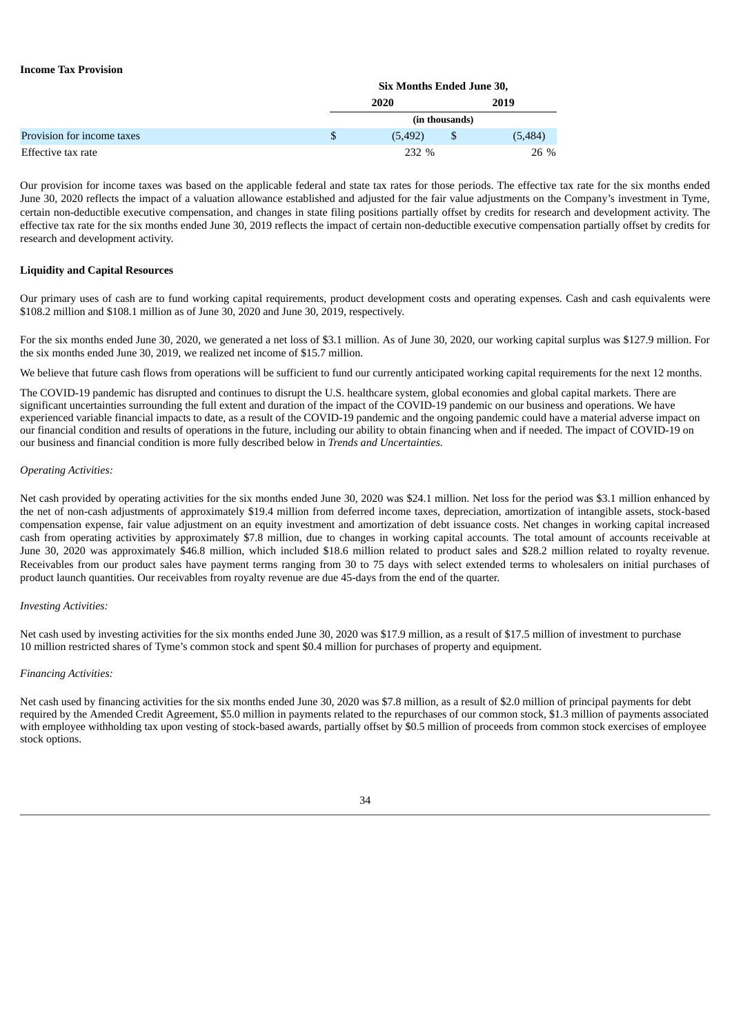**Income Tax Provision**

| | Six Months Ended June 30, | |
|---|---|---|
| | 2020 | 2019 |
| | (in thousands) | |
| Provision for income taxes | $ (5,492) | $ (5,484) |
| Effective tax rate | 232 % | 26 % |

Our provision for income taxes was based on the applicable federal and state tax rates for those periods. The effective tax rate for the six months ended June 30, 2020 reflects the impact of a valuation allowance established and adjusted for the fair value adjustments on the Company's investment in Tyme, certain non-deductible executive compensation, and changes in state filing positions partially offset by credits for research and development activity. The effective tax rate for the six months ended June 30, 2019 reflects the impact of certain non-deductible executive compensation partially offset by credits for research and development activity.

**Liquidity and Capital Resources**

Our primary uses of cash are to fund working capital requirements, product development costs and operating expenses. Cash and cash equivalents were $108.2 million and $108.1 million as of June 30, 2020 and June 30, 2019, respectively.

For the six months ended June 30, 2020, we generated a net loss of $3.1 million. As of June 30, 2020, our working capital surplus was $127.9 million. For the six months ended June 30, 2019, we realized net income of $15.7 million.

We believe that future cash flows from operations will be sufficient to fund our currently anticipated working capital requirements for the next 12 months.

The COVID-19 pandemic has disrupted and continues to disrupt the U.S. healthcare system, global economies and global capital markets. There are significant uncertainties surrounding the full extent and duration of the impact of the COVID-19 pandemic on our business and operations. We have experienced variable financial impacts to date, as a result of the COVID-19 pandemic and the ongoing pandemic could have a material adverse impact on our financial condition and results of operations in the future, including our ability to obtain financing when and if needed. The impact of COVID-19 on our business and financial condition is more fully described below in *Trends and Uncertainties.*

*Operating Activities:*

Net cash provided by operating activities for the six months ended June 30, 2020 was $24.1 million. Net loss for the period was $3.1 million enhanced by the net of non-cash adjustments of approximately $19.4 million from deferred income taxes, depreciation, amortization of intangible assets, stock-based compensation expense, fair value adjustment on an equity investment and amortization of debt issuance costs. Net changes in working capital increased cash from operating activities by approximately $7.8 million, due to changes in working capital accounts. The total amount of accounts receivable at June 30, 2020 was approximately $46.8 million, which included $18.6 million related to product sales and $28.2 million related to royalty revenue. Receivables from our product sales have payment terms ranging from 30 to 75 days with select extended terms to wholesalers on initial purchases of product launch quantities. Our receivables from royalty revenue are due 45-days from the end of the quarter.

*Investing Activities:*

Net cash used by investing activities for the six months ended June 30, 2020 was $17.9 million, as a result of $17.5 million of investment to purchase 10 million restricted shares of Tyme's common stock and spent $0.4 million for purchases of property and equipment.

*Financing Activities:*

Net cash used by financing activities for the six months ended June 30, 2020 was $7.8 million, as a result of $2.0 million of principal payments for debt required by the Amended Credit Agreement, $5.0 million in payments related to the repurchases of our common stock, $1.3 million of payments associated with employee withholding tax upon vesting of stock-based awards, partially offset by $0.5 million of proceeds from common stock exercises of employee stock options.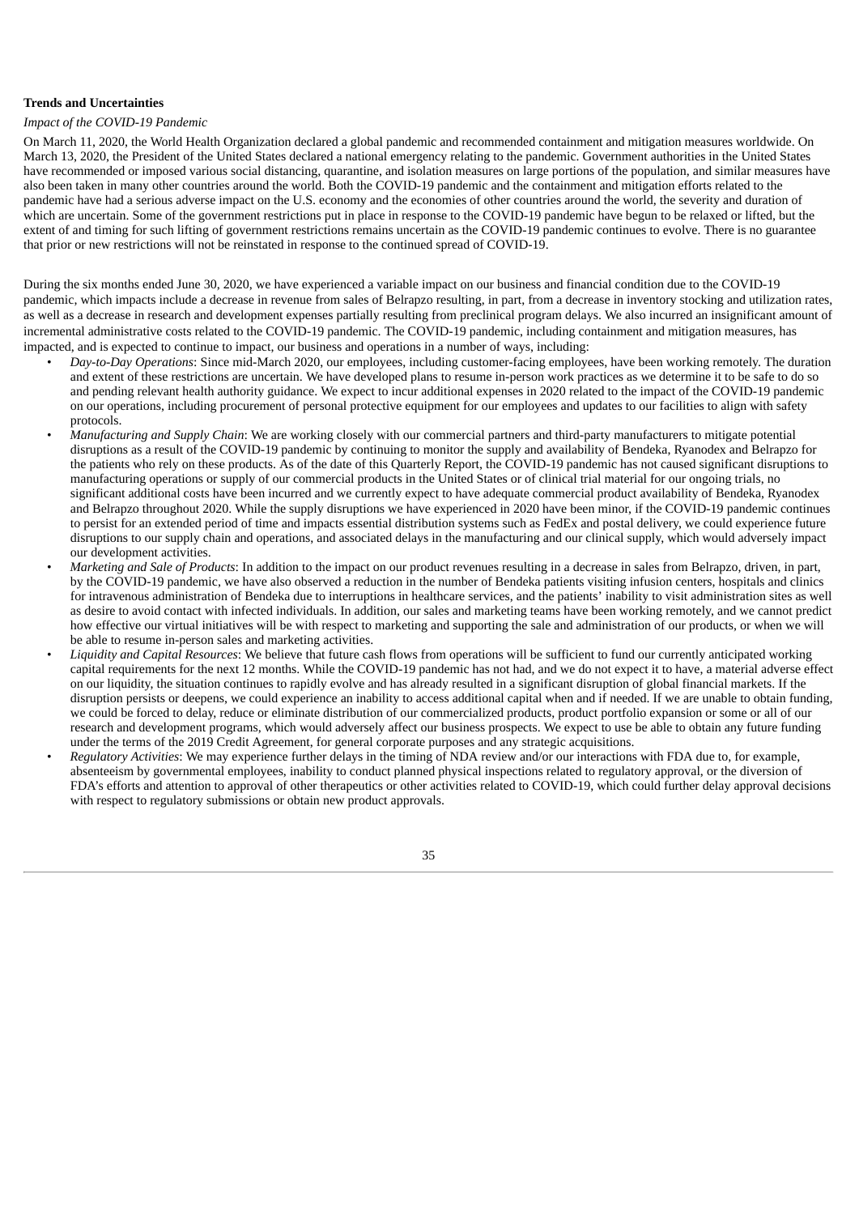**Trends and Uncertainties**

*Impact of the COVID-19 Pandemic*

On March 11, 2020, the World Health Organization declared a global pandemic and recommended containment and mitigation measures worldwide. On March 13, 2020, the President of the United States declared a national emergency relating to the pandemic. Government authorities in the United States have recommended or imposed various social distancing, quarantine, and isolation measures on large portions of the population, and similar measures have also been taken in many other countries around the world. Both the COVID-19 pandemic and the containment and mitigation efforts related to the pandemic have had a serious adverse impact on the U.S. economy and the economies of other countries around the world, the severity and duration of which are uncertain. Some of the government restrictions put in place in response to the COVID-19 pandemic have begun to be relaxed or lifted, but the extent of and timing for such lifting of government restrictions remains uncertain as the COVID-19 pandemic continues to evolve. There is no guarantee that prior or new restrictions will not be reinstated in response to the continued spread of COVID-19.

During the six months ended June 30, 2020, we have experienced a variable impact on our business and financial condition due to the COVID-19 pandemic, which impacts include a decrease in revenue from sales of Belrapzo resulting, in part, from a decrease in inventory stocking and utilization rates, as well as a decrease in research and development expenses partially resulting from preclinical program delays. We also incurred an insignificant amount of incremental administrative costs related to the COVID-19 pandemic. The COVID-19 pandemic, including containment and mitigation measures, has impacted, and is expected to continue to impact, our business and operations in a number of ways, including:

- *Day-to-Day Operations*: Since mid-March 2020, our employees, including customer-facing employees, have been working remotely. The duration and extent of these restrictions are uncertain. We have developed plans to resume in-person work practices as we determine it to be safe to do so and pending relevant health authority guidance. We expect to incur additional expenses in 2020 related to the impact of the COVID-19 pandemic on our operations, including procurement of personal protective equipment for our employees and updates to our facilities to align with safety protocols.
- *Manufacturing and Supply Chain*: We are working closely with our commercial partners and third-party manufacturers to mitigate potential disruptions as a result of the COVID-19 pandemic by continuing to monitor the supply and availability of Bendeka, Ryanodex and Belrapzo for the patients who rely on these products. As of the date of this Quarterly Report, the COVID-19 pandemic has not caused significant disruptions to manufacturing operations or supply of our commercial products in the United States or of clinical trial material for our ongoing trials, no significant additional costs have been incurred and we currently expect to have adequate commercial product availability of Bendeka, Ryanodex and Belrapzo throughout 2020. While the supply disruptions we have experienced in 2020 have been minor, if the COVID-19 pandemic continues to persist for an extended period of time and impacts essential distribution systems such as FedEx and postal delivery, we could experience future disruptions to our supply chain and operations, and associated delays in the manufacturing and our clinical supply, which would adversely impact our development activities.
- *Marketing and Sale of Products*: In addition to the impact on our product revenues resulting in a decrease in sales from Belrapzo, driven, in part, by the COVID-19 pandemic, we have also observed a reduction in the number of Bendeka patients visiting infusion centers, hospitals and clinics for intravenous administration of Bendeka due to interruptions in healthcare services, and the patients' inability to visit administration sites as well as desire to avoid contact with infected individuals. In addition, our sales and marketing teams have been working remotely, and we cannot predict how effective our virtual initiatives will be with respect to marketing and supporting the sale and administration of our products, or when we will be able to resume in-person sales and marketing activities.
- *Liquidity and Capital Resources*: We believe that future cash flows from operations will be sufficient to fund our currently anticipated working capital requirements for the next 12 months. While the COVID-19 pandemic has not had, and we do not expect it to have, a material adverse effect on our liquidity, the situation continues to rapidly evolve and has already resulted in a significant disruption of global financial markets. If the disruption persists or deepens, we could experience an inability to access additional capital when and if needed. If we are unable to obtain funding, we could be forced to delay, reduce or eliminate distribution of our commercialized products, product portfolio expansion or some or all of our research and development programs, which would adversely affect our business prospects. We expect to use be able to obtain any future funding under the terms of the 2019 Credit Agreement, for general corporate purposes and any strategic acquisitions.
- *Regulatory Activities*: We may experience further delays in the timing of NDA review and/or our interactions with FDA due to, for example, absenteeism by governmental employees, inability to conduct planned physical inspections related to regulatory approval, or the diversion of FDA's efforts and attention to approval of other therapeutics or other activities related to COVID-19, which could further delay approval decisions with respect to regulatory submissions or obtain new product approvals.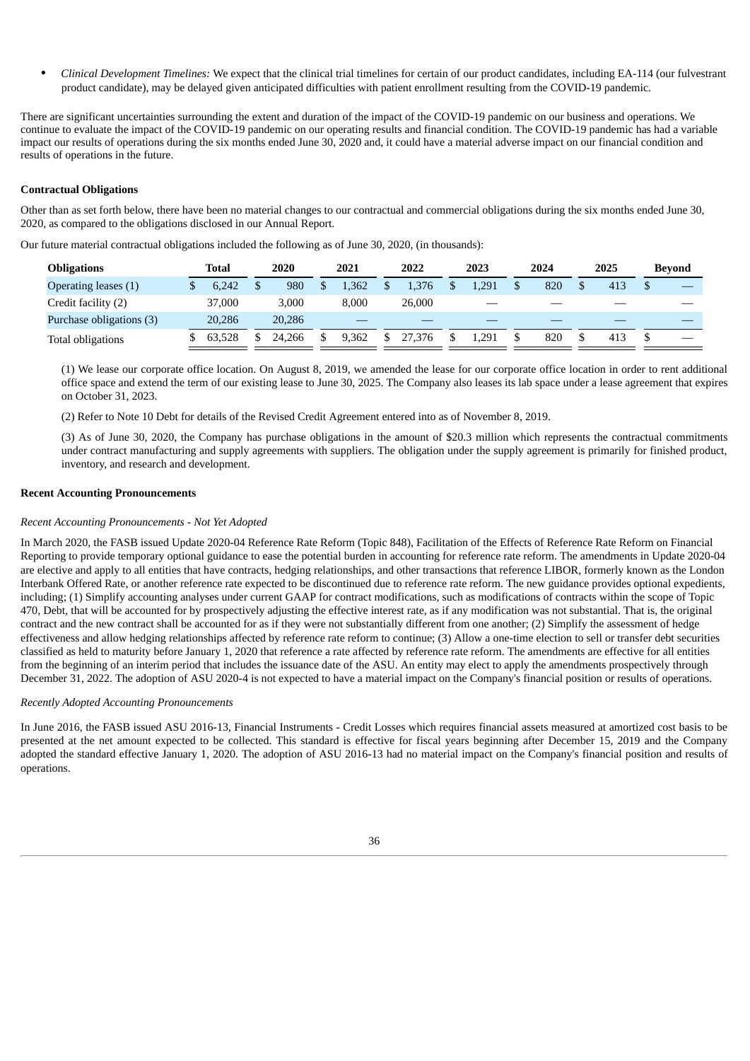- *Clinical Development Timelines:* We expect that the clinical trial timelines for certain of our product candidates, including EA-114 (our fulvestrant product candidate), may be delayed given anticipated difficulties with patient enrollment resulting from the COVID-19 pandemic.

There are significant uncertainties surrounding the extent and duration of the impact of the COVID-19 pandemic on our business and operations. We continue to evaluate the impact of the COVID-19 pandemic on our operating results and financial condition. The COVID-19 pandemic has had a variable impact our results of operations during the six months ended June 30, 2020 and, it could have a material adverse impact on our financial condition and results of operations in the future.

**Contractual Obligations**

Other than as set forth below, there have been no material changes to our contractual and commercial obligations during the six months ended June 30, 2020, as compared to the obligations disclosed in our Annual Report.

Our future material contractual obligations included the following as of June 30, 2020, (in thousands):

| Obligations | Total | 2020 | 2021 | 2022 | 2023 | 2024 | 2025 | Beyond |
|---|---|---|---|---|---|---|---|---|
| Operating leases (1) | $ 6,242 | $ 980 | $ 1,362 | $ 1,376 | $ 1,291 | $ 820 | $ 413 | $ — |
| Credit facility (2) | 37,000 | 3,000 | 8,000 | 26,000 | — | — | — | — |
| Purchase obligations (3) | 20,286 | 20,286 | — | — | — | — | — | — |
| Total obligations | $ 63,528 | $ 24,266 | $ 9,362 | $ 27,376 | $ 1,291 | $ 820 | $ 413 | $ — |

(1) We lease our corporate office location. On August 8, 2019, we amended the lease for our corporate office location in order to rent additional office space and extend the term of our existing lease to June 30, 2025. The Company also leases its lab space under a lease agreement that expires on October 31, 2023.

(2) Refer to Note 10 Debt for details of the Revised Credit Agreement entered into as of November 8, 2019.

(3) As of June 30, 2020, the Company has purchase obligations in the amount of $20.3 million which represents the contractual commitments under contract manufacturing and supply agreements with suppliers. The obligation under the supply agreement is primarily for finished product, inventory, and research and development.

**Recent Accounting Pronouncements**

*Recent Accounting Pronouncements - Not Yet Adopted*

In March 2020, the FASB issued Update 2020-04 Reference Rate Reform (Topic 848), Facilitation of the Effects of Reference Rate Reform on Financial Reporting to provide temporary optional guidance to ease the potential burden in accounting for reference rate reform. The amendments in Update 2020-04 are elective and apply to all entities that have contracts, hedging relationships, and other transactions that reference LIBOR, formerly known as the London Interbank Offered Rate, or another reference rate expected to be discontinued due to reference rate reform. The new guidance provides optional expedients, including; (1) Simplify accounting analyses under current GAAP for contract modifications, such as modifications of contracts within the scope of Topic 470, Debt, that will be accounted for by prospectively adjusting the effective interest rate, as if any modification was not substantial. That is, the original contract and the new contract shall be accounted for as if they were not substantially different from one another; (2) Simplify the assessment of hedge effectiveness and allow hedging relationships affected by reference rate reform to continue; (3) Allow a one-time election to sell or transfer debt securities classified as held to maturity before January 1, 2020 that reference a rate affected by reference rate reform. The amendments are effective for all entities from the beginning of an interim period that includes the issuance date of the ASU. An entity may elect to apply the amendments prospectively through December 31, 2022. The adoption of ASU 2020-4 is not expected to have a material impact on the Company's financial position or results of operations.

*Recently Adopted Accounting Pronouncements*

In June 2016, the FASB issued ASU 2016-13, Financial Instruments - Credit Losses which requires financial assets measured at amortized cost basis to be presented at the net amount expected to be collected. This standard is effective for fiscal years beginning after December 15, 2019 and the Company adopted the standard effective January 1, 2020. The adoption of ASU 2016-13 had no material impact on the Company's financial position and results of operations.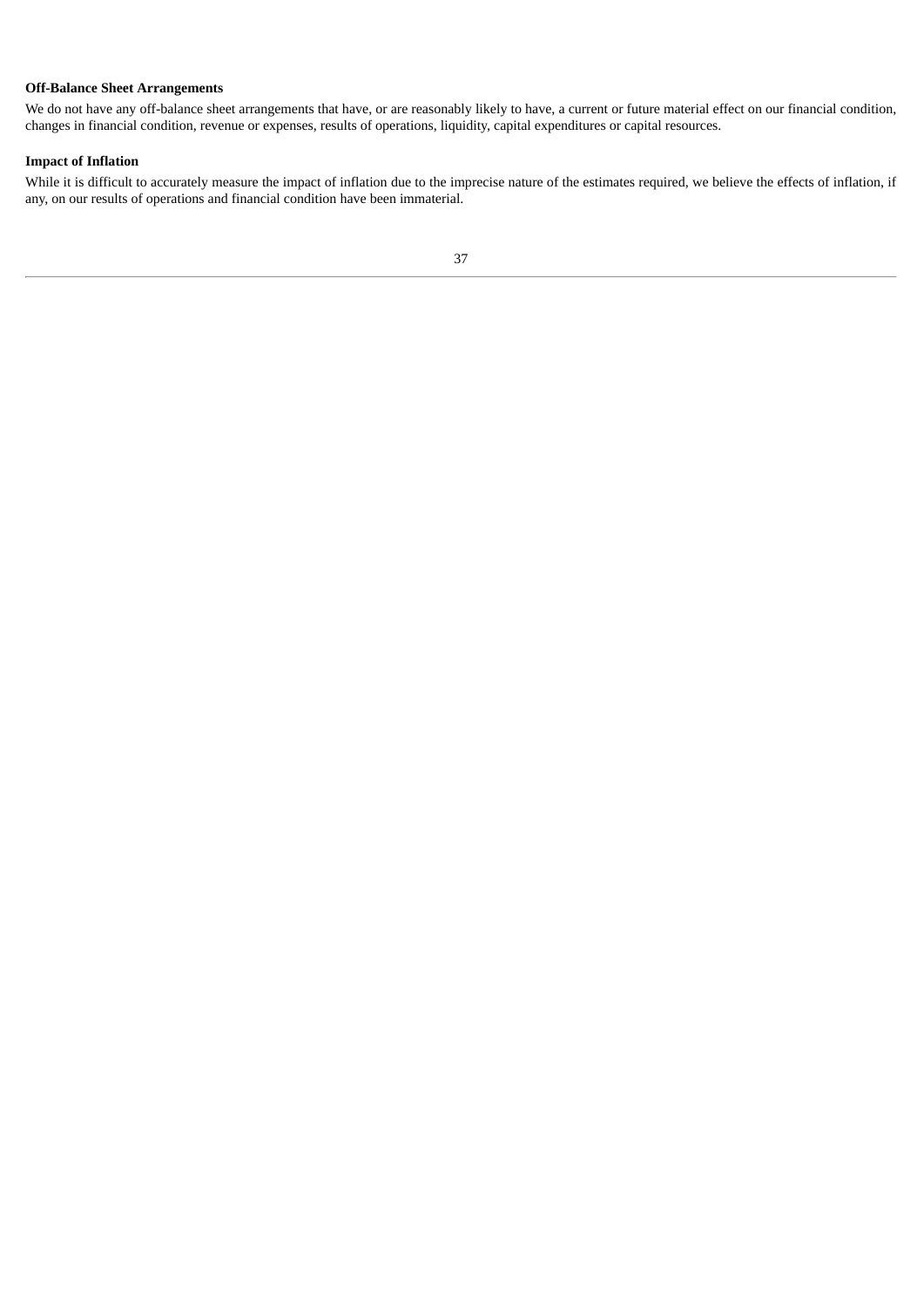**Off-Balance Sheet Arrangements**

We do not have any off-balance sheet arrangements that have, or are reasonably likely to have, a current or future material effect on our financial condition, changes in financial condition, revenue or expenses, results of operations, liquidity, capital expenditures or capital resources.

**Impact of Inflation**

While it is difficult to accurately measure the impact of inflation due to the imprecise nature of the estimates required, we believe the effects of inflation, if any, on our results of operations and financial condition have been immaterial.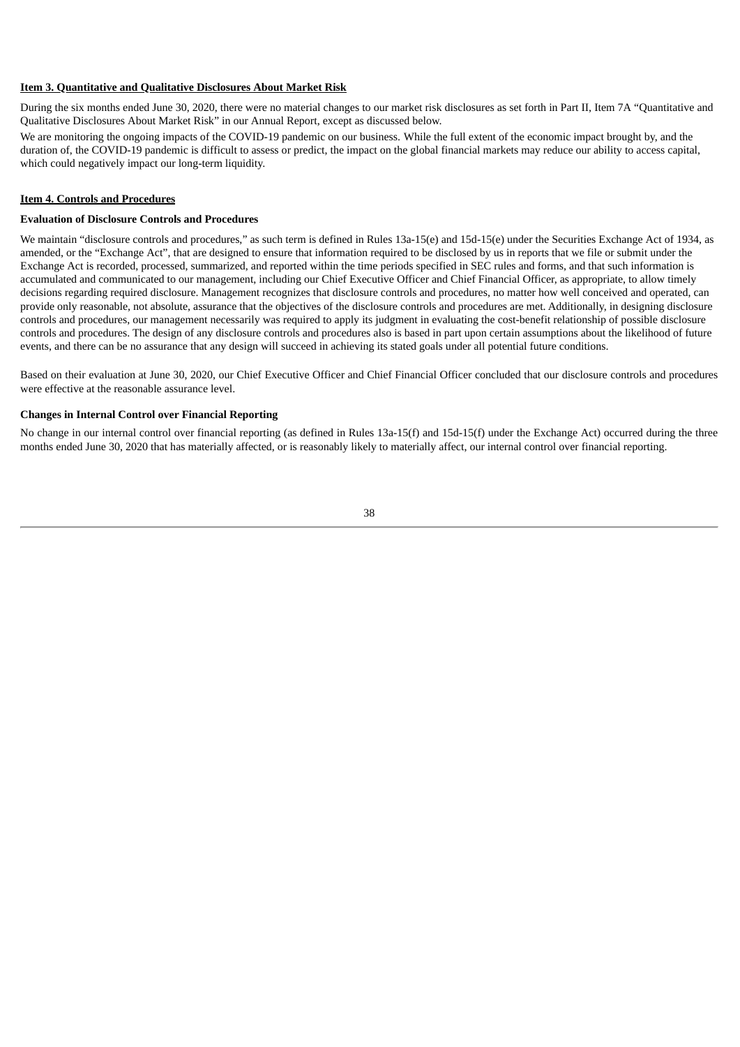## Item 3. Quantitative and Qualitative Disclosures About Market Risk

During the six months ended June 30, 2020, there were no material changes to our market risk disclosures as set forth in Part II, Item 7A "Quantitative and Qualitative Disclosures About Market Risk" in our Annual Report, except as discussed below.

We are monitoring the ongoing impacts of the COVID-19 pandemic on our business. While the full extent of the economic impact brought by, and the duration of, the COVID-19 pandemic is difficult to assess or predict, the impact on the global financial markets may reduce our ability to access capital, which could negatively impact our long-term liquidity.

## Item 4. Controls and Procedures

### Evaluation of Disclosure Controls and Procedures

We maintain "disclosure controls and procedures," as such term is defined in Rules 13a-15(e) and 15d-15(e) under the Securities Exchange Act of 1934, as amended, or the "Exchange Act", that are designed to ensure that information required to be disclosed by us in reports that we file or submit under the Exchange Act is recorded, processed, summarized, and reported within the time periods specified in SEC rules and forms, and that such information is accumulated and communicated to our management, including our Chief Executive Officer and Chief Financial Officer, as appropriate, to allow timely decisions regarding required disclosure. Management recognizes that disclosure controls and procedures, no matter how well conceived and operated, can provide only reasonable, not absolute, assurance that the objectives of the disclosure controls and procedures are met. Additionally, in designing disclosure controls and procedures, our management necessarily was required to apply its judgment in evaluating the cost-benefit relationship of possible disclosure controls and procedures. The design of any disclosure controls and procedures also is based in part upon certain assumptions about the likelihood of future events, and there can be no assurance that any design will succeed in achieving its stated goals under all potential future conditions.

Based on their evaluation at June 30, 2020, our Chief Executive Officer and Chief Financial Officer concluded that our disclosure controls and procedures were effective at the reasonable assurance level.

### Changes in Internal Control over Financial Reporting

No change in our internal control over financial reporting (as defined in Rules 13a-15(f) and 15d-15(f) under the Exchange Act) occurred during the three months ended June 30, 2020 that has materially affected, or is reasonably likely to materially affect, our internal control over financial reporting.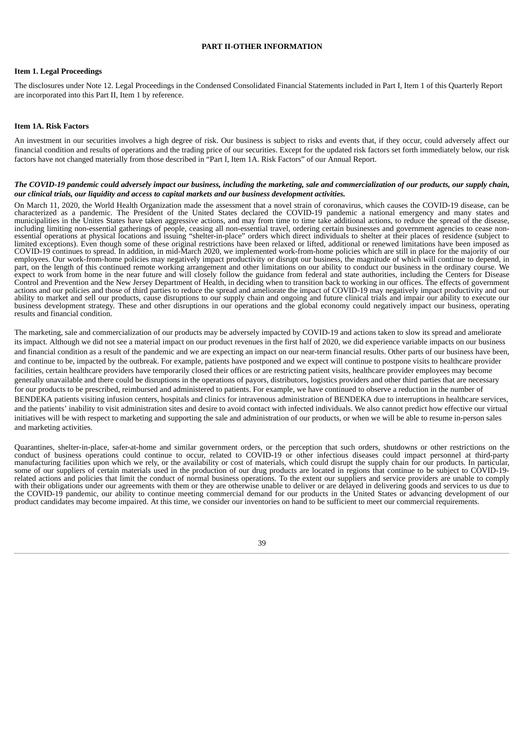# PART II-OTHER INFORMATION

## Item 1. Legal Proceedings

The disclosures under Note 12. Legal Proceedings in the Condensed Consolidated Financial Statements included in Part I, Item 1 of this Quarterly Report are incorporated into this Part II, Item 1 by reference.

## Item 1A. Risk Factors

An investment in our securities involves a high degree of risk. Our business is subject to risks and events that, if they occur, could adversely affect our financial condition and results of operations and the trading price of our securities. Except for the updated risk factors set forth immediately below, our risk factors have not changed materially from those described in "Part I, Item 1A. Risk Factors" of our Annual Report.

***The COVID-19 pandemic could adversely impact our business, including the marketing, sale and commercialization of our products, our supply chain, our clinical trials, our liquidity and access to capital markets and our business development activities.***

On March 11, 2020, the World Health Organization made the assessment that a novel strain of coronavirus, which causes the COVID-19 disease, can be characterized as a pandemic. The President of the United States declared the COVID-19 pandemic a national emergency and many states and municipalities in the Unites States have taken aggressive actions, and may from time to time take additional actions, to reduce the spread of the disease, including limiting non-essential gatherings of people, ceasing all non-essential travel, ordering certain businesses and government agencies to cease non-essential operations at physical locations and issuing "shelter-in-place" orders which direct individuals to shelter at their places of residence (subject to limited exceptions). Even though some of these original restrictions have been relaxed or lifted, additional or renewed limitations have been imposed as COVID-19 continues to spread. In addition, in mid-March 2020, we implemented work-from-home policies which are still in place for the majority of our employees. Our work-from-home policies may negatively impact productivity or disrupt our business, the magnitude of which will continue to depend, in part, on the length of this continued remote working arrangement and other limitations on our ability to conduct our business in the ordinary course. We expect to work from home in the near future and will closely follow the guidance from federal and state authorities, including the Centers for Disease Control and Prevention and the New Jersey Department of Health, in deciding when to transition back to working in our offices. The effects of government actions and our policies and those of third parties to reduce the spread and ameliorate the impact of COVID-19 may negatively impact productivity and our ability to market and sell our products, cause disruptions to our supply chain and ongoing and future clinical trials and impair our ability to execute our business development strategy. These and other disruptions in our operations and the global economy could negatively impact our business, operating results and financial condition.

The marketing, sale and commercialization of our products may be adversely impacted by COVID-19 and actions taken to slow its spread and ameliorate its impact. Although we did not see a material impact on our product revenues in the first half of 2020, we did experience variable impacts on our business and financial condition as a result of the pandemic and we are expecting an impact on our near-term financial results. Other parts of our business have been, and continue to be, impacted by the outbreak. For example, patients have postponed and we expect will continue to postpone visits to healthcare provider facilities, certain healthcare providers have temporarily closed their offices or are restricting patient visits, healthcare provider employees may become generally unavailable and there could be disruptions in the operations of payors, distributors, logistics providers and other third parties that are necessary for our products to be prescribed, reimbursed and administered to patients. For example, we have continued to observe a reduction in the number of BENDEKA patients visiting infusion centers, hospitals and clinics for intravenous administration of BENDEKA due to interruptions in healthcare services, and the patients' inability to visit administration sites and desire to avoid contact with infected individuals. We also cannot predict how effective our virtual initiatives will be with respect to marketing and supporting the sale and administration of our products, or when we will be able to resume in-person sales and marketing activities.

Quarantines, shelter-in-place, safer-at-home and similar government orders, or the perception that such orders, shutdowns or other restrictions on the conduct of business operations could continue to occur, related to COVID-19 or other infectious diseases could impact personnel at third-party manufacturing facilities upon which we rely, or the availability or cost of materials, which could disrupt the supply chain for our products. In particular, some of our suppliers of certain materials used in the production of our drug products are located in regions that continue to be subject to COVID-19-related actions and policies that limit the conduct of normal business operations. To the extent our suppliers and service providers are unable to comply with their obligations under our agreements with them or they are otherwise unable to deliver or are delayed in delivering goods and services to us due to the COVID-19 pandemic, our ability to continue meeting commercial demand for our products in the United States or advancing development of our product candidates may become impaired. At this time, we consider our inventories on hand to be sufficient to meet our commercial requirements.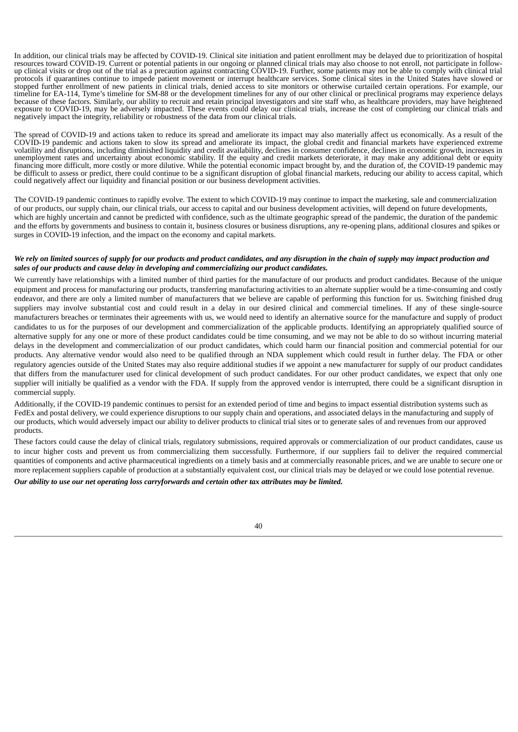In addition, our clinical trials may be affected by COVID-19. Clinical site initiation and patient enrollment may be delayed due to prioritization of hospital resources toward COVID-19. Current or potential patients in our ongoing or planned clinical trials may also choose to not enroll, not participate in follow-up clinical visits or drop out of the trial as a precaution against contracting COVID-19. Further, some patients may not be able to comply with clinical trial protocols if quarantines continue to impede patient movement or interrupt healthcare services. Some clinical sites in the United States have slowed or stopped further enrollment of new patients in clinical trials, denied access to site monitors or otherwise curtailed certain operations. For example, our timeline for EA-114, Tyme's timeline for SM-88 or the development timelines for any of our other clinical or preclinical programs may experience delays because of these factors. Similarly, our ability to recruit and retain principal investigators and site staff who, as healthcare providers, may have heightened exposure to COVID-19, may be adversely impacted. These events could delay our clinical trials, increase the cost of completing our clinical trials and negatively impact the integrity, reliability or robustness of the data from our clinical trials.

The spread of COVID-19 and actions taken to reduce its spread and ameliorate its impact may also materially affect us economically. As a result of the COVID-19 pandemic and actions taken to slow its spread and ameliorate its impact, the global credit and financial markets have experienced extreme volatility and disruptions, including diminished liquidity and credit availability, declines in consumer confidence, declines in economic growth, increases in unemployment rates and uncertainty about economic stability. If the equity and credit markets deteriorate, it may make any additional debt or equity financing more difficult, more costly or more dilutive. While the potential economic impact brought by, and the duration of, the COVID-19 pandemic may be difficult to assess or predict, there could continue to be a significant disruption of global financial markets, reducing our ability to access capital, which could negatively affect our liquidity and financial position or our business development activities.

The COVID-19 pandemic continues to rapidly evolve. The extent to which COVID-19 may continue to impact the marketing, sale and commercialization of our products, our supply chain, our clinical trials, our access to capital and our business development activities, will depend on future developments, which are highly uncertain and cannot be predicted with confidence, such as the ultimate geographic spread of the pandemic, the duration of the pandemic and the efforts by governments and business to contain it, business closures or business disruptions, any re-opening plans, additional closures and spikes or surges in COVID-19 infection, and the impact on the economy and capital markets.

***We rely on limited sources of supply for our products and product candidates, and any disruption in the chain of supply may impact production and sales of our products and cause delay in developing and commercializing our product candidates.***

We currently have relationships with a limited number of third parties for the manufacture of our products and product candidates. Because of the unique equipment and process for manufacturing our products, transferring manufacturing activities to an alternate supplier would be a time-consuming and costly endeavor, and there are only a limited number of manufacturers that we believe are capable of performing this function for us. Switching finished drug suppliers may involve substantial cost and could result in a delay in our desired clinical and commercial timelines. If any of these single-source manufacturers breaches or terminates their agreements with us, we would need to identify an alternative source for the manufacture and supply of product candidates to us for the purposes of our development and commercialization of the applicable products. Identifying an appropriately qualified source of alternative supply for any one or more of these product candidates could be time consuming, and we may not be able to do so without incurring material delays in the development and commercialization of our product candidates, which could harm our financial position and commercial potential for our products. Any alternative vendor would also need to be qualified through an NDA supplement which could result in further delay. The FDA or other regulatory agencies outside of the United States may also require additional studies if we appoint a new manufacturer for supply of our product candidates that differs from the manufacturer used for clinical development of such product candidates. For our other product candidates, we expect that only one supplier will initially be qualified as a vendor with the FDA. If supply from the approved vendor is interrupted, there could be a significant disruption in commercial supply.

Additionally, if the COVID-19 pandemic continues to persist for an extended period of time and begins to impact essential distribution systems such as FedEx and postal delivery, we could experience disruptions to our supply chain and operations, and associated delays in the manufacturing and supply of our products, which would adversely impact our ability to deliver products to clinical trial sites or to generate sales of and revenues from our approved products.

These factors could cause the delay of clinical trials, regulatory submissions, required approvals or commercialization of our product candidates, cause us to incur higher costs and prevent us from commercializing them successfully. Furthermore, if our suppliers fail to deliver the required commercial quantities of components and active pharmaceutical ingredients on a timely basis and at commercially reasonable prices, and we are unable to secure one or more replacement suppliers capable of production at a substantially equivalent cost, our clinical trials may be delayed or we could lose potential revenue.

***Our ability to use our net operating loss carryforwards and certain other tax attributes may be limited.***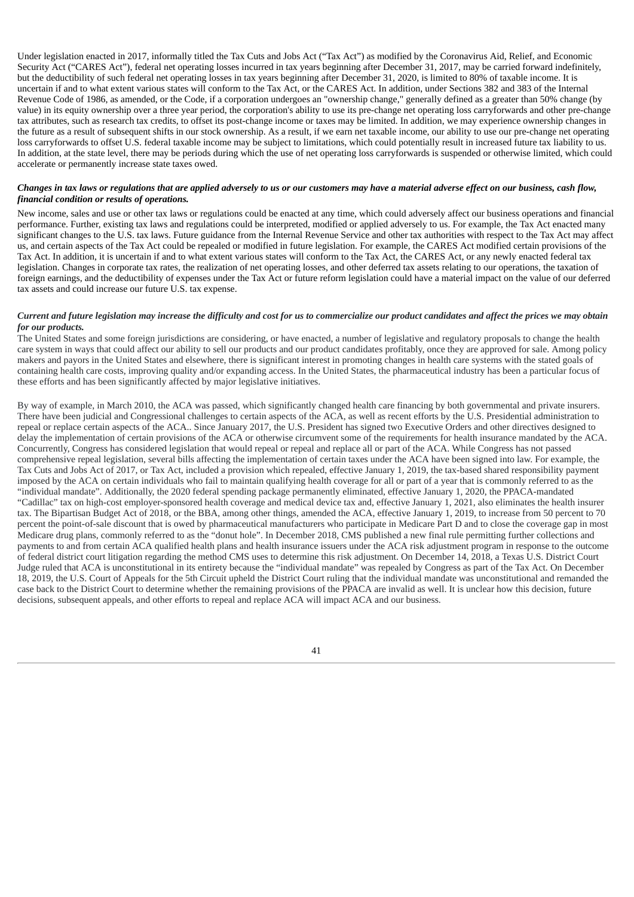Under legislation enacted in 2017, informally titled the Tax Cuts and Jobs Act ("Tax Act") as modified by the Coronavirus Aid, Relief, and Economic Security Act ("CARES Act"), federal net operating losses incurred in tax years beginning after December 31, 2017, may be carried forward indefinitely, but the deductibility of such federal net operating losses in tax years beginning after December 31, 2020, is limited to 80% of taxable income. It is uncertain if and to what extent various states will conform to the Tax Act, or the CARES Act. In addition, under Sections 382 and 383 of the Internal Revenue Code of 1986, as amended, or the Code, if a corporation undergoes an "ownership change," generally defined as a greater than 50% change (by value) in its equity ownership over a three year period, the corporation's ability to use its pre-change net operating loss carryforwards and other pre-change tax attributes, such as research tax credits, to offset its post-change income or taxes may be limited. In addition, we may experience ownership changes in the future as a result of subsequent shifts in our stock ownership. As a result, if we earn net taxable income, our ability to use our pre-change net operating loss carryforwards to offset U.S. federal taxable income may be subject to limitations, which could potentially result in increased future tax liability to us. In addition, at the state level, there may be periods during which the use of net operating loss carryforwards is suspended or otherwise limited, which could accelerate or permanently increase state taxes owed.

***Changes in tax laws or regulations that are applied adversely to us or our customers may have a material adverse effect on our business, cash flow, financial condition or results of operations.***

New income, sales and use or other tax laws or regulations could be enacted at any time, which could adversely affect our business operations and financial performance. Further, existing tax laws and regulations could be interpreted, modified or applied adversely to us. For example, the Tax Act enacted many significant changes to the U.S. tax laws. Future guidance from the Internal Revenue Service and other tax authorities with respect to the Tax Act may affect us, and certain aspects of the Tax Act could be repealed or modified in future legislation. For example, the CARES Act modified certain provisions of the Tax Act. In addition, it is uncertain if and to what extent various states will conform to the Tax Act, the CARES Act, or any newly enacted federal tax legislation. Changes in corporate tax rates, the realization of net operating losses, and other deferred tax assets relating to our operations, the taxation of foreign earnings, and the deductibility of expenses under the Tax Act or future reform legislation could have a material impact on the value of our deferred tax assets and could increase our future U.S. tax expense.

***Current and future legislation may increase the difficulty and cost for us to commercialize our product candidates and affect the prices we may obtain for our products.***

The United States and some foreign jurisdictions are considering, or have enacted, a number of legislative and regulatory proposals to change the health care system in ways that could affect our ability to sell our products and our product candidates profitably, once they are approved for sale. Among policy makers and payors in the United States and elsewhere, there is significant interest in promoting changes in health care systems with the stated goals of containing health care costs, improving quality and/or expanding access. In the United States, the pharmaceutical industry has been a particular focus of these efforts and has been significantly affected by major legislative initiatives.

By way of example, in March 2010, the ACA was passed, which significantly changed health care financing by both governmental and private insurers. There have been judicial and Congressional challenges to certain aspects of the ACA, as well as recent efforts by the U.S. Presidential administration to repeal or replace certain aspects of the ACA.. Since January 2017, the U.S. President has signed two Executive Orders and other directives designed to delay the implementation of certain provisions of the ACA or otherwise circumvent some of the requirements for health insurance mandated by the ACA. Concurrently, Congress has considered legislation that would repeal or repeal and replace all or part of the ACA. While Congress has not passed comprehensive repeal legislation, several bills affecting the implementation of certain taxes under the ACA have been signed into law. For example, the Tax Cuts and Jobs Act of 2017, or Tax Act, included a provision which repealed, effective January 1, 2019, the tax-based shared responsibility payment imposed by the ACA on certain individuals who fail to maintain qualifying health coverage for all or part of a year that is commonly referred to as the "individual mandate". Additionally, the 2020 federal spending package permanently eliminated, effective January 1, 2020, the PPACA-mandated "Cadillac" tax on high-cost employer-sponsored health coverage and medical device tax and, effective January 1, 2021, also eliminates the health insurer tax. The Bipartisan Budget Act of 2018, or the BBA, among other things, amended the ACA, effective January 1, 2019, to increase from 50 percent to 70 percent the point-of-sale discount that is owed by pharmaceutical manufacturers who participate in Medicare Part D and to close the coverage gap in most Medicare drug plans, commonly referred to as the "donut hole". In December 2018, CMS published a new final rule permitting further collections and payments to and from certain ACA qualified health plans and health insurance issuers under the ACA risk adjustment program in response to the outcome of federal district court litigation regarding the method CMS uses to determine this risk adjustment. On December 14, 2018, a Texas U.S. District Court Judge ruled that ACA is unconstitutional in its entirety because the "individual mandate" was repealed by Congress as part of the Tax Act. On December 18, 2019, the U.S. Court of Appeals for the 5th Circuit upheld the District Court ruling that the individual mandate was unconstitutional and remanded the case back to the District Court to determine whether the remaining provisions of the PPACA are invalid as well. It is unclear how this decision, future decisions, subsequent appeals, and other efforts to repeal and replace ACA will impact ACA and our business.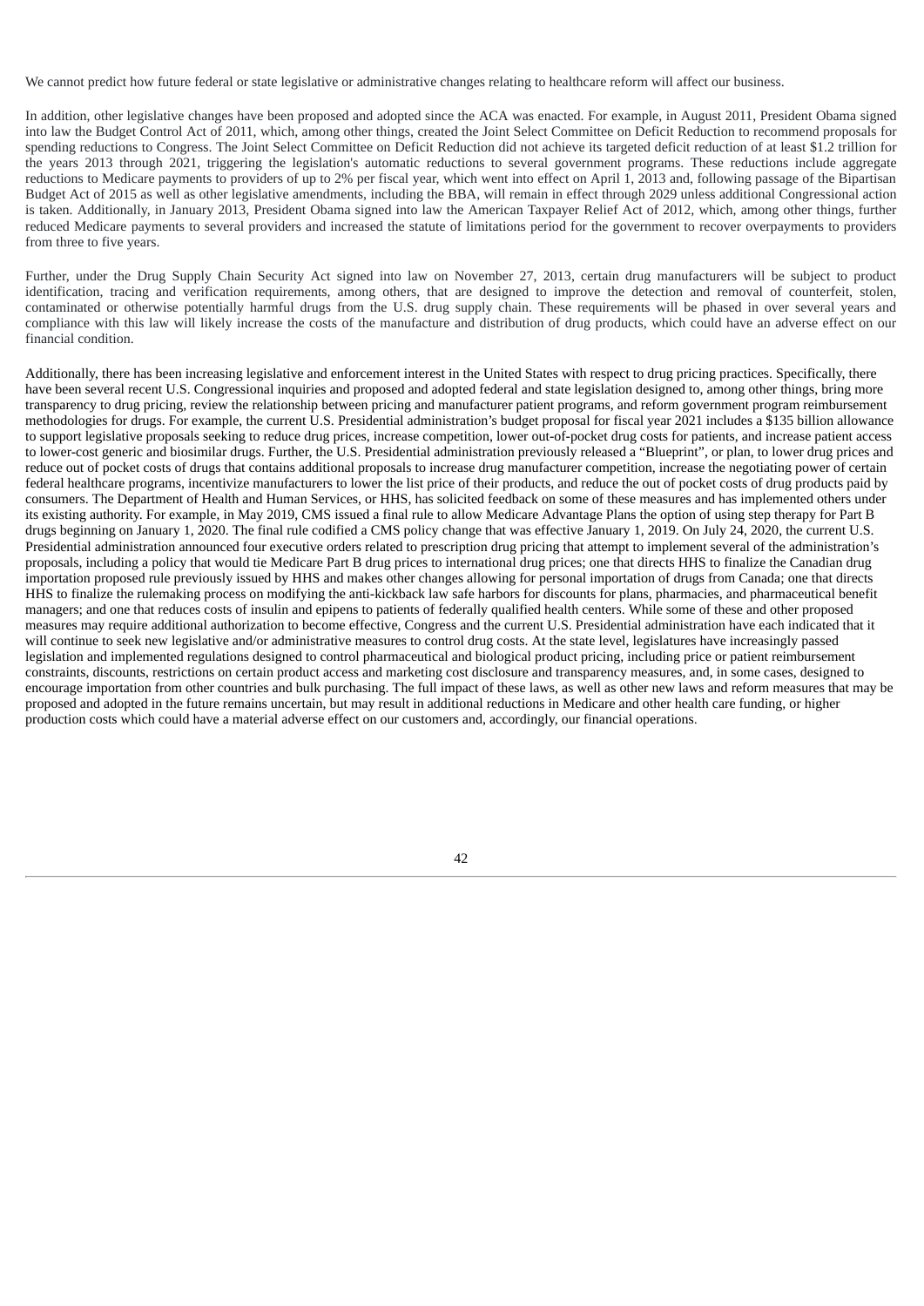We cannot predict how future federal or state legislative or administrative changes relating to healthcare reform will affect our business.

In addition, other legislative changes have been proposed and adopted since the ACA was enacted. For example, in August 2011, President Obama signed into law the Budget Control Act of 2011, which, among other things, created the Joint Select Committee on Deficit Reduction to recommend proposals for spending reductions to Congress. The Joint Select Committee on Deficit Reduction did not achieve its targeted deficit reduction of at least $1.2 trillion for the years 2013 through 2021, triggering the legislation's automatic reductions to several government programs. These reductions include aggregate reductions to Medicare payments to providers of up to 2% per fiscal year, which went into effect on April 1, 2013 and, following passage of the Bipartisan Budget Act of 2015 as well as other legislative amendments, including the BBA, will remain in effect through 2029 unless additional Congressional action is taken. Additionally, in January 2013, President Obama signed into law the American Taxpayer Relief Act of 2012, which, among other things, further reduced Medicare payments to several providers and increased the statute of limitations period for the government to recover overpayments to providers from three to five years.

Further, under the Drug Supply Chain Security Act signed into law on November 27, 2013, certain drug manufacturers will be subject to product identification, tracing and verification requirements, among others, that are designed to improve the detection and removal of counterfeit, stolen, contaminated or otherwise potentially harmful drugs from the U.S. drug supply chain. These requirements will be phased in over several years and compliance with this law will likely increase the costs of the manufacture and distribution of drug products, which could have an adverse effect on our financial condition.

Additionally, there has been increasing legislative and enforcement interest in the United States with respect to drug pricing practices. Specifically, there have been several recent U.S. Congressional inquiries and proposed and adopted federal and state legislation designed to, among other things, bring more transparency to drug pricing, review the relationship between pricing and manufacturer patient programs, and reform government program reimbursement methodologies for drugs. For example, the current U.S. Presidential administration's budget proposal for fiscal year 2021 includes a $135 billion allowance to support legislative proposals seeking to reduce drug prices, increase competition, lower out-of-pocket drug costs for patients, and increase patient access to lower-cost generic and biosimilar drugs. Further, the U.S. Presidential administration previously released a "Blueprint", or plan, to lower drug prices and reduce out of pocket costs of drugs that contains additional proposals to increase drug manufacturer competition, increase the negotiating power of certain federal healthcare programs, incentivize manufacturers to lower the list price of their products, and reduce the out of pocket costs of drug products paid by consumers. The Department of Health and Human Services, or HHS, has solicited feedback on some of these measures and has implemented others under its existing authority. For example, in May 2019, CMS issued a final rule to allow Medicare Advantage Plans the option of using step therapy for Part B drugs beginning on January 1, 2020. The final rule codified a CMS policy change that was effective January 1, 2019. On July 24, 2020, the current U.S. Presidential administration announced four executive orders related to prescription drug pricing that attempt to implement several of the administration's proposals, including a policy that would tie Medicare Part B drug prices to international drug prices; one that directs HHS to finalize the Canadian drug importation proposed rule previously issued by HHS and makes other changes allowing for personal importation of drugs from Canada; one that directs HHS to finalize the rulemaking process on modifying the anti-kickback law safe harbors for discounts for plans, pharmacies, and pharmaceutical benefit managers; and one that reduces costs of insulin and epipens to patients of federally qualified health centers. While some of these and other proposed measures may require additional authorization to become effective, Congress and the current U.S. Presidential administration have each indicated that it will continue to seek new legislative and/or administrative measures to control drug costs. At the state level, legislatures have increasingly passed legislation and implemented regulations designed to control pharmaceutical and biological product pricing, including price or patient reimbursement constraints, discounts, restrictions on certain product access and marketing cost disclosure and transparency measures, and, in some cases, designed to encourage importation from other countries and bulk purchasing. The full impact of these laws, as well as other new laws and reform measures that may be proposed and adopted in the future remains uncertain, but may result in additional reductions in Medicare and other health care funding, or higher production costs which could have a material adverse effect on our customers and, accordingly, our financial operations.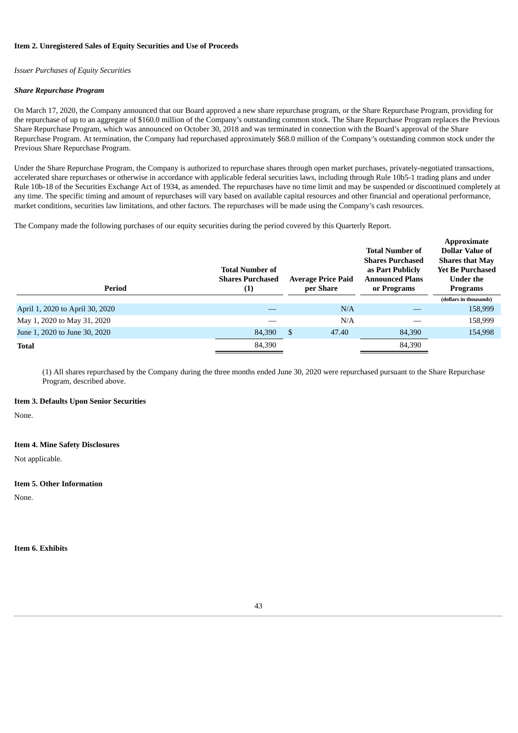**Item 2. Unregistered Sales of Equity Securities and Use of Proceeds**

*Issuer Purchases of Equity Securities*

***Share Repurchase Program***

On March 17, 2020, the Company announced that our Board approved a new share repurchase program, or the Share Repurchase Program, providing for the repurchase of up to an aggregate of $160.0 million of the Company's outstanding common stock. The Share Repurchase Program replaces the Previous Share Repurchase Program, which was announced on October 30, 2018 and was terminated in connection with the Board's approval of the Share Repurchase Program. At termination, the Company had repurchased approximately $68.0 million of the Company's outstanding common stock under the Previous Share Repurchase Program.

Under the Share Repurchase Program, the Company is authorized to repurchase shares through open market purchases, privately-negotiated transactions, accelerated share repurchases or otherwise in accordance with applicable federal securities laws, including through Rule 10b5-1 trading plans and under Rule 10b-18 of the Securities Exchange Act of 1934, as amended. The repurchases have no time limit and may be suspended or discontinued completely at any time. The specific timing and amount of repurchases will vary based on available capital resources and other financial and operational performance, market conditions, securities law limitations, and other factors. The repurchases will be made using the Company's cash resources.

The Company made the following purchases of our equity securities during the period covered by this Quarterly Report.

| Period | Total Number of Shares Purchased (1) | Average Price Paid per Share | Total Number of Shares Purchased as Part Publicly Announced Plans or Programs | Approximate Dollar Value of Shares that May Yet Be Purchased Under the Programs |
|---|---|---|---|---|
| | | | | (dollars in thousands) |
| April 1, 2020 to April 30, 2020 | — | N/A | — | 158,999 |
| May 1, 2020 to May 31, 2020 | — | N/A | — | 158,999 |
| June 1, 2020 to June 30, 2020 | 84,390 | $ 47.40 | 84,390 | 154,998 |
| **Total** | 84,390 | | 84,390 | |

(1) All shares repurchased by the Company during the three months ended June 30, 2020 were repurchased pursuant to the Share Repurchase Program, described above.

**Item 3. Defaults Upon Senior Securities**

None.

**Item 4. Mine Safety Disclosures**

Not applicable.

**Item 5. Other Information**

None.

**Item 6. Exhibits**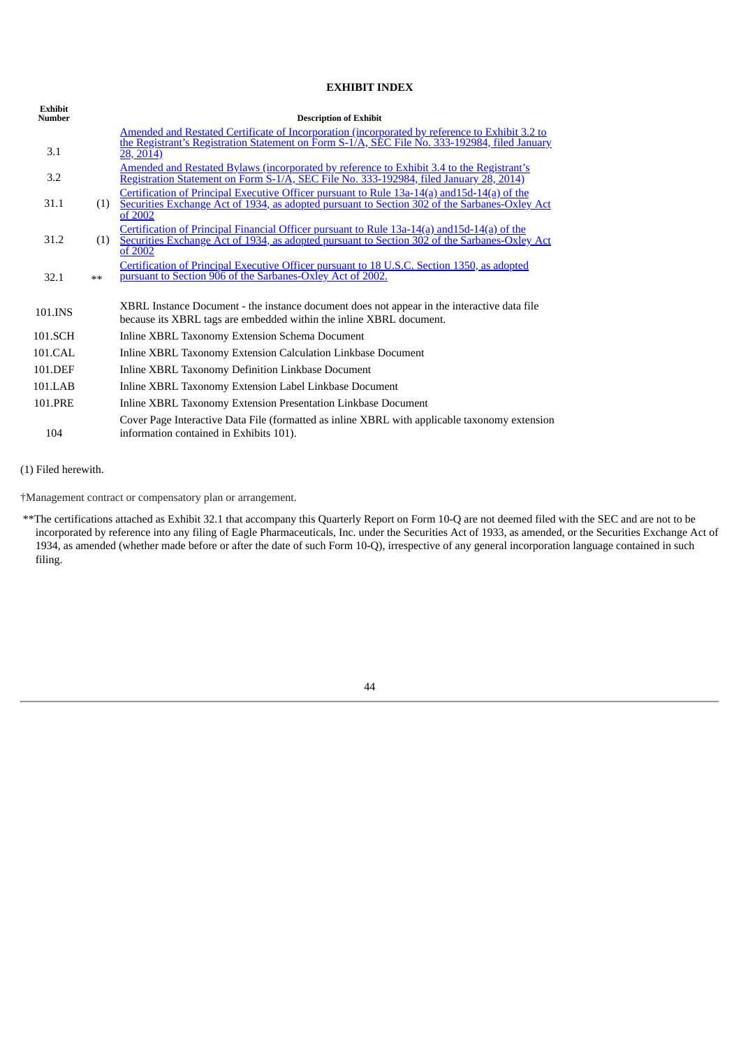## EXHIBIT INDEX

| Exhibit Number | | Description of Exhibit |
|---|---|---|
| 3.1 | | Amended and Restated Certificate of Incorporation (incorporated by reference to Exhibit 3.2 to the Registrant's Registration Statement on Form S-1/A, SEC File No. 333-192984, filed January 28, 2014) |
| 3.2 | | Amended and Restated Bylaws (incorporated by reference to Exhibit 3.4 to the Registrant's Registration Statement on Form S-1/A, SEC File No. 333-192984, filed January 28, 2014) |
| 31.1 | (1) | Certification of Principal Executive Officer pursuant to Rule 13a-14(a) and15d-14(a) of the Securities Exchange Act of 1934, as adopted pursuant to Section 302 of the Sarbanes-Oxley Act of 2002 |
| 31.2 | (1) | Certification of Principal Financial Officer pursuant to Rule 13a-14(a) and15d-14(a) of the Securities Exchange Act of 1934, as adopted pursuant to Section 302 of the Sarbanes-Oxley Act of 2002 |
| 32.1 | ** | Certification of Principal Executive Officer pursuant to 18 U.S.C. Section 1350, as adopted pursuant to Section 906 of the Sarbanes-Oxley Act of 2002. |
| 101.INS | | XBRL Instance Document - the instance document does not appear in the interactive data file because its XBRL tags are embedded within the inline XBRL document. |
| 101.SCH | | Inline XBRL Taxonomy Extension Schema Document |
| 101.CAL | | Inline XBRL Taxonomy Extension Calculation Linkbase Document |
| 101.DEF | | Inline XBRL Taxonomy Definition Linkbase Document |
| 101.LAB | | Inline XBRL Taxonomy Extension Label Linkbase Document |
| 101.PRE | | Inline XBRL Taxonomy Extension Presentation Linkbase Document |
| 104 | | Cover Page Interactive Data File (formatted as inline XBRL with applicable taxonomy extension information contained in Exhibits 101). |

(1) Filed herewith.

†Management contract or compensatory plan or arrangement.

**The certifications attached as Exhibit 32.1 that accompany this Quarterly Report on Form 10-Q are not deemed filed with the SEC and are not to be incorporated by reference into any filing of Eagle Pharmaceuticals, Inc. under the Securities Act of 1933, as amended, or the Securities Exchange Act of 1934, as amended (whether made before or after the date of such Form 10-Q), irrespective of any general incorporation language contained in such filing.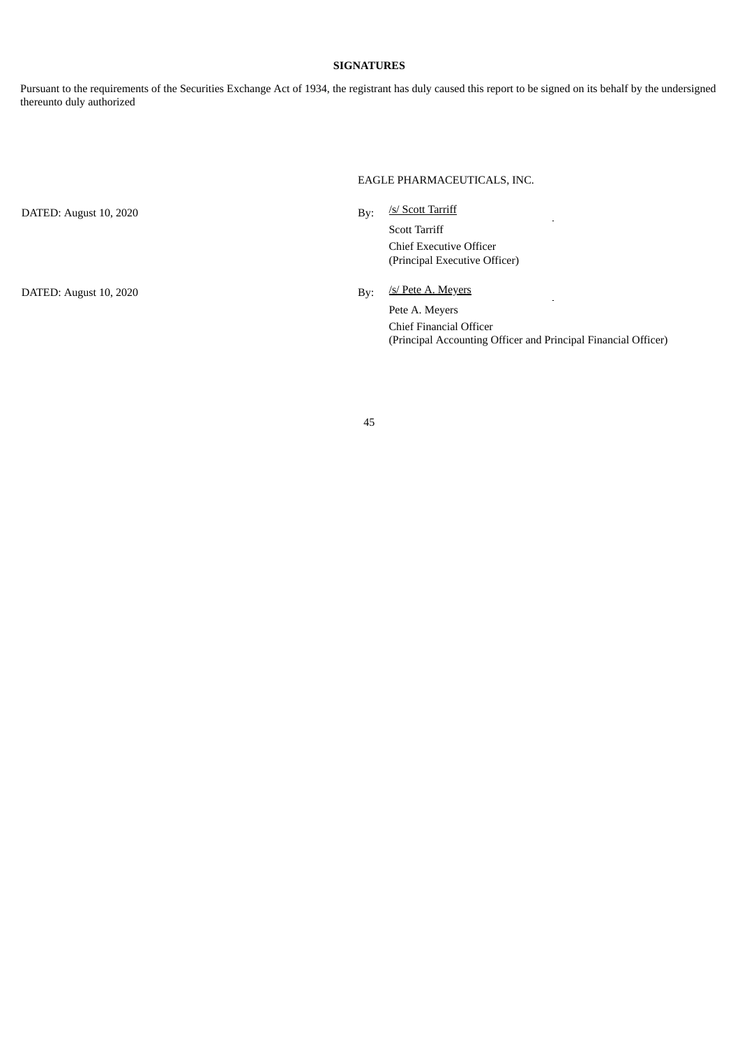**SIGNATURES**

Pursuant to the requirements of the Securities Exchange Act of 1934, the registrant has duly caused this report to be signed on its behalf by the undersigned thereunto duly authorized

EAGLE PHARMACEUTICALS, INC.

| | | |
|---|---|---|
| DATED: August 10, 2020 | By: | /s/ Scott Tarriff<br>Scott Tarriff<br>Chief Executive Officer<br>(Principal Executive Officer) |
| DATED: August 10, 2020 | By: | /s/ Pete A. Meyers<br>Pete A. Meyers<br>Chief Financial Officer<br>(Principal Accounting Officer and Principal Financial Officer) |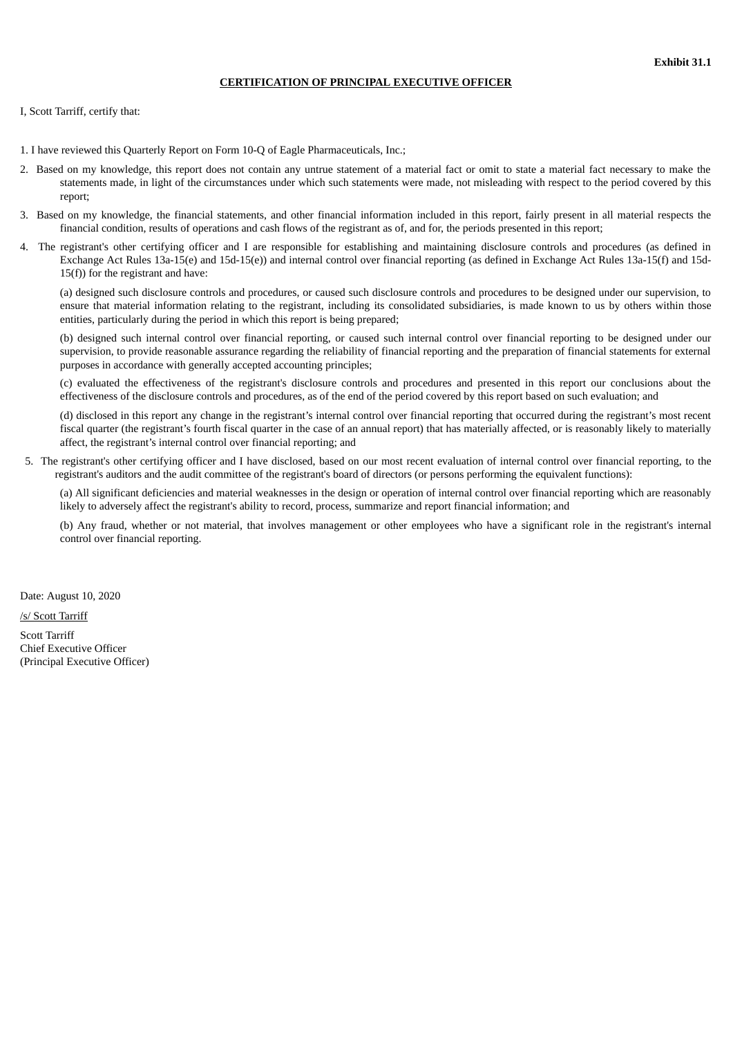**Exhibit 31.1**

**CERTIFICATION OF PRINCIPAL EXECUTIVE OFFICER**

I, Scott Tarriff, certify that:

1. I have reviewed this Quarterly Report on Form 10-Q of Eagle Pharmaceuticals, Inc.;
2. Based on my knowledge, this report does not contain any untrue statement of a material fact or omit to state a material fact necessary to make the statements made, in light of the circumstances under which such statements were made, not misleading with respect to the period covered by this report;
3. Based on my knowledge, the financial statements, and other financial information included in this report, fairly present in all material respects the financial condition, results of operations and cash flows of the registrant as of, and for, the periods presented in this report;
4. The registrant's other certifying officer and I are responsible for establishing and maintaining disclosure controls and procedures (as defined in Exchange Act Rules 13a-15(e) and 15d-15(e)) and internal control over financial reporting (as defined in Exchange Act Rules 13a-15(f) and 15d-15(f)) for the registrant and have:

   (a) designed such disclosure controls and procedures, or caused such disclosure controls and procedures to be designed under our supervision, to ensure that material information relating to the registrant, including its consolidated subsidiaries, is made known to us by others within those entities, particularly during the period in which this report is being prepared;

   (b) designed such internal control over financial reporting, or caused such internal control over financial reporting to be designed under our supervision, to provide reasonable assurance regarding the reliability of financial reporting and the preparation of financial statements for external purposes in accordance with generally accepted accounting principles;

   (c) evaluated the effectiveness of the registrant's disclosure controls and procedures and presented in this report our conclusions about the effectiveness of the disclosure controls and procedures, as of the end of the period covered by this report based on such evaluation; and

   (d) disclosed in this report any change in the registrant's internal control over financial reporting that occurred during the registrant's most recent fiscal quarter (the registrant's fourth fiscal quarter in the case of an annual report) that has materially affected, or is reasonably likely to materially affect, the registrant's internal control over financial reporting; and

5. The registrant's other certifying officer and I have disclosed, based on our most recent evaluation of internal control over financial reporting, to the registrant's auditors and the audit committee of the registrant's board of directors (or persons performing the equivalent functions):

   (a) All significant deficiencies and material weaknesses in the design or operation of internal control over financial reporting which are reasonably likely to adversely affect the registrant's ability to record, process, summarize and report financial information; and

   (b) Any fraud, whether or not material, that involves management or other employees who have a significant role in the registrant's internal control over financial reporting.

Date: August 10, 2020

/s/ Scott Tarriff

Scott Tarriff
Chief Executive Officer
(Principal Executive Officer)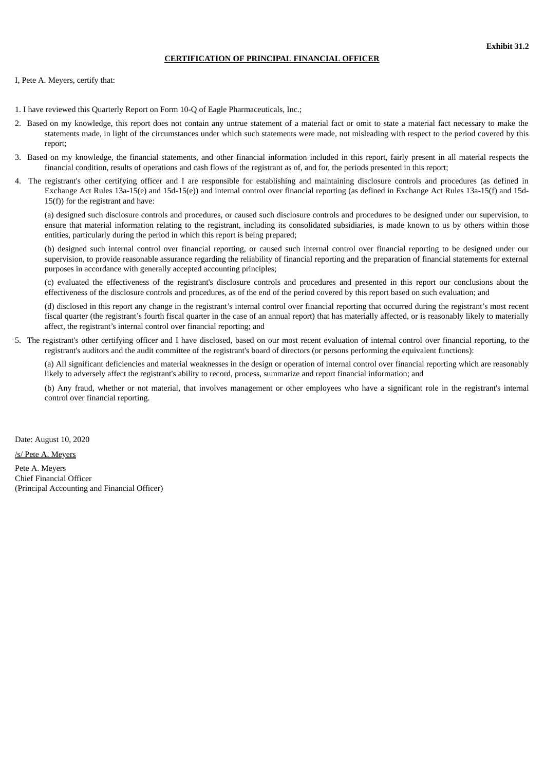**Exhibit 31.2**

**CERTIFICATION OF PRINCIPAL FINANCIAL OFFICER**

I, Pete A. Meyers, certify that:

1. I have reviewed this Quarterly Report on Form 10-Q of Eagle Pharmaceuticals, Inc.;
2. Based on my knowledge, this report does not contain any untrue statement of a material fact or omit to state a material fact necessary to make the statements made, in light of the circumstances under which such statements were made, not misleading with respect to the period covered by this report;
3. Based on my knowledge, the financial statements, and other financial information included in this report, fairly present in all material respects the financial condition, results of operations and cash flows of the registrant as of, and for, the periods presented in this report;
4. The registrant's other certifying officer and I are responsible for establishing and maintaining disclosure controls and procedures (as defined in Exchange Act Rules 13a-15(e) and 15d-15(e)) and internal control over financial reporting (as defined in Exchange Act Rules 13a-15(f) and 15d-15(f)) for the registrant and have:

   (a) designed such disclosure controls and procedures, or caused such disclosure controls and procedures to be designed under our supervision, to ensure that material information relating to the registrant, including its consolidated subsidiaries, is made known to us by others within those entities, particularly during the period in which this report is being prepared;

   (b) designed such internal control over financial reporting, or caused such internal control over financial reporting to be designed under our supervision, to provide reasonable assurance regarding the reliability of financial reporting and the preparation of financial statements for external purposes in accordance with generally accepted accounting principles;

   (c) evaluated the effectiveness of the registrant's disclosure controls and procedures and presented in this report our conclusions about the effectiveness of the disclosure controls and procedures, as of the end of the period covered by this report based on such evaluation; and

   (d) disclosed in this report any change in the registrant’s internal control over financial reporting that occurred during the registrant’s most recent fiscal quarter (the registrant’s fourth fiscal quarter in the case of an annual report) that has materially affected, or is reasonably likely to materially affect, the registrant’s internal control over financial reporting; and

5. The registrant's other certifying officer and I have disclosed, based on our most recent evaluation of internal control over financial reporting, to the registrant's auditors and the audit committee of the registrant's board of directors (or persons performing the equivalent functions):

   (a) All significant deficiencies and material weaknesses in the design or operation of internal control over financial reporting which are reasonably likely to adversely affect the registrant's ability to record, process, summarize and report financial information; and

   (b) Any fraud, whether or not material, that involves management or other employees who have a significant role in the registrant's internal control over financial reporting.

Date: August 10, 2020

/s/ Pete A. Meyers

Pete A. Meyers
Chief Financial Officer
(Principal Accounting and Financial Officer)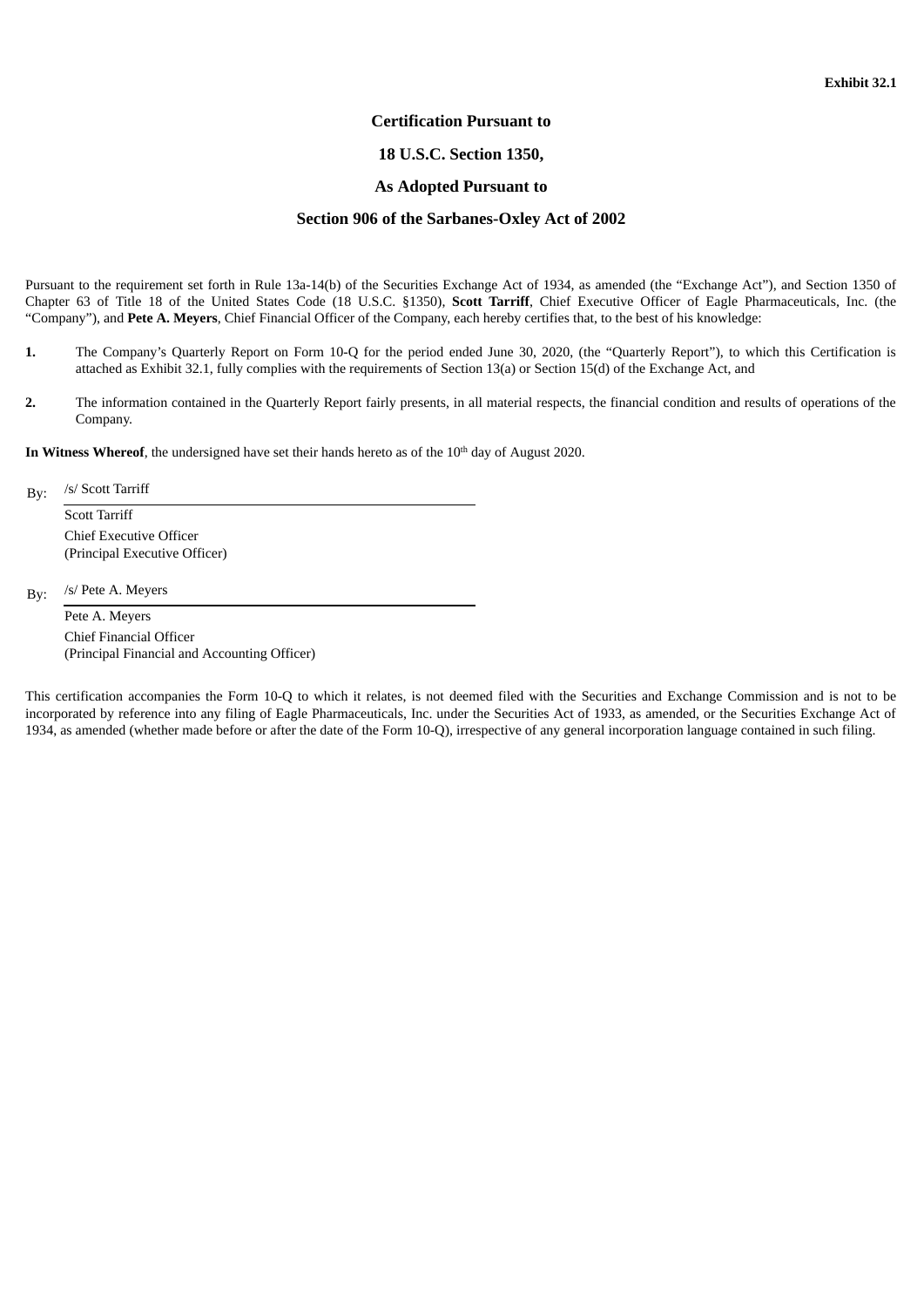**Exhibit 32.1**

**Certification Pursuant to**

**18 U.S.C. Section 1350,**

**As Adopted Pursuant to**

**Section 906 of the Sarbanes-Oxley Act of 2002**

Pursuant to the requirement set forth in Rule 13a-14(b) of the Securities Exchange Act of 1934, as amended (the “Exchange Act”), and Section 1350 of Chapter 63 of Title 18 of the United States Code (18 U.S.C. §1350), **Scott Tarriff**, Chief Executive Officer of Eagle Pharmaceuticals, Inc. (the “Company”), and **Pete A. Meyers**, Chief Financial Officer of the Company, each hereby certifies that, to the best of his knowledge:

**1.** The Company’s Quarterly Report on Form 10-Q for the period ended June 30, 2020, (the “Quarterly Report”), to which this Certification is attached as Exhibit 32.1, fully complies with the requirements of Section 13(a) or Section 15(d) of the Exchange Act, and

**2.** The information contained in the Quarterly Report fairly presents, in all material respects, the financial condition and results of operations of the Company.

**In Witness Whereof**, the undersigned have set their hands hereto as of the 10th day of August 2020.

By: /s/ Scott Tarriff

Scott Tarriff
Chief Executive Officer
(Principal Executive Officer)

By: /s/ Pete A. Meyers

Pete A. Meyers
Chief Financial Officer
(Principal Financial and Accounting Officer)

This certification accompanies the Form 10-Q to which it relates, is not deemed filed with the Securities and Exchange Commission and is not to be incorporated by reference into any filing of Eagle Pharmaceuticals, Inc. under the Securities Act of 1933, as amended, or the Securities Exchange Act of 1934, as amended (whether made before or after the date of the Form 10-Q), irrespective of any general incorporation language contained in such filing.